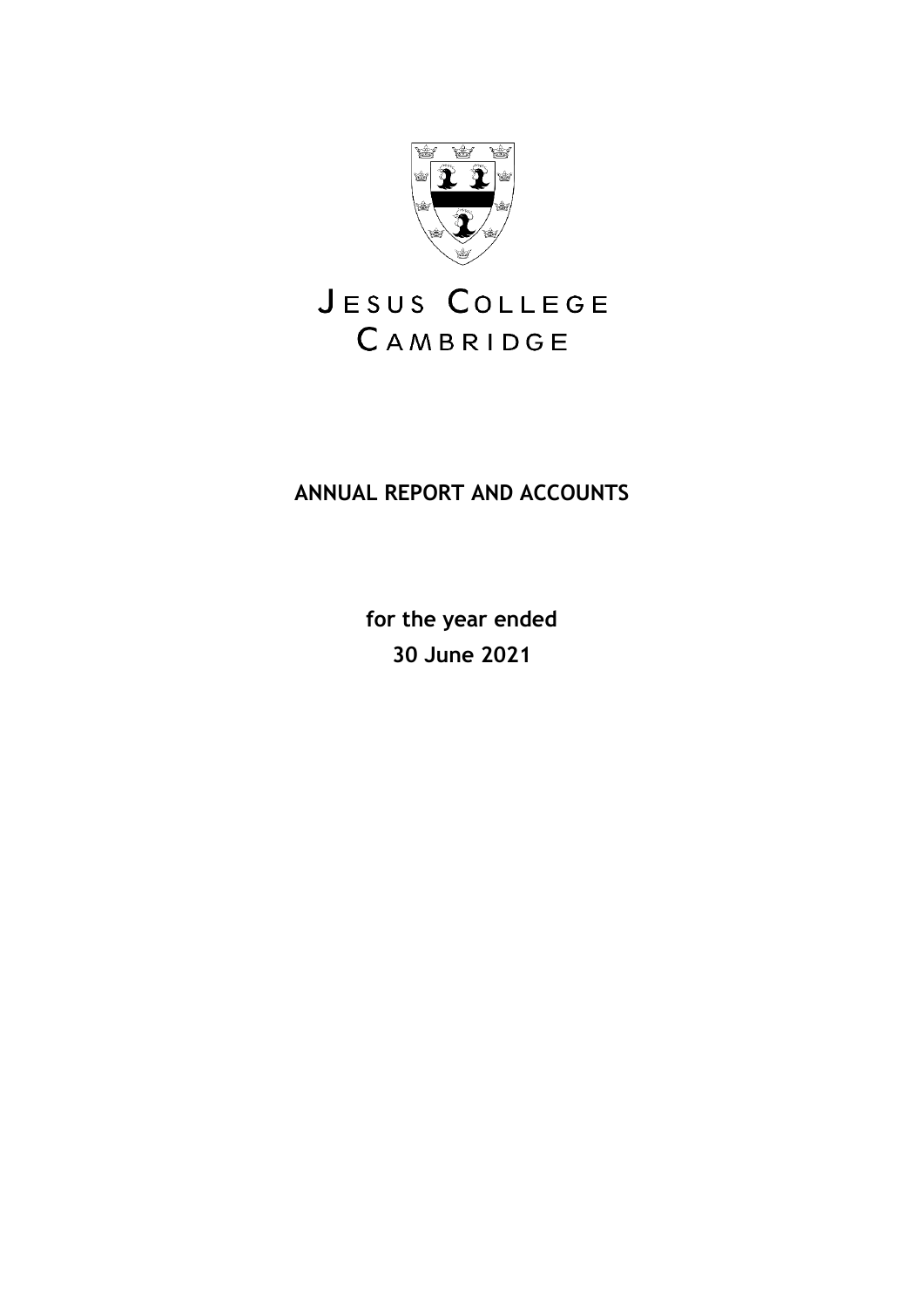# JESUS COLLEGE CAMBRIDGE

**ANNUAL REPORT AND ACCOUNTS**

**for the year ended**
**30 June 2021**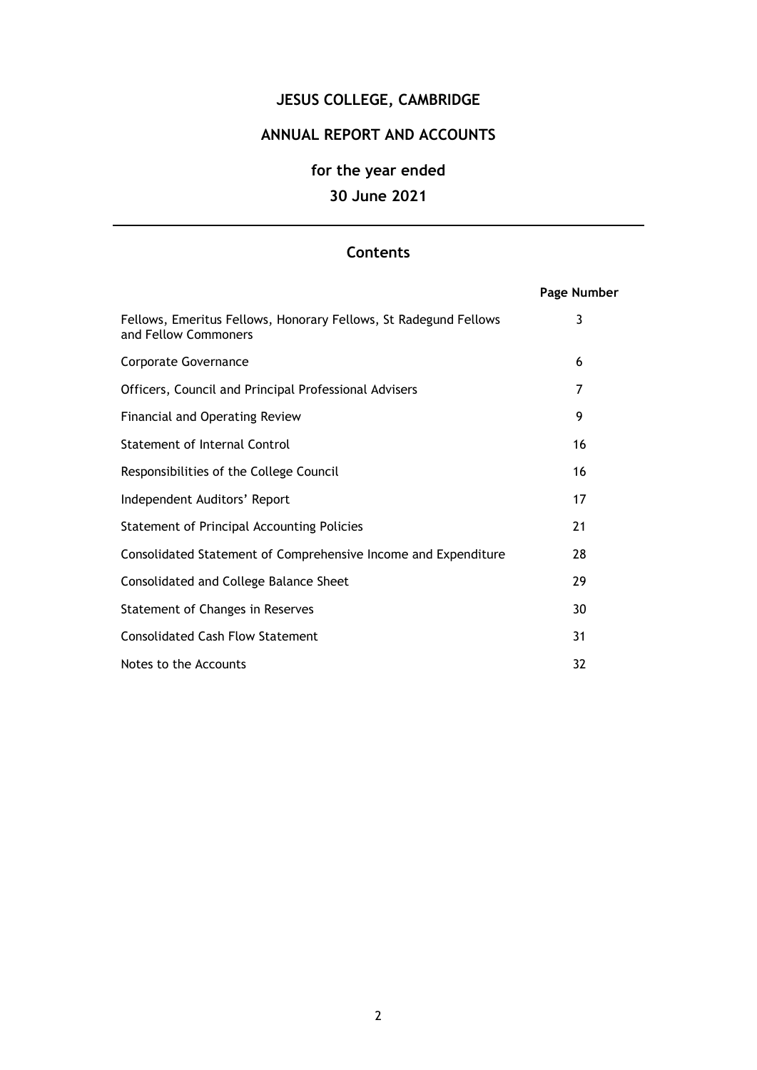# JESUS COLLEGE, CAMBRIDGE

## ANNUAL REPORT AND ACCOUNTS

## for the year ended

## 30 June 2021

---

### Contents

| | Page Number |
|---|---|
| Fellows, Emeritus Fellows, Honorary Fellows, St Radegund Fellows and Fellow Commoners | 3 |
| Corporate Governance | 6 |
| Officers, Council and Principal Professional Advisers | 7 |
| Financial and Operating Review | 9 |
| Statement of Internal Control | 16 |
| Responsibilities of the College Council | 16 |
| Independent Auditors' Report | 17 |
| Statement of Principal Accounting Policies | 21 |
| Consolidated Statement of Comprehensive Income and Expenditure | 28 |
| Consolidated and College Balance Sheet | 29 |
| Statement of Changes in Reserves | 30 |
| Consolidated Cash Flow Statement | 31 |
| Notes to the Accounts | 32 |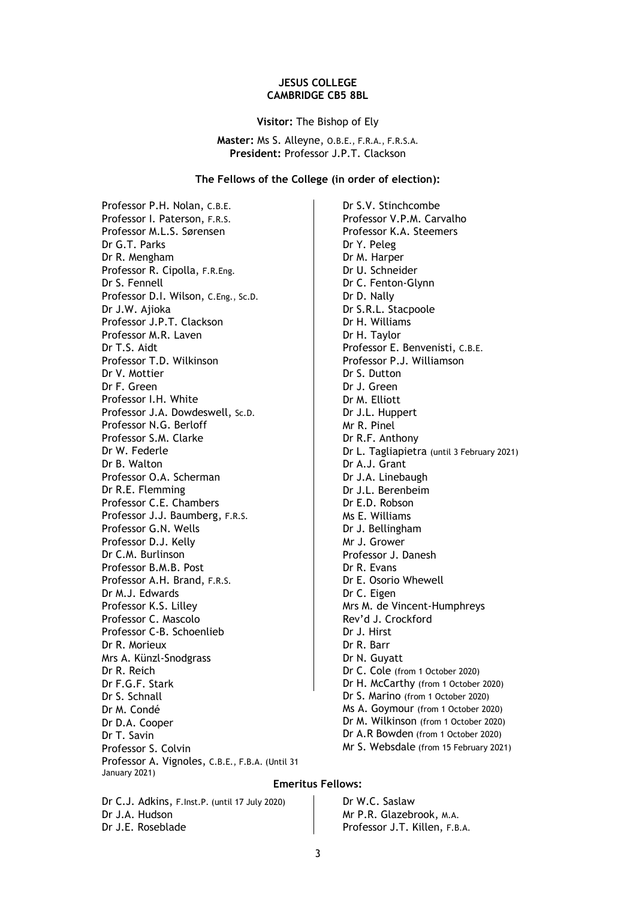**JESUS COLLEGE**
**CAMBRIDGE CB5 8BL**

**Visitor:** The Bishop of Ely

**Master:** Ms S. Alleyne, O.B.E., F.R.A., F.R.S.A.
**President:** Professor J.P.T. Clackson

**The Fellows of the College (in order of election):**

Professor P.H. Nolan, C.B.E.
Professor I. Paterson, F.R.S.
Professor M.L.S. Sørensen
Dr G.T. Parks
Dr R. Mengham
Professor R. Cipolla, F.R.Eng.
Dr S. Fennell
Professor D.I. Wilson, C.Eng., Sc.D.
Dr J.W. Ajioka
Professor J.P.T. Clackson
Professor M.R. Laven
Dr T.S. Aidt
Professor T.D. Wilkinson
Dr V. Mottier
Dr F. Green
Professor I.H. White
Professor J.A. Dowdeswell, Sc.D.
Professor N.G. Berloff
Professor S.M. Clarke
Dr W. Federle
Dr B. Walton
Professor O.A. Scherman
Dr R.E. Flemming
Professor C.E. Chambers
Professor J.J. Baumberg, F.R.S.
Professor G.N. Wells
Professor D.J. Kelly
Dr C.M. Burlinson
Professor B.M.B. Post
Professor A.H. Brand, F.R.S.
Dr M.J. Edwards
Professor K.S. Lilley
Professor C. Mascolo
Professor C-B. Schoenlieb
Dr R. Morieux
Mrs A. Künzl-Snodgrass
Dr R. Reich
Dr F.G.F. Stark
Dr S. Schnall
Dr M. Condé
Dr D.A. Cooper
Dr T. Savin
Professor S. Colvin
Professor A. Vignoles, C.B.E., F.B.A. (Until 31 January 2021)
Dr S.V. Stinchcombe
Professor V.P.M. Carvalho
Professor K.A. Steemers
Dr Y. Peleg
Dr M. Harper
Dr U. Schneider
Dr C. Fenton-Glynn
Dr D. Nally
Dr S.R.L. Stacpoole
Dr H. Williams
Dr H. Taylor
Professor E. Benvenisti, C.B.E.
Professor P.J. Williamson
Dr S. Dutton
Dr J. Green
Dr M. Elliott
Dr J.L. Huppert
Mr R. Pinel
Dr R.F. Anthony
Dr L. Tagliapietra (until 3 February 2021)
Dr A.J. Grant
Dr J.A. Linebaugh
Dr J.L. Berenbeim
Dr E.D. Robson
Ms E. Williams
Dr J. Bellingham
Mr J. Grower
Professor J. Danesh
Dr R. Evans
Dr E. Osorio Whewell
Dr C. Eigen
Mrs M. de Vincent-Humphreys
Rev'd J. Crockford
Dr J. Hirst
Dr R. Barr
Dr N. Guyatt
Dr C. Cole (from 1 October 2020)
Dr H. McCarthy (from 1 October 2020)
Dr S. Marino (from 1 October 2020)
Ms A. Goymour (from 1 October 2020)
Dr M. Wilkinson (from 1 October 2020)
Dr A.R Bowden (from 1 October 2020)
Mr S. Websdale (from 15 February 2021)

**Emeritus Fellows:**

Dr C.J. Adkins, F.Inst.P. (until 17 July 2020)
Dr J.A. Hudson
Dr J.E. Roseblade
Dr W.C. Saslaw
Mr P.R. Glazebrook, M.A.
Professor J.T. Killen, F.B.A.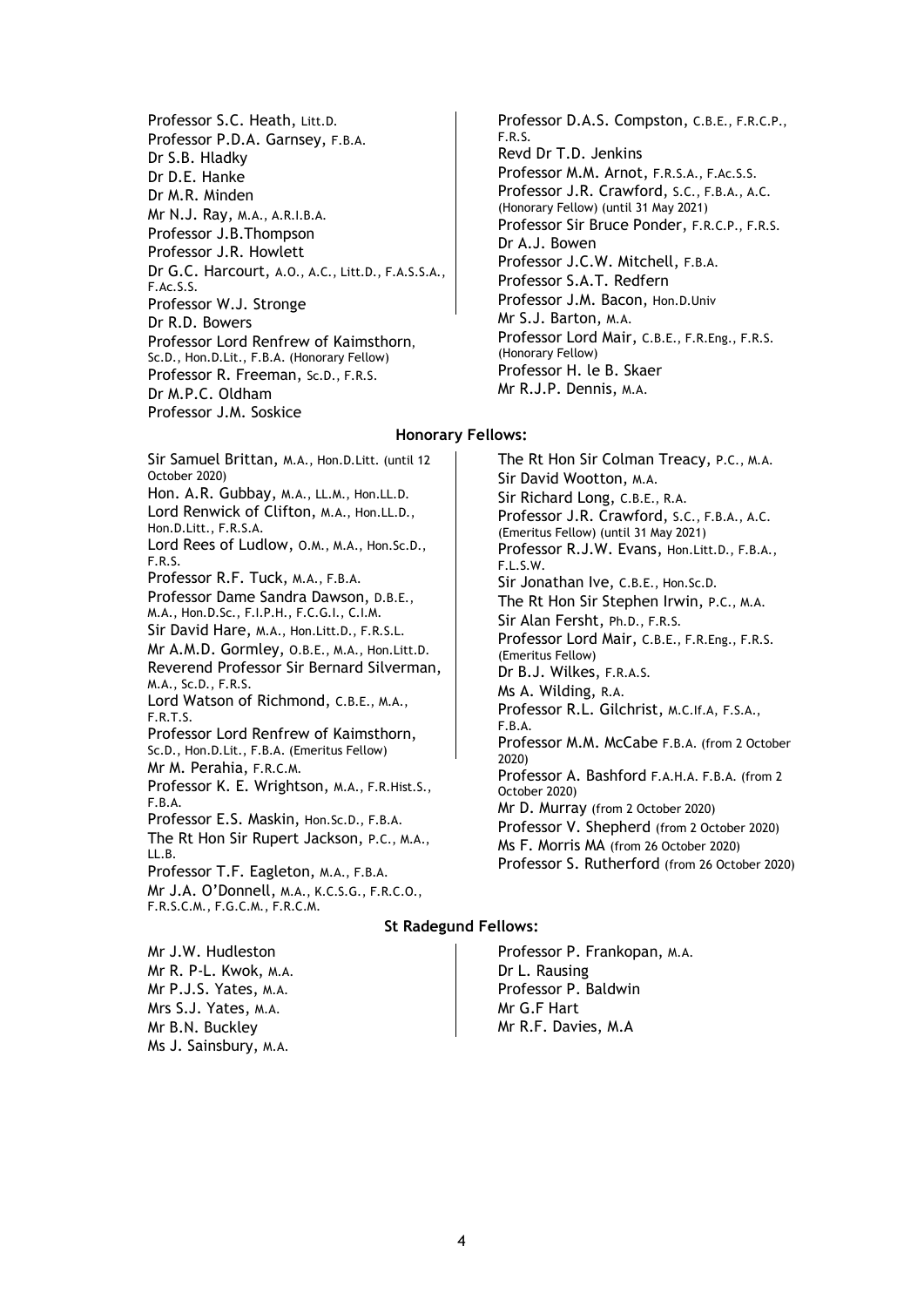Professor S.C. Heath, Litt.D.
Professor P.D.A. Garnsey, F.B.A.
Dr S.B. Hladky
Dr D.E. Hanke
Dr M.R. Minden
Mr N.J. Ray, M.A., A.R.I.B.A.
Professor J.B.Thompson
Professor J.R. Howlett
Dr G.C. Harcourt, A.O., A.C., Litt.D., F.A.S.S.A., F.Ac.S.S.
Professor W.J. Stronge
Dr R.D. Bowers
Professor Lord Renfrew of Kaimsthorn, Sc.D., Hon.D.Lit., F.B.A. (Honorary Fellow)
Professor R. Freeman, Sc.D., F.R.S.
Dr M.P.C. Oldham
Professor J.M. Soskice
Professor D.A.S. Compston, C.B.E., F.R.C.P., F.R.S.
Revd Dr T.D. Jenkins
Professor M.M. Arnot, F.R.S.A., F.Ac.S.S.
Professor J.R. Crawford, S.C., F.B.A., A.C. (Honorary Fellow) (until 31 May 2021)
Professor Sir Bruce Ponder, F.R.C.P., F.R.S.
Dr A.J. Bowen
Professor J.C.W. Mitchell, F.B.A.
Professor S.A.T. Redfern
Professor J.M. Bacon, Hon.D.Univ
Mr S.J. Barton, M.A.
Professor Lord Mair, C.B.E., F.R.Eng., F.R.S. (Honorary Fellow)
Professor H. le B. Skaer
Mr R.J.P. Dennis, M.A.

## Honorary Fellows:

Sir Samuel Brittan, M.A., Hon.D.Litt. (until 12 October 2020)
Hon. A.R. Gubbay, M.A., LL.M., Hon.LL.D.
Lord Renwick of Clifton, M.A., Hon.LL.D., Hon.D.Litt., F.R.S.A.
Lord Rees of Ludlow, O.M., M.A., Hon.Sc.D., F.R.S.
Professor R.F. Tuck, M.A., F.B.A.
Professor Dame Sandra Dawson, D.B.E., M.A., Hon.D.Sc., F.I.P.H., F.C.G.I., C.I.M.
Sir David Hare, M.A., Hon.Litt.D., F.R.S.L.
Mr A.M.D. Gormley, O.B.E., M.A., Hon.Litt.D.
Reverend Professor Sir Bernard Silverman, M.A., Sc.D., F.R.S.
Lord Watson of Richmond, C.B.E., M.A., F.R.T.S.
Professor Lord Renfrew of Kaimsthorn, Sc.D., Hon.D.Lit., F.B.A. (Emeritus Fellow)
Mr M. Perahia, F.R.C.M.
Professor K. E. Wrightson, M.A., F.R.Hist.S., F.B.A.
Professor E.S. Maskin, Hon.Sc.D., F.B.A.
The Rt Hon Sir Rupert Jackson, P.C., M.A., LL.B.
Professor T.F. Eagleton, M.A., F.B.A.
Mr J.A. O'Donnell, M.A., K.C.S.G., F.R.C.O., F.R.S.C.M., F.G.C.M., F.R.C.M.
The Rt Hon Sir Colman Treacy, P.C., M.A.
Sir David Wootton, M.A.
Sir Richard Long, C.B.E., R.A.
Professor J.R. Crawford, S.C., F.B.A., A.C. (Emeritus Fellow) (until 31 May 2021)
Professor R.J.W. Evans, Hon.Litt.D., F.B.A., F.L.S.W.
Sir Jonathan Ive, C.B.E., Hon.Sc.D.
The Rt Hon Sir Stephen Irwin, P.C., M.A.
Sir Alan Fersht, Ph.D., F.R.S.
Professor Lord Mair, C.B.E., F.R.Eng., F.R.S. (Emeritus Fellow)
Dr B.J. Wilkes, F.R.A.S.
Ms A. Wilding, R.A.
Professor R.L. Gilchrist, M.C.If.A, F.S.A., F.B.A.
Professor M.M. McCabe F.B.A. (from 2 October 2020)
Professor A. Bashford F.A.H.A. F.B.A. (from 2 October 2020)
Mr D. Murray (from 2 October 2020)
Professor V. Shepherd (from 2 October 2020)
Ms F. Morris MA (from 26 October 2020)
Professor S. Rutherford (from 26 October 2020)

## St Radegund Fellows:

Mr J.W. Hudleston
Mr R. P-L. Kwok, M.A.
Mr P.J.S. Yates, M.A.
Mrs S.J. Yates, M.A.
Mr B.N. Buckley
Ms J. Sainsbury, M.A.
Professor P. Frankopan, M.A.
Dr L. Rausing
Professor P. Baldwin
Mr G.F Hart
Mr R.F. Davies, M.A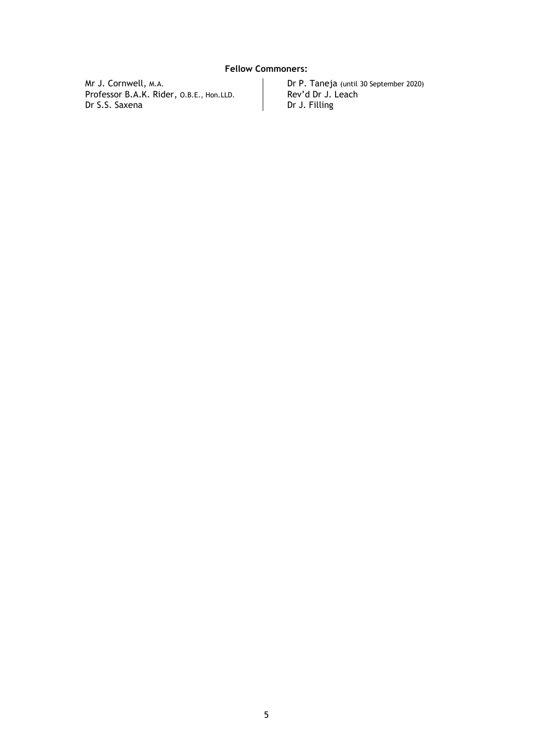**Fellow Commoners:**

Mr J. Cornwell, M.A.
Professor B.A.K. Rider, O.B.E., Hon.LLD.
Dr S.S. Saxena
Dr P. Taneja (until 30 September 2020)
Rev'd Dr J. Leach
Dr J. Filling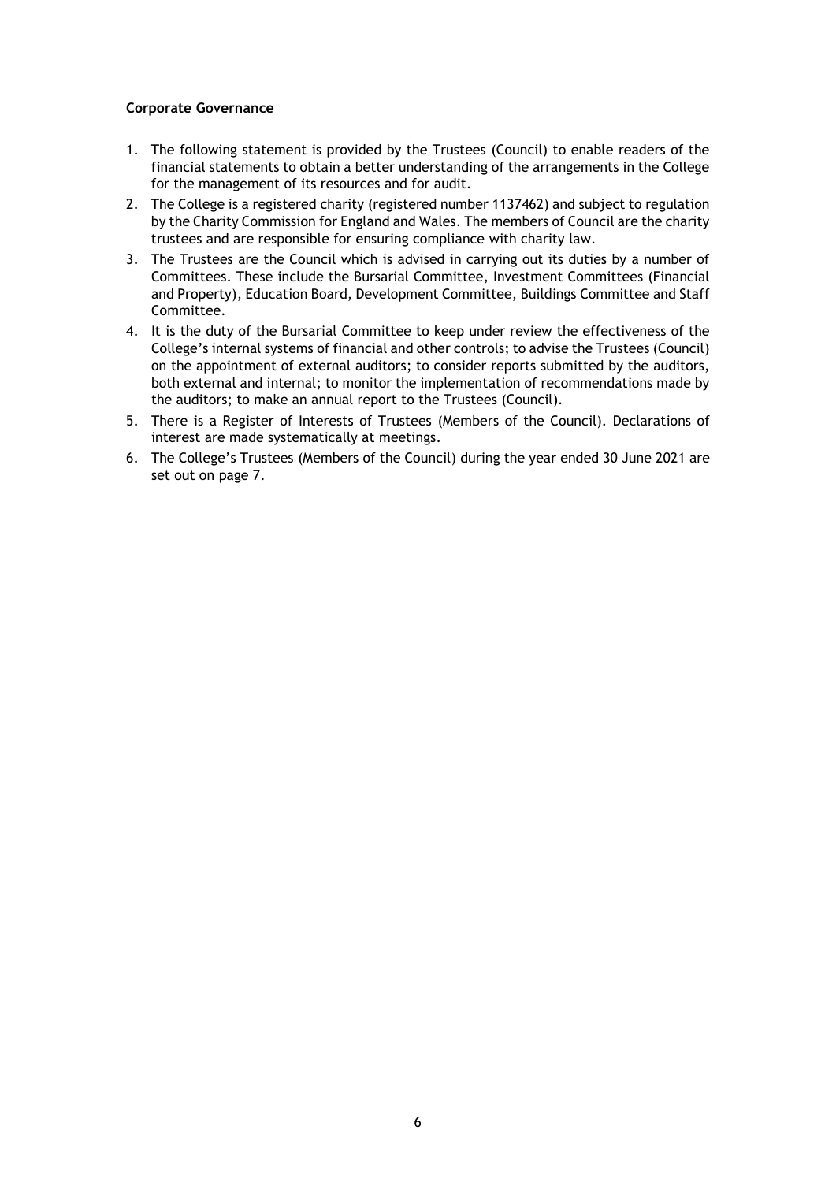**Corporate Governance**

1. The following statement is provided by the Trustees (Council) to enable readers of the financial statements to obtain a better understanding of the arrangements in the College for the management of its resources and for audit.
2. The College is a registered charity (registered number 1137462) and subject to regulation by the Charity Commission for England and Wales. The members of Council are the charity trustees and are responsible for ensuring compliance with charity law.
3. The Trustees are the Council which is advised in carrying out its duties by a number of Committees. These include the Bursarial Committee, Investment Committees (Financial and Property), Education Board, Development Committee, Buildings Committee and Staff Committee.
4. It is the duty of the Bursarial Committee to keep under review the effectiveness of the College's internal systems of financial and other controls; to advise the Trustees (Council) on the appointment of external auditors; to consider reports submitted by the auditors, both external and internal; to monitor the implementation of recommendations made by the auditors; to make an annual report to the Trustees (Council).
5. There is a Register of Interests of Trustees (Members of the Council). Declarations of interest are made systematically at meetings.
6. The College's Trustees (Members of the Council) during the year ended 30 June 2021 are set out on page 7.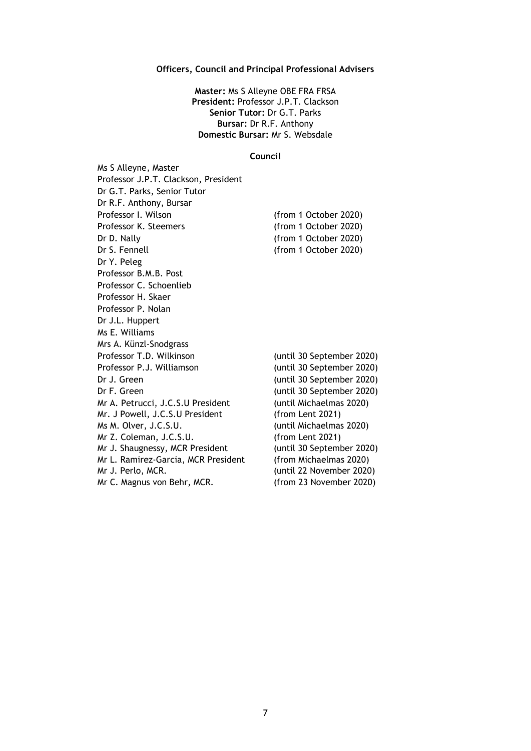**Officers, Council and Principal Professional Advisers**

**Master:** Ms S Alleyne OBE FRA FRSA
**President:** Professor J.P.T. Clackson
**Senior Tutor:** Dr G.T. Parks
**Bursar:** Dr R.F. Anthony
**Domestic Bursar:** Mr S. Websdale

**Council**

| | |
|---|---|
| Ms S Alleyne, Master | |
| Professor J.P.T. Clackson, President | |
| Dr G.T. Parks, Senior Tutor | |
| Dr R.F. Anthony, Bursar | |
| Professor I. Wilson | (from 1 October 2020) |
| Professor K. Steemers | (from 1 October 2020) |
| Dr D. Nally | (from 1 October 2020) |
| Dr S. Fennell | (from 1 October 2020) |
| Dr Y. Peleg | |
| Professor B.M.B. Post | |
| Professor C. Schoenlieb | |
| Professor H. Skaer | |
| Professor P. Nolan | |
| Dr J.L. Huppert | |
| Ms E. Williams | |
| Mrs A. Künzl-Snodgrass | |
| Professor T.D. Wilkinson | (until 30 September 2020) |
| Professor P.J. Williamson | (until 30 September 2020) |
| Dr J. Green | (until 30 September 2020) |
| Dr F. Green | (until 30 September 2020) |
| Mr A. Petrucci, J.C.S.U President | (until Michaelmas 2020) |
| Mr. J Powell, J.C.S.U President | (from Lent 2021) |
| Ms M. Olver, J.C.S.U. | (until Michaelmas 2020) |
| Mr Z. Coleman, J.C.S.U. | (from Lent 2021) |
| Mr J. Shaugnessy, MCR President | (until 30 September 2020) |
| Mr L. Ramirez-Garcia, MCR President | (from Michaelmas 2020) |
| Mr J. Perlo, MCR. | (until 22 November 2020) |
| Mr C. Magnus von Behr, MCR. | (from 23 November 2020) |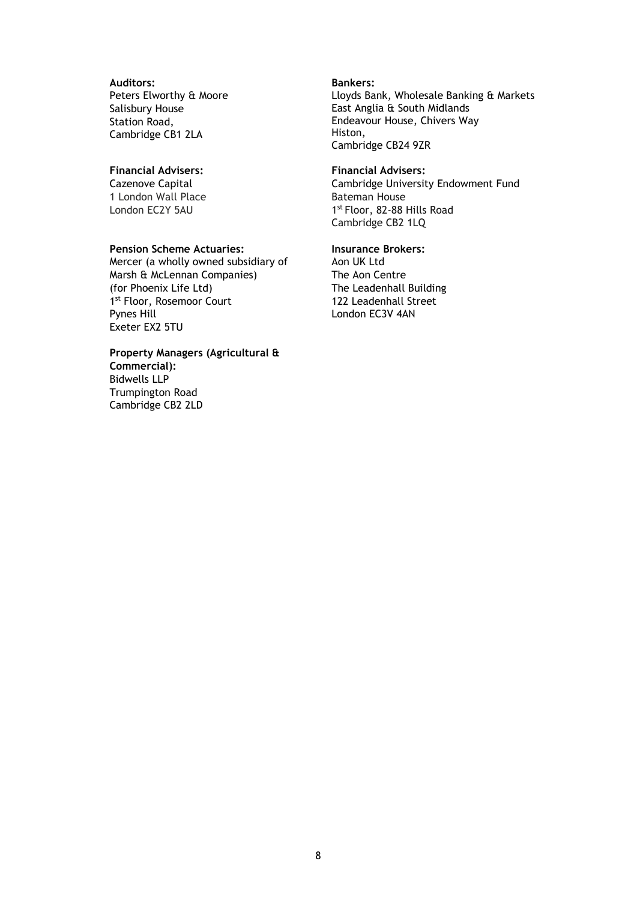**Auditors:**
Peters Elworthy & Moore
Salisbury House
Station Road,
Cambridge CB1 2LA

**Financial Advisers:**
Cazenove Capital
1 London Wall Place
London EC2Y 5AU

**Pension Scheme Actuaries:**
Mercer (a wholly owned subsidiary of Marsh & McLennan Companies)
(for Phoenix Life Ltd)
1st Floor, Rosemoor Court
Pynes Hill
Exeter EX2 5TU

**Property Managers (Agricultural & Commercial):**
Bidwells LLP
Trumpington Road
Cambridge CB2 2LD

**Bankers:**
Lloyds Bank, Wholesale Banking & Markets
East Anglia & South Midlands
Endeavour House, Chivers Way
Histon,
Cambridge CB24 9ZR

**Financial Advisers:**
Cambridge University Endowment Fund
Bateman House
1st Floor, 82-88 Hills Road
Cambridge CB2 1LQ

**Insurance Brokers:**
Aon UK Ltd
The Aon Centre
The Leadenhall Building
122 Leadenhall Street
London EC3V 4AN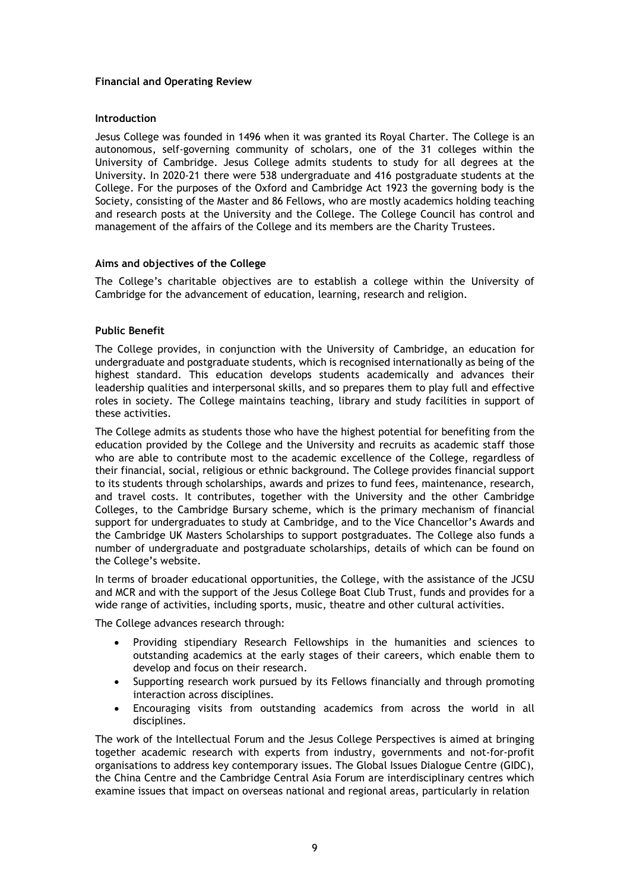## Financial and Operating Review

### Introduction

Jesus College was founded in 1496 when it was granted its Royal Charter. The College is an autonomous, self-governing community of scholars, one of the 31 colleges within the University of Cambridge. Jesus College admits students to study for all degrees at the University. In 2020-21 there were 538 undergraduate and 416 postgraduate students at the College. For the purposes of the Oxford and Cambridge Act 1923 the governing body is the Society, consisting of the Master and 86 Fellows, who are mostly academics holding teaching and research posts at the University and the College. The College Council has control and management of the affairs of the College and its members are the Charity Trustees.

### Aims and objectives of the College

The College's charitable objectives are to establish a college within the University of Cambridge for the advancement of education, learning, research and religion.

### Public Benefit

The College provides, in conjunction with the University of Cambridge, an education for undergraduate and postgraduate students, which is recognised internationally as being of the highest standard. This education develops students academically and advances their leadership qualities and interpersonal skills, and so prepares them to play full and effective roles in society. The College maintains teaching, library and study facilities in support of these activities.

The College admits as students those who have the highest potential for benefiting from the education provided by the College and the University and recruits as academic staff those who are able to contribute most to the academic excellence of the College, regardless of their financial, social, religious or ethnic background. The College provides financial support to its students through scholarships, awards and prizes to fund fees, maintenance, research, and travel costs. It contributes, together with the University and the other Cambridge Colleges, to the Cambridge Bursary scheme, which is the primary mechanism of financial support for undergraduates to study at Cambridge, and to the Vice Chancellor's Awards and the Cambridge UK Masters Scholarships to support postgraduates. The College also funds a number of undergraduate and postgraduate scholarships, details of which can be found on the College's website.

In terms of broader educational opportunities, the College, with the assistance of the JCSU and MCR and with the support of the Jesus College Boat Club Trust, funds and provides for a wide range of activities, including sports, music, theatre and other cultural activities.

The College advances research through:

- Providing stipendiary Research Fellowships in the humanities and sciences to outstanding academics at the early stages of their careers, which enable them to develop and focus on their research.
- Supporting research work pursued by its Fellows financially and through promoting interaction across disciplines.
- Encouraging visits from outstanding academics from across the world in all disciplines.

The work of the Intellectual Forum and the Jesus College Perspectives is aimed at bringing together academic research with experts from industry, governments and not-for-profit organisations to address key contemporary issues. The Global Issues Dialogue Centre (GIDC), the China Centre and the Cambridge Central Asia Forum are interdisciplinary centres which examine issues that impact on overseas national and regional areas, particularly in relation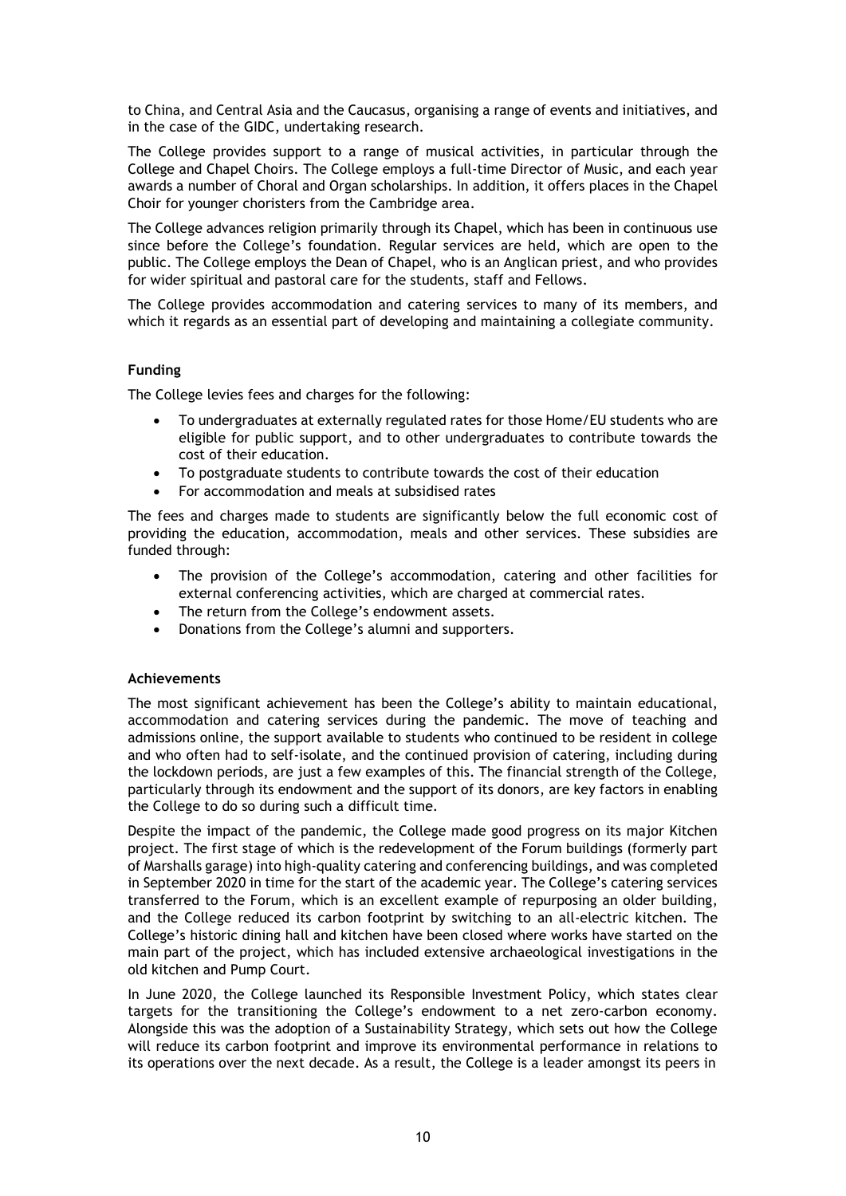to China, and Central Asia and the Caucasus, organising a range of events and initiatives, and in the case of the GIDC, undertaking research.

The College provides support to a range of musical activities, in particular through the College and Chapel Choirs. The College employs a full-time Director of Music, and each year awards a number of Choral and Organ scholarships. In addition, it offers places in the Chapel Choir for younger choristers from the Cambridge area.

The College advances religion primarily through its Chapel, which has been in continuous use since before the College's foundation. Regular services are held, which are open to the public. The College employs the Dean of Chapel, who is an Anglican priest, and who provides for wider spiritual and pastoral care for the students, staff and Fellows.

The College provides accommodation and catering services to many of its members, and which it regards as an essential part of developing and maintaining a collegiate community.

**Funding**

The College levies fees and charges for the following:

- To undergraduates at externally regulated rates for those Home/EU students who are eligible for public support, and to other undergraduates to contribute towards the cost of their education.
- To postgraduate students to contribute towards the cost of their education
- For accommodation and meals at subsidised rates

The fees and charges made to students are significantly below the full economic cost of providing the education, accommodation, meals and other services. These subsidies are funded through:

- The provision of the College's accommodation, catering and other facilities for external conferencing activities, which are charged at commercial rates.
- The return from the College's endowment assets.
- Donations from the College's alumni and supporters.

**Achievements**

The most significant achievement has been the College's ability to maintain educational, accommodation and catering services during the pandemic. The move of teaching and admissions online, the support available to students who continued to be resident in college and who often had to self-isolate, and the continued provision of catering, including during the lockdown periods, are just a few examples of this. The financial strength of the College, particularly through its endowment and the support of its donors, are key factors in enabling the College to do so during such a difficult time.

Despite the impact of the pandemic, the College made good progress on its major Kitchen project. The first stage of which is the redevelopment of the Forum buildings (formerly part of Marshalls garage) into high-quality catering and conferencing buildings, and was completed in September 2020 in time for the start of the academic year. The College's catering services transferred to the Forum, which is an excellent example of repurposing an older building, and the College reduced its carbon footprint by switching to an all-electric kitchen. The College's historic dining hall and kitchen have been closed where works have started on the main part of the project, which has included extensive archaeological investigations in the old kitchen and Pump Court.

In June 2020, the College launched its Responsible Investment Policy, which states clear targets for the transitioning the College's endowment to a net zero-carbon economy. Alongside this was the adoption of a Sustainability Strategy, which sets out how the College will reduce its carbon footprint and improve its environmental performance in relations to its operations over the next decade. As a result, the College is a leader amongst its peers in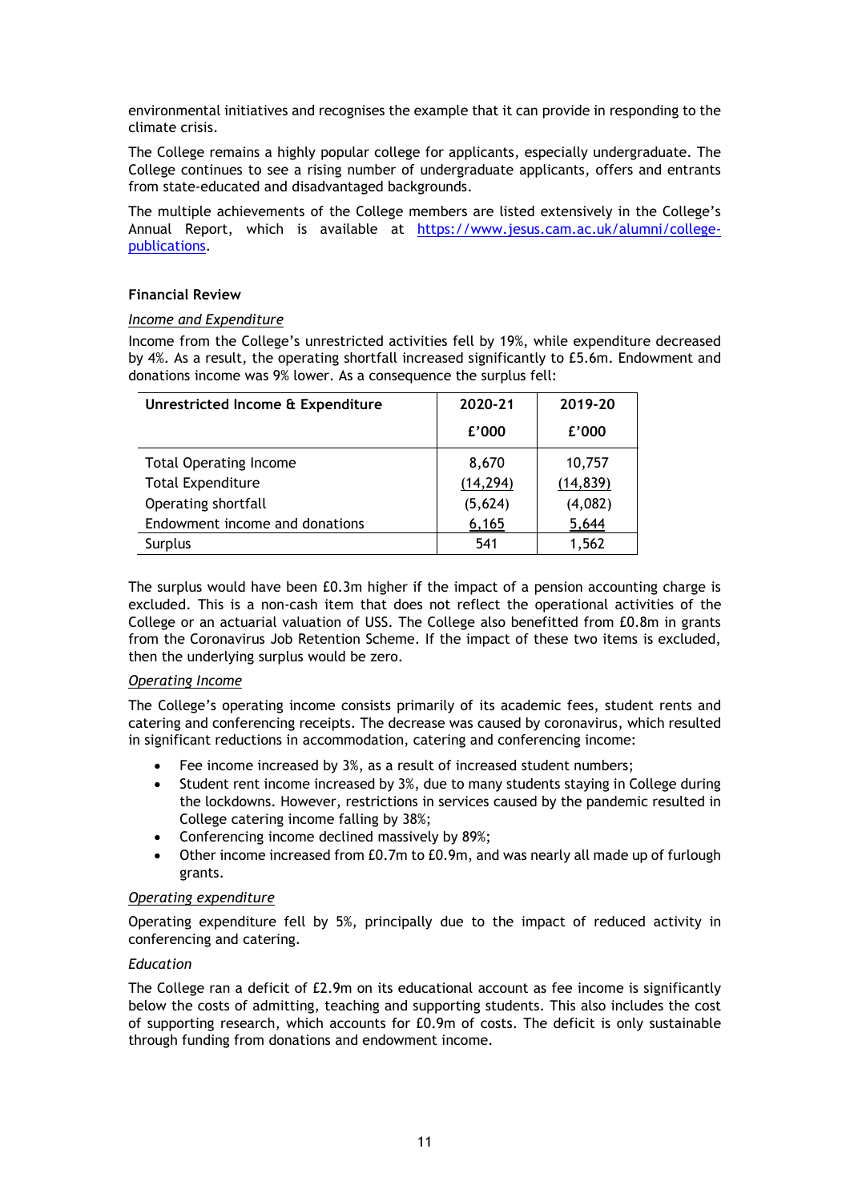environmental initiatives and recognises the example that it can provide in responding to the climate crisis.

The College remains a highly popular college for applicants, especially undergraduate. The College continues to see a rising number of undergraduate applicants, offers and entrants from state-educated and disadvantaged backgrounds.

The multiple achievements of the College members are listed extensively in the College's Annual Report, which is available at https://www.jesus.cam.ac.uk/alumni/college-publications.

**Financial Review**

*Income and Expenditure*

Income from the College's unrestricted activities fell by 19%, while expenditure decreased by 4%. As a result, the operating shortfall increased significantly to £5.6m. Endowment and donations income was 9% lower. As a consequence the surplus fell:

| Unrestricted Income & Expenditure | 2020-21 | 2019-20 |
|---|---|---|
| | £'000 | £'000 |
| Total Operating Income | 8,670 | 10,757 |
| Total Expenditure | (14,294) | (14,839) |
| Operating shortfall | (5,624) | (4,082) |
| Endowment income and donations | 6,165 | 5,644 |
| Surplus | 541 | 1,562 |

The surplus would have been £0.3m higher if the impact of a pension accounting charge is excluded. This is a non-cash item that does not reflect the operational activities of the College or an actuarial valuation of USS. The College also benefitted from £0.8m in grants from the Coronavirus Job Retention Scheme. If the impact of these two items is excluded, then the underlying surplus would be zero.

*Operating Income*

The College's operating income consists primarily of its academic fees, student rents and catering and conferencing receipts. The decrease was caused by coronavirus, which resulted in significant reductions in accommodation, catering and conferencing income:

- Fee income increased by 3%, as a result of increased student numbers;
- Student rent income increased by 3%, due to many students staying in College during the lockdowns. However, restrictions in services caused by the pandemic resulted in College catering income falling by 38%;
- Conferencing income declined massively by 89%;
- Other income increased from £0.7m to £0.9m, and was nearly all made up of furlough grants.

*Operating expenditure*

Operating expenditure fell by 5%, principally due to the impact of reduced activity in conferencing and catering.

*Education*

The College ran a deficit of £2.9m on its educational account as fee income is significantly below the costs of admitting, teaching and supporting students. This also includes the cost of supporting research, which accounts for £0.9m of costs. The deficit is only sustainable through funding from donations and endowment income.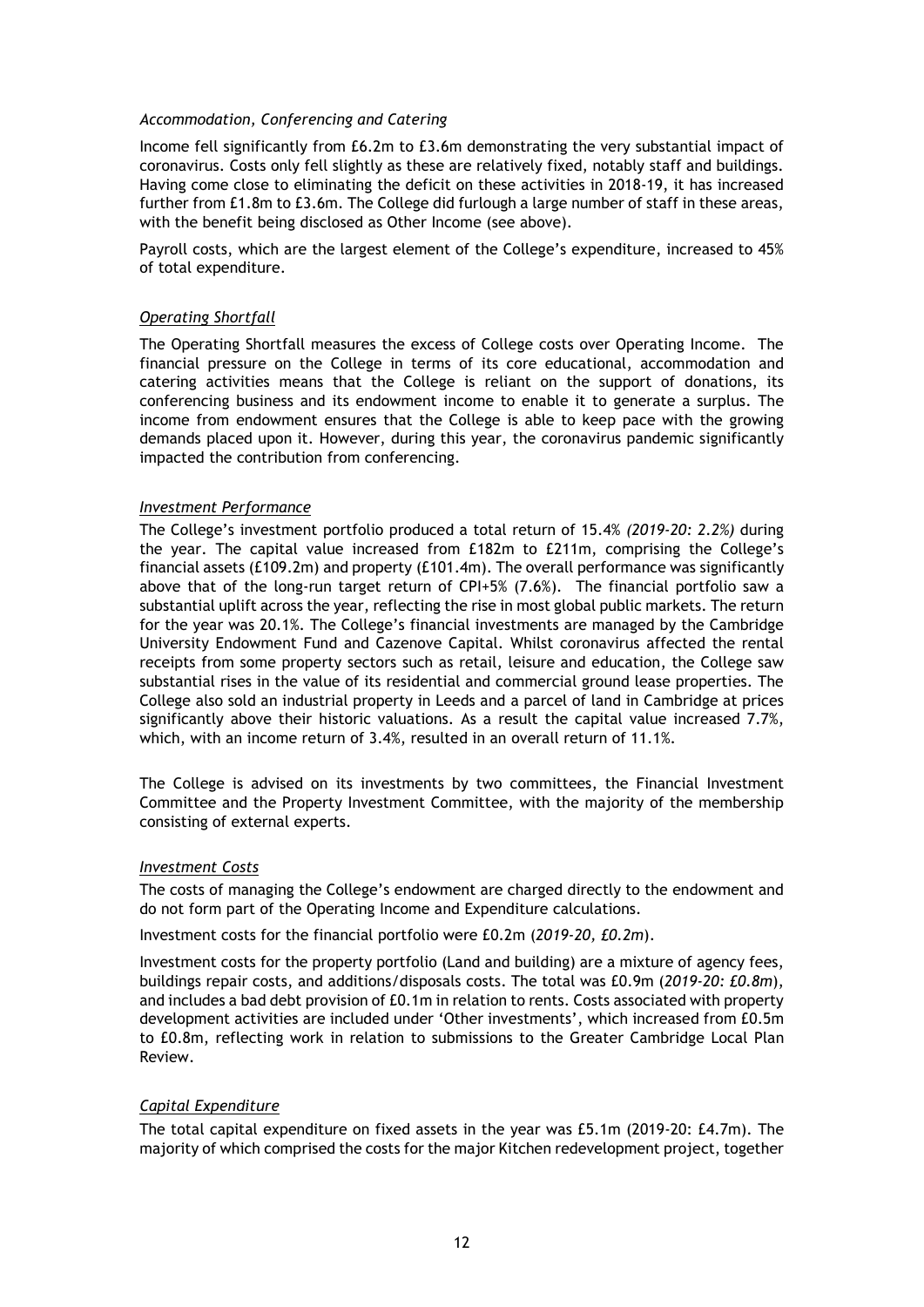*Accommodation, Conferencing and Catering*

Income fell significantly from £6.2m to £3.6m demonstrating the very substantial impact of coronavirus. Costs only fell slightly as these are relatively fixed, notably staff and buildings. Having come close to eliminating the deficit on these activities in 2018-19, it has increased further from £1.8m to £3.6m. The College did furlough a large number of staff in these areas, with the benefit being disclosed as Other Income (see above).

Payroll costs, which are the largest element of the College's expenditure, increased to 45% of total expenditure.

*Operating Shortfall*

The Operating Shortfall measures the excess of College costs over Operating Income. The financial pressure on the College in terms of its core educational, accommodation and catering activities means that the College is reliant on the support of donations, its conferencing business and its endowment income to enable it to generate a surplus. The income from endowment ensures that the College is able to keep pace with the growing demands placed upon it. However, during this year, the coronavirus pandemic significantly impacted the contribution from conferencing.

*Investment Performance*

The College's investment portfolio produced a total return of 15.4% *(2019-20: 2.2%)* during the year. The capital value increased from £182m to £211m, comprising the College's financial assets (£109.2m) and property (£101.4m). The overall performance was significantly above that of the long-run target return of CPI+5% (7.6%). The financial portfolio saw a substantial uplift across the year, reflecting the rise in most global public markets. The return for the year was 20.1%. The College's financial investments are managed by the Cambridge University Endowment Fund and Cazenove Capital. Whilst coronavirus affected the rental receipts from some property sectors such as retail, leisure and education, the College saw substantial rises in the value of its residential and commercial ground lease properties. The College also sold an industrial property in Leeds and a parcel of land in Cambridge at prices significantly above their historic valuations. As a result the capital value increased 7.7%, which, with an income return of 3.4%, resulted in an overall return of 11.1%.

The College is advised on its investments by two committees, the Financial Investment Committee and the Property Investment Committee, with the majority of the membership consisting of external experts.

*Investment Costs*

The costs of managing the College's endowment are charged directly to the endowment and do not form part of the Operating Income and Expenditure calculations.

Investment costs for the financial portfolio were £0.2m (*2019-20, £0.2m*).

Investment costs for the property portfolio (Land and building) are a mixture of agency fees, buildings repair costs, and additions/disposals costs. The total was £0.9m (*2019-20: £0.8m*), and includes a bad debt provision of £0.1m in relation to rents. Costs associated with property development activities are included under 'Other investments', which increased from £0.5m to £0.8m, reflecting work in relation to submissions to the Greater Cambridge Local Plan Review.

*Capital Expenditure*

The total capital expenditure on fixed assets in the year was £5.1m (2019-20: £4.7m). The majority of which comprised the costs for the major Kitchen redevelopment project, together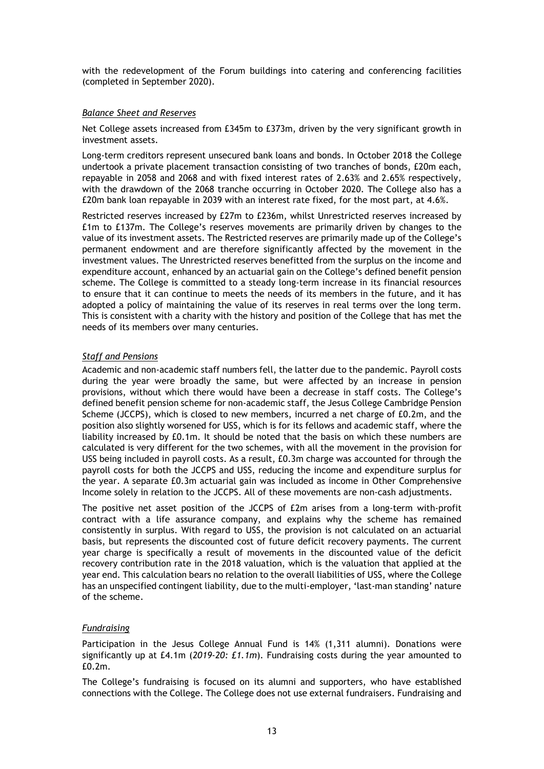with the redevelopment of the Forum buildings into catering and conferencing facilities (completed in September 2020).

*Balance Sheet and Reserves*

Net College assets increased from £345m to £373m, driven by the very significant growth in investment assets.

Long-term creditors represent unsecured bank loans and bonds. In October 2018 the College undertook a private placement transaction consisting of two tranches of bonds, £20m each, repayable in 2058 and 2068 and with fixed interest rates of 2.63% and 2.65% respectively, with the drawdown of the 2068 tranche occurring in October 2020. The College also has a £20m bank loan repayable in 2039 with an interest rate fixed, for the most part, at 4.6%.

Restricted reserves increased by £27m to £236m, whilst Unrestricted reserves increased by £1m to £137m. The College's reserves movements are primarily driven by changes to the value of its investment assets. The Restricted reserves are primarily made up of the College's permanent endowment and are therefore significantly affected by the movement in the investment values. The Unrestricted reserves benefitted from the surplus on the income and expenditure account, enhanced by an actuarial gain on the College's defined benefit pension scheme. The College is committed to a steady long-term increase in its financial resources to ensure that it can continue to meets the needs of its members in the future, and it has adopted a policy of maintaining the value of its reserves in real terms over the long term. This is consistent with a charity with the history and position of the College that has met the needs of its members over many centuries.

*Staff and Pensions*

Academic and non-academic staff numbers fell, the latter due to the pandemic. Payroll costs during the year were broadly the same, but were affected by an increase in pension provisions, without which there would have been a decrease in staff costs. The College's defined benefit pension scheme for non-academic staff, the Jesus College Cambridge Pension Scheme (JCCPS), which is closed to new members, incurred a net charge of £0.2m, and the position also slightly worsened for USS, which is for its fellows and academic staff, where the liability increased by £0.1m. It should be noted that the basis on which these numbers are calculated is very different for the two schemes, with all the movement in the provision for USS being included in payroll costs. As a result, £0.3m charge was accounted for through the payroll costs for both the JCCPS and USS, reducing the income and expenditure surplus for the year. A separate £0.3m actuarial gain was included as income in Other Comprehensive Income solely in relation to the JCCPS. All of these movements are non-cash adjustments.

The positive net asset position of the JCCPS of £2m arises from a long-term with-profit contract with a life assurance company, and explains why the scheme has remained consistently in surplus. With regard to USS, the provision is not calculated on an actuarial basis, but represents the discounted cost of future deficit recovery payments. The current year charge is specifically a result of movements in the discounted value of the deficit recovery contribution rate in the 2018 valuation, which is the valuation that applied at the year end. This calculation bears no relation to the overall liabilities of USS, where the College has an unspecified contingent liability, due to the multi-employer, 'last-man standing' nature of the scheme.

*Fundraising*

Participation in the Jesus College Annual Fund is 14% (1,311 alumni). Donations were significantly up at £4.1m (*2019-20: £1.1m*). Fundraising costs during the year amounted to £0.2m.

The College's fundraising is focused on its alumni and supporters, who have established connections with the College. The College does not use external fundraisers. Fundraising and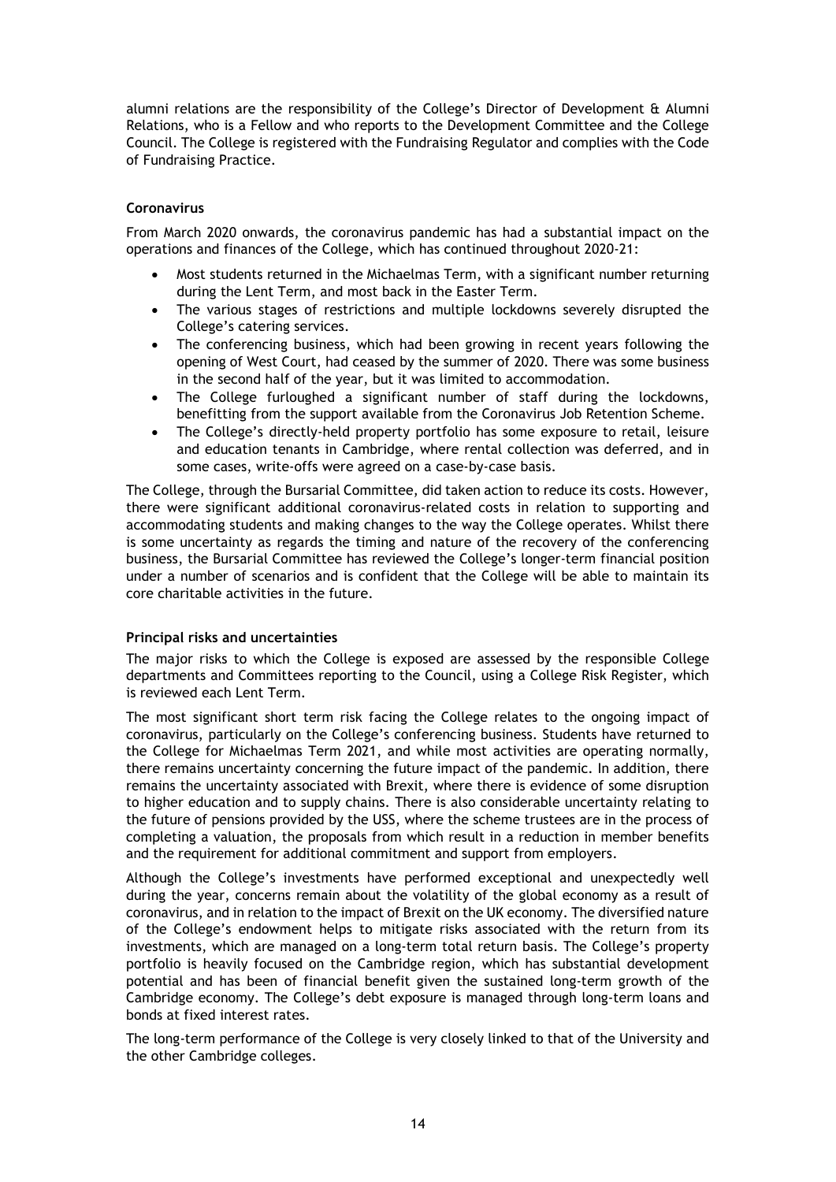alumni relations are the responsibility of the College's Director of Development & Alumni Relations, who is a Fellow and who reports to the Development Committee and the College Council. The College is registered with the Fundraising Regulator and complies with the Code of Fundraising Practice.

**Coronavirus**

From March 2020 onwards, the coronavirus pandemic has had a substantial impact on the operations and finances of the College, which has continued throughout 2020-21:

- Most students returned in the Michaelmas Term, with a significant number returning during the Lent Term, and most back in the Easter Term.
- The various stages of restrictions and multiple lockdowns severely disrupted the College's catering services.
- The conferencing business, which had been growing in recent years following the opening of West Court, had ceased by the summer of 2020. There was some business in the second half of the year, but it was limited to accommodation.
- The College furloughed a significant number of staff during the lockdowns, benefitting from the support available from the Coronavirus Job Retention Scheme.
- The College's directly-held property portfolio has some exposure to retail, leisure and education tenants in Cambridge, where rental collection was deferred, and in some cases, write-offs were agreed on a case-by-case basis.

The College, through the Bursarial Committee, did taken action to reduce its costs. However, there were significant additional coronavirus-related costs in relation to supporting and accommodating students and making changes to the way the College operates. Whilst there is some uncertainty as regards the timing and nature of the recovery of the conferencing business, the Bursarial Committee has reviewed the College's longer-term financial position under a number of scenarios and is confident that the College will be able to maintain its core charitable activities in the future.

**Principal risks and uncertainties**

The major risks to which the College is exposed are assessed by the responsible College departments and Committees reporting to the Council, using a College Risk Register, which is reviewed each Lent Term.

The most significant short term risk facing the College relates to the ongoing impact of coronavirus, particularly on the College's conferencing business. Students have returned to the College for Michaelmas Term 2021, and while most activities are operating normally, there remains uncertainty concerning the future impact of the pandemic. In addition, there remains the uncertainty associated with Brexit, where there is evidence of some disruption to higher education and to supply chains. There is also considerable uncertainty relating to the future of pensions provided by the USS, where the scheme trustees are in the process of completing a valuation, the proposals from which result in a reduction in member benefits and the requirement for additional commitment and support from employers.

Although the College's investments have performed exceptional and unexpectedly well during the year, concerns remain about the volatility of the global economy as a result of coronavirus, and in relation to the impact of Brexit on the UK economy. The diversified nature of the College's endowment helps to mitigate risks associated with the return from its investments, which are managed on a long-term total return basis. The College's property portfolio is heavily focused on the Cambridge region, which has substantial development potential and has been of financial benefit given the sustained long-term growth of the Cambridge economy. The College's debt exposure is managed through long-term loans and bonds at fixed interest rates.

The long-term performance of the College is very closely linked to that of the University and the other Cambridge colleges.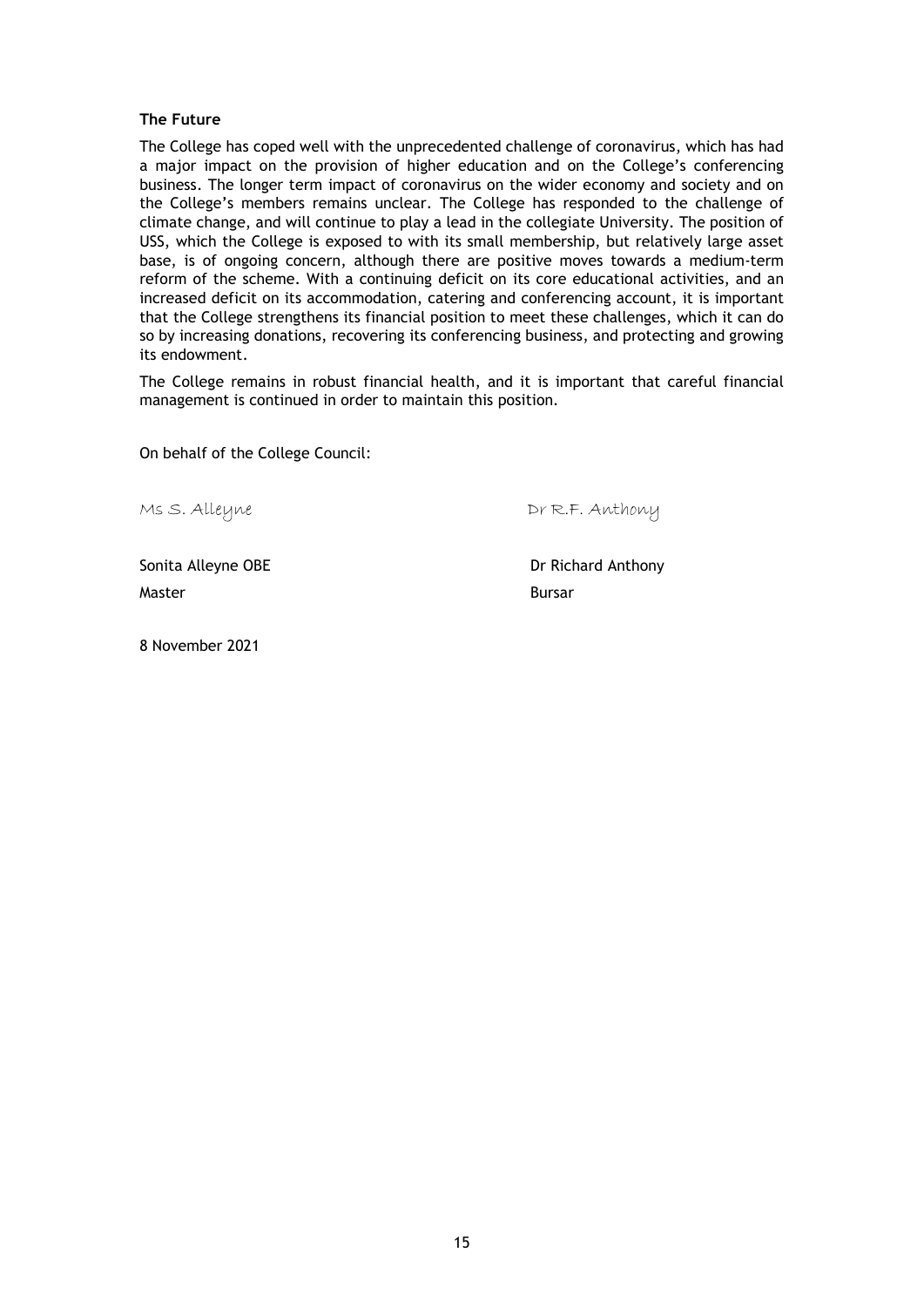**The Future**

The College has coped well with the unprecedented challenge of coronavirus, which has had a major impact on the provision of higher education and on the College's conferencing business. The longer term impact of coronavirus on the wider economy and society and on the College's members remains unclear. The College has responded to the challenge of climate change, and will continue to play a lead in the collegiate University. The position of USS, which the College is exposed to with its small membership, but relatively large asset base, is of ongoing concern, although there are positive moves towards a medium-term reform of the scheme. With a continuing deficit on its core educational activities, and an increased deficit on its accommodation, catering and conferencing account, it is important that the College strengthens its financial position to meet these challenges, which it can do so by increasing donations, recovering its conferencing business, and protecting and growing its endowment.

The College remains in robust financial health, and it is important that careful financial management is continued in order to maintain this position.

On behalf of the College Council:

Ms S. Alleyne

Sonita Alleyne OBE
Master

Dr R.F. Anthony

Dr Richard Anthony
Bursar

8 November 2021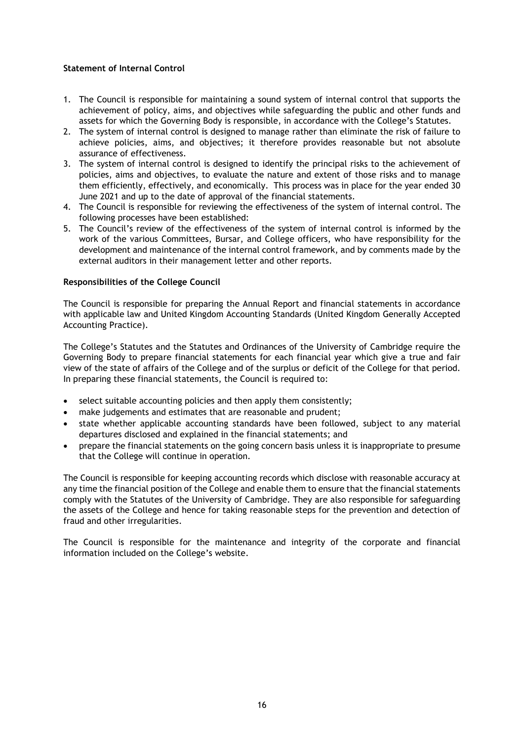**Statement of Internal Control**

1. The Council is responsible for maintaining a sound system of internal control that supports the achievement of policy, aims, and objectives while safeguarding the public and other funds and assets for which the Governing Body is responsible, in accordance with the College's Statutes.
2. The system of internal control is designed to manage rather than eliminate the risk of failure to achieve policies, aims, and objectives; it therefore provides reasonable but not absolute assurance of effectiveness.
3. The system of internal control is designed to identify the principal risks to the achievement of policies, aims and objectives, to evaluate the nature and extent of those risks and to manage them efficiently, effectively, and economically. This process was in place for the year ended 30 June 2021 and up to the date of approval of the financial statements.
4. The Council is responsible for reviewing the effectiveness of the system of internal control. The following processes have been established:
5. The Council's review of the effectiveness of the system of internal control is informed by the work of the various Committees, Bursar, and College officers, who have responsibility for the development and maintenance of the internal control framework, and by comments made by the external auditors in their management letter and other reports.

**Responsibilities of the College Council**

The Council is responsible for preparing the Annual Report and financial statements in accordance with applicable law and United Kingdom Accounting Standards (United Kingdom Generally Accepted Accounting Practice).

The College's Statutes and the Statutes and Ordinances of the University of Cambridge require the Governing Body to prepare financial statements for each financial year which give a true and fair view of the state of affairs of the College and of the surplus or deficit of the College for that period. In preparing these financial statements, the Council is required to:

- select suitable accounting policies and then apply them consistently;
- make judgements and estimates that are reasonable and prudent;
- state whether applicable accounting standards have been followed, subject to any material departures disclosed and explained in the financial statements; and
- prepare the financial statements on the going concern basis unless it is inappropriate to presume that the College will continue in operation.

The Council is responsible for keeping accounting records which disclose with reasonable accuracy at any time the financial position of the College and enable them to ensure that the financial statements comply with the Statutes of the University of Cambridge. They are also responsible for safeguarding the assets of the College and hence for taking reasonable steps for the prevention and detection of fraud and other irregularities.

The Council is responsible for the maintenance and integrity of the corporate and financial information included on the College's website.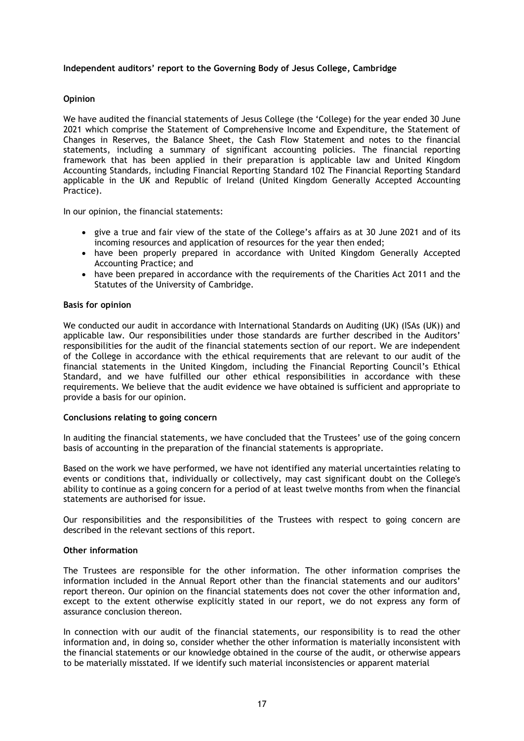**Independent auditors' report to the Governing Body of Jesus College, Cambridge**

**Opinion**

We have audited the financial statements of Jesus College (the 'College) for the year ended 30 June 2021 which comprise the Statement of Comprehensive Income and Expenditure, the Statement of Changes in Reserves, the Balance Sheet, the Cash Flow Statement and notes to the financial statements, including a summary of significant accounting policies. The financial reporting framework that has been applied in their preparation is applicable law and United Kingdom Accounting Standards, including Financial Reporting Standard 102 The Financial Reporting Standard applicable in the UK and Republic of Ireland (United Kingdom Generally Accepted Accounting Practice).

In our opinion, the financial statements:

- give a true and fair view of the state of the College's affairs as at 30 June 2021 and of its incoming resources and application of resources for the year then ended;
- have been properly prepared in accordance with United Kingdom Generally Accepted Accounting Practice; and
- have been prepared in accordance with the requirements of the Charities Act 2011 and the Statutes of the University of Cambridge.

**Basis for opinion**

We conducted our audit in accordance with International Standards on Auditing (UK) (ISAs (UK)) and applicable law. Our responsibilities under those standards are further described in the Auditors' responsibilities for the audit of the financial statements section of our report. We are independent of the College in accordance with the ethical requirements that are relevant to our audit of the financial statements in the United Kingdom, including the Financial Reporting Council's Ethical Standard, and we have fulfilled our other ethical responsibilities in accordance with these requirements. We believe that the audit evidence we have obtained is sufficient and appropriate to provide a basis for our opinion.

**Conclusions relating to going concern**

In auditing the financial statements, we have concluded that the Trustees' use of the going concern basis of accounting in the preparation of the financial statements is appropriate.

Based on the work we have performed, we have not identified any material uncertainties relating to events or conditions that, individually or collectively, may cast significant doubt on the College's ability to continue as a going concern for a period of at least twelve months from when the financial statements are authorised for issue.

Our responsibilities and the responsibilities of the Trustees with respect to going concern are described in the relevant sections of this report.

**Other information**

The Trustees are responsible for the other information. The other information comprises the information included in the Annual Report other than the financial statements and our auditors' report thereon. Our opinion on the financial statements does not cover the other information and, except to the extent otherwise explicitly stated in our report, we do not express any form of assurance conclusion thereon.

In connection with our audit of the financial statements, our responsibility is to read the other information and, in doing so, consider whether the other information is materially inconsistent with the financial statements or our knowledge obtained in the course of the audit, or otherwise appears to be materially misstated. If we identify such material inconsistencies or apparent material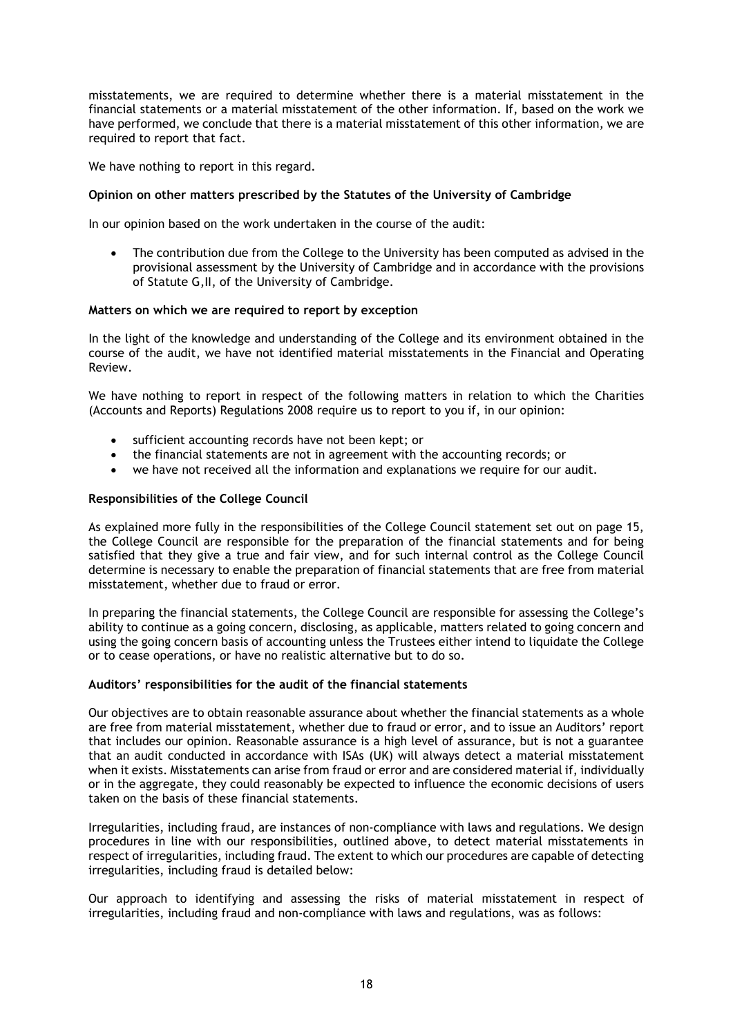misstatements, we are required to determine whether there is a material misstatement in the financial statements or a material misstatement of the other information. If, based on the work we have performed, we conclude that there is a material misstatement of this other information, we are required to report that fact.

We have nothing to report in this regard.

**Opinion on other matters prescribed by the Statutes of the University of Cambridge**

In our opinion based on the work undertaken in the course of the audit:

- The contribution due from the College to the University has been computed as advised in the provisional assessment by the University of Cambridge and in accordance with the provisions of Statute G,II, of the University of Cambridge.

**Matters on which we are required to report by exception**

In the light of the knowledge and understanding of the College and its environment obtained in the course of the audit, we have not identified material misstatements in the Financial and Operating Review.

We have nothing to report in respect of the following matters in relation to which the Charities (Accounts and Reports) Regulations 2008 require us to report to you if, in our opinion:

- sufficient accounting records have not been kept; or
- the financial statements are not in agreement with the accounting records; or
- we have not received all the information and explanations we require for our audit.

**Responsibilities of the College Council**

As explained more fully in the responsibilities of the College Council statement set out on page 15, the College Council are responsible for the preparation of the financial statements and for being satisfied that they give a true and fair view, and for such internal control as the College Council determine is necessary to enable the preparation of financial statements that are free from material misstatement, whether due to fraud or error.

In preparing the financial statements, the College Council are responsible for assessing the College's ability to continue as a going concern, disclosing, as applicable, matters related to going concern and using the going concern basis of accounting unless the Trustees either intend to liquidate the College or to cease operations, or have no realistic alternative but to do so.

**Auditors' responsibilities for the audit of the financial statements**

Our objectives are to obtain reasonable assurance about whether the financial statements as a whole are free from material misstatement, whether due to fraud or error, and to issue an Auditors' report that includes our opinion. Reasonable assurance is a high level of assurance, but is not a guarantee that an audit conducted in accordance with ISAs (UK) will always detect a material misstatement when it exists. Misstatements can arise from fraud or error and are considered material if, individually or in the aggregate, they could reasonably be expected to influence the economic decisions of users taken on the basis of these financial statements.

Irregularities, including fraud, are instances of non-compliance with laws and regulations. We design procedures in line with our responsibilities, outlined above, to detect material misstatements in respect of irregularities, including fraud. The extent to which our procedures are capable of detecting irregularities, including fraud is detailed below:

Our approach to identifying and assessing the risks of material misstatement in respect of irregularities, including fraud and non-compliance with laws and regulations, was as follows: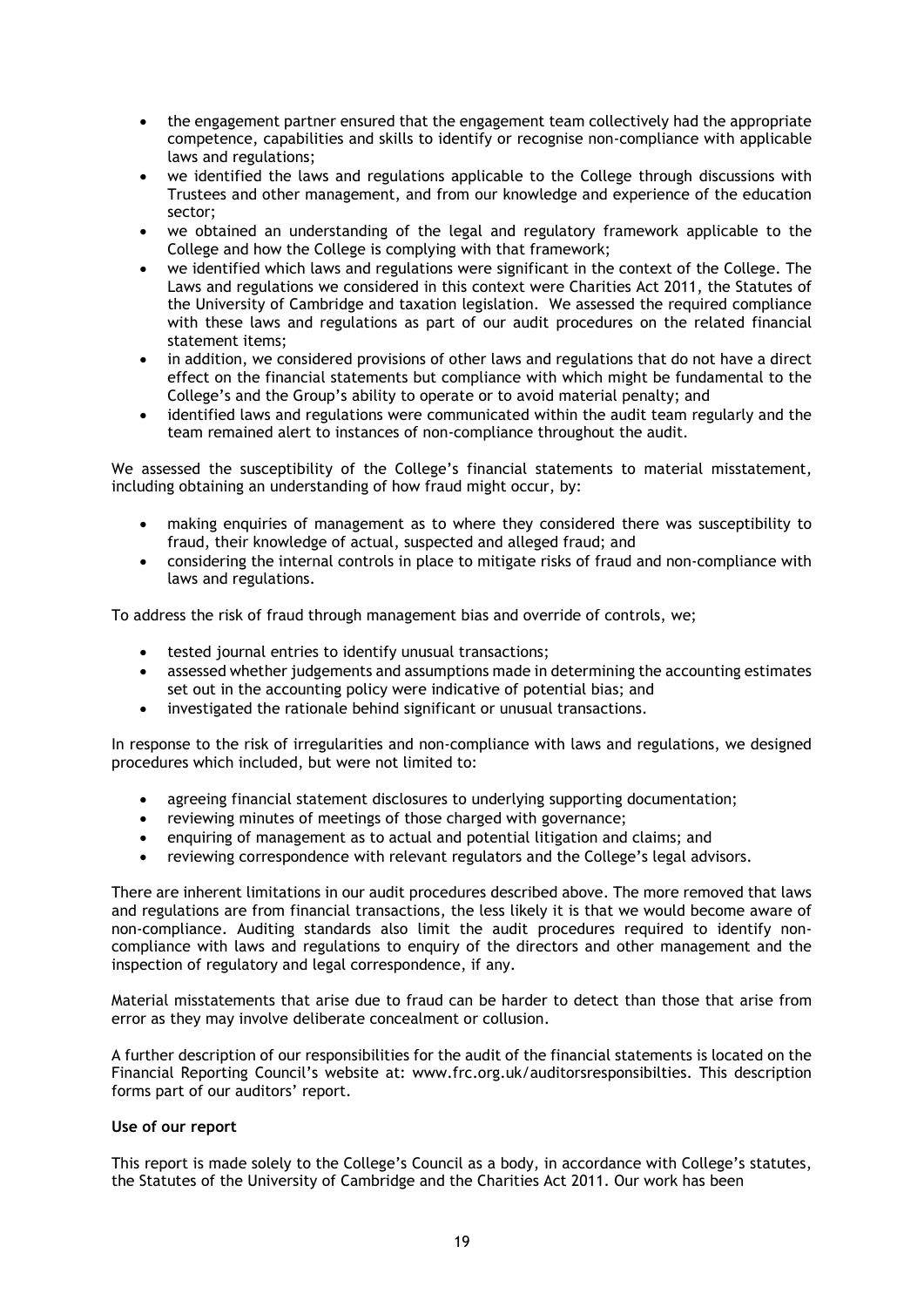- the engagement partner ensured that the engagement team collectively had the appropriate competence, capabilities and skills to identify or recognise non-compliance with applicable laws and regulations;
- we identified the laws and regulations applicable to the College through discussions with Trustees and other management, and from our knowledge and experience of the education sector;
- we obtained an understanding of the legal and regulatory framework applicable to the College and how the College is complying with that framework;
- we identified which laws and regulations were significant in the context of the College. The Laws and regulations we considered in this context were Charities Act 2011, the Statutes of the University of Cambridge and taxation legislation. We assessed the required compliance with these laws and regulations as part of our audit procedures on the related financial statement items;
- in addition, we considered provisions of other laws and regulations that do not have a direct effect on the financial statements but compliance with which might be fundamental to the College's and the Group's ability to operate or to avoid material penalty; and
- identified laws and regulations were communicated within the audit team regularly and the team remained alert to instances of non-compliance throughout the audit.

We assessed the susceptibility of the College's financial statements to material misstatement, including obtaining an understanding of how fraud might occur, by:

- making enquiries of management as to where they considered there was susceptibility to fraud, their knowledge of actual, suspected and alleged fraud; and
- considering the internal controls in place to mitigate risks of fraud and non-compliance with laws and regulations.

To address the risk of fraud through management bias and override of controls, we;

- tested journal entries to identify unusual transactions;
- assessed whether judgements and assumptions made in determining the accounting estimates set out in the accounting policy were indicative of potential bias; and
- investigated the rationale behind significant or unusual transactions.

In response to the risk of irregularities and non-compliance with laws and regulations, we designed procedures which included, but were not limited to:

- agreeing financial statement disclosures to underlying supporting documentation;
- reviewing minutes of meetings of those charged with governance;
- enquiring of management as to actual and potential litigation and claims; and
- reviewing correspondence with relevant regulators and the College's legal advisors.

There are inherent limitations in our audit procedures described above. The more removed that laws and regulations are from financial transactions, the less likely it is that we would become aware of non-compliance. Auditing standards also limit the audit procedures required to identify non-compliance with laws and regulations to enquiry of the directors and other management and the inspection of regulatory and legal correspondence, if any.

Material misstatements that arise due to fraud can be harder to detect than those that arise from error as they may involve deliberate concealment or collusion.

A further description of our responsibilities for the audit of the financial statements is located on the Financial Reporting Council's website at: www.frc.org.uk/auditorsresponsibilties. This description forms part of our auditors' report.

**Use of our report**

This report is made solely to the College's Council as a body, in accordance with College's statutes, the Statutes of the University of Cambridge and the Charities Act 2011. Our work has been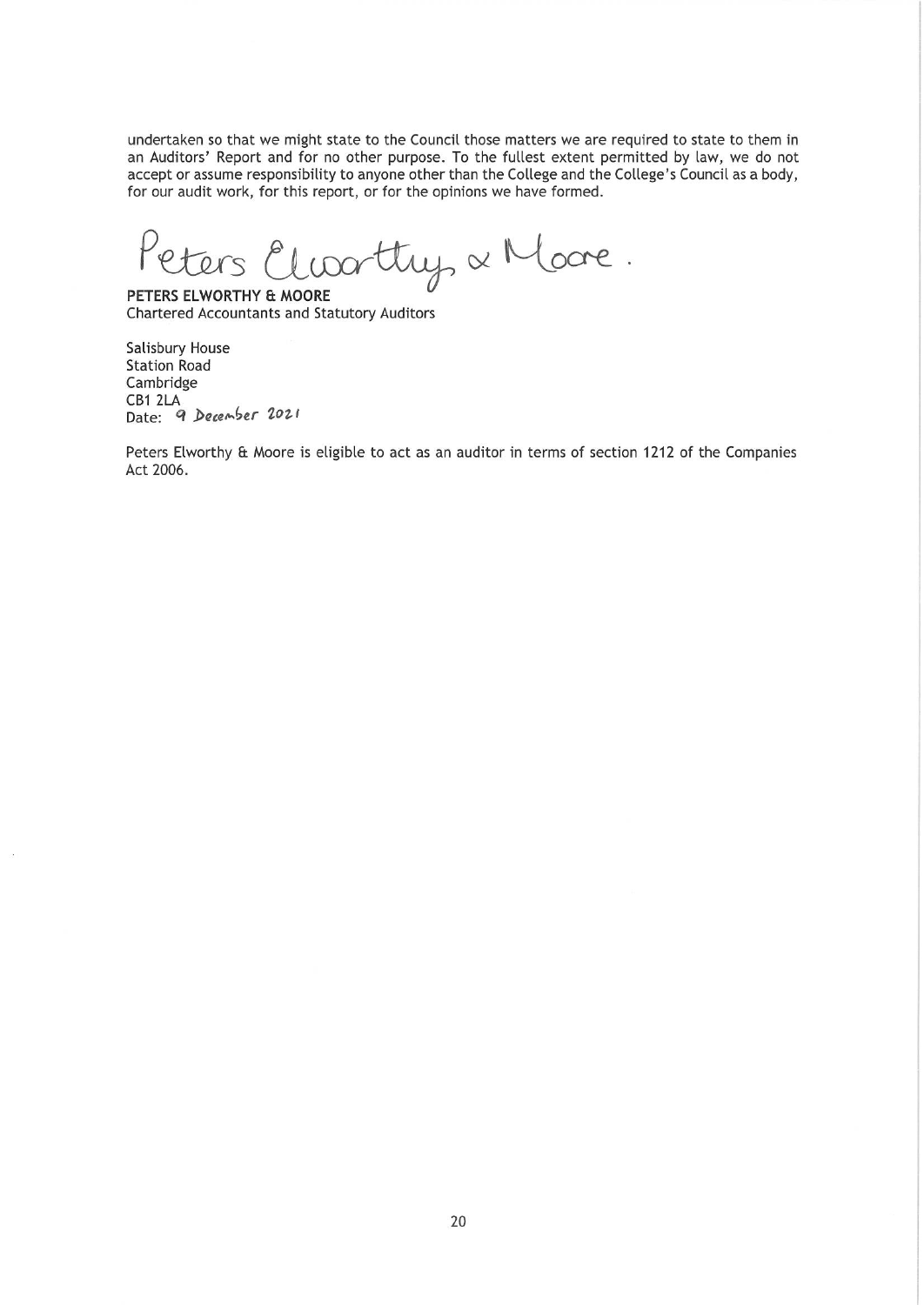undertaken so that we might state to the Council those matters we are required to state to them in an Auditors' Report and for no other purpose. To the fullest extent permitted by law, we do not accept or assume responsibility to anyone other than the College and the College's Council as a body, for our audit work, for this report, or for the opinions we have formed.

Peters Elworthy & Moore.

**PETERS ELWORTHY & MOORE**
Chartered Accountants and Statutory Auditors

Salisbury House
Station Road
Cambridge
CB1 2LA
Date: 9 December 2021

Peters Elworthy & Moore is eligible to act as an auditor in terms of section 1212 of the Companies Act 2006.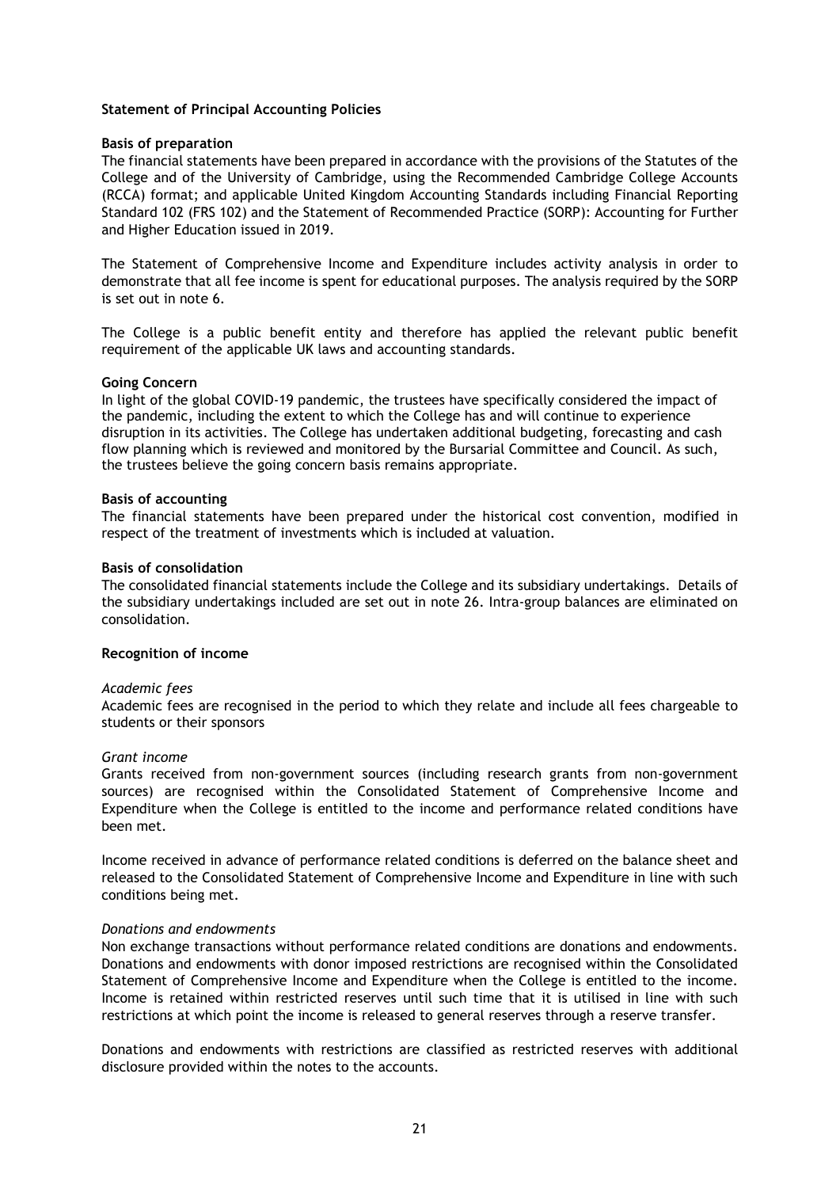## Statement of Principal Accounting Policies

### Basis of preparation

The financial statements have been prepared in accordance with the provisions of the Statutes of the College and of the University of Cambridge, using the Recommended Cambridge College Accounts (RCCA) format; and applicable United Kingdom Accounting Standards including Financial Reporting Standard 102 (FRS 102) and the Statement of Recommended Practice (SORP): Accounting for Further and Higher Education issued in 2019.

The Statement of Comprehensive Income and Expenditure includes activity analysis in order to demonstrate that all fee income is spent for educational purposes. The analysis required by the SORP is set out in note 6.

The College is a public benefit entity and therefore has applied the relevant public benefit requirement of the applicable UK laws and accounting standards.

### Going Concern

In light of the global COVID-19 pandemic, the trustees have specifically considered the impact of the pandemic, including the extent to which the College has and will continue to experience disruption in its activities. The College has undertaken additional budgeting, forecasting and cash flow planning which is reviewed and monitored by the Bursarial Committee and Council. As such, the trustees believe the going concern basis remains appropriate.

### Basis of accounting

The financial statements have been prepared under the historical cost convention, modified in respect of the treatment of investments which is included at valuation.

### Basis of consolidation

The consolidated financial statements include the College and its subsidiary undertakings. Details of the subsidiary undertakings included are set out in note 26. Intra-group balances are eliminated on consolidation.

### Recognition of income

*Academic fees*

Academic fees are recognised in the period to which they relate and include all fees chargeable to students or their sponsors

*Grant income*

Grants received from non-government sources (including research grants from non-government sources) are recognised within the Consolidated Statement of Comprehensive Income and Expenditure when the College is entitled to the income and performance related conditions have been met.

Income received in advance of performance related conditions is deferred on the balance sheet and released to the Consolidated Statement of Comprehensive Income and Expenditure in line with such conditions being met.

*Donations and endowments*

Non exchange transactions without performance related conditions are donations and endowments. Donations and endowments with donor imposed restrictions are recognised within the Consolidated Statement of Comprehensive Income and Expenditure when the College is entitled to the income. Income is retained within restricted reserves until such time that it is utilised in line with such restrictions at which point the income is released to general reserves through a reserve transfer.

Donations and endowments with restrictions are classified as restricted reserves with additional disclosure provided within the notes to the accounts.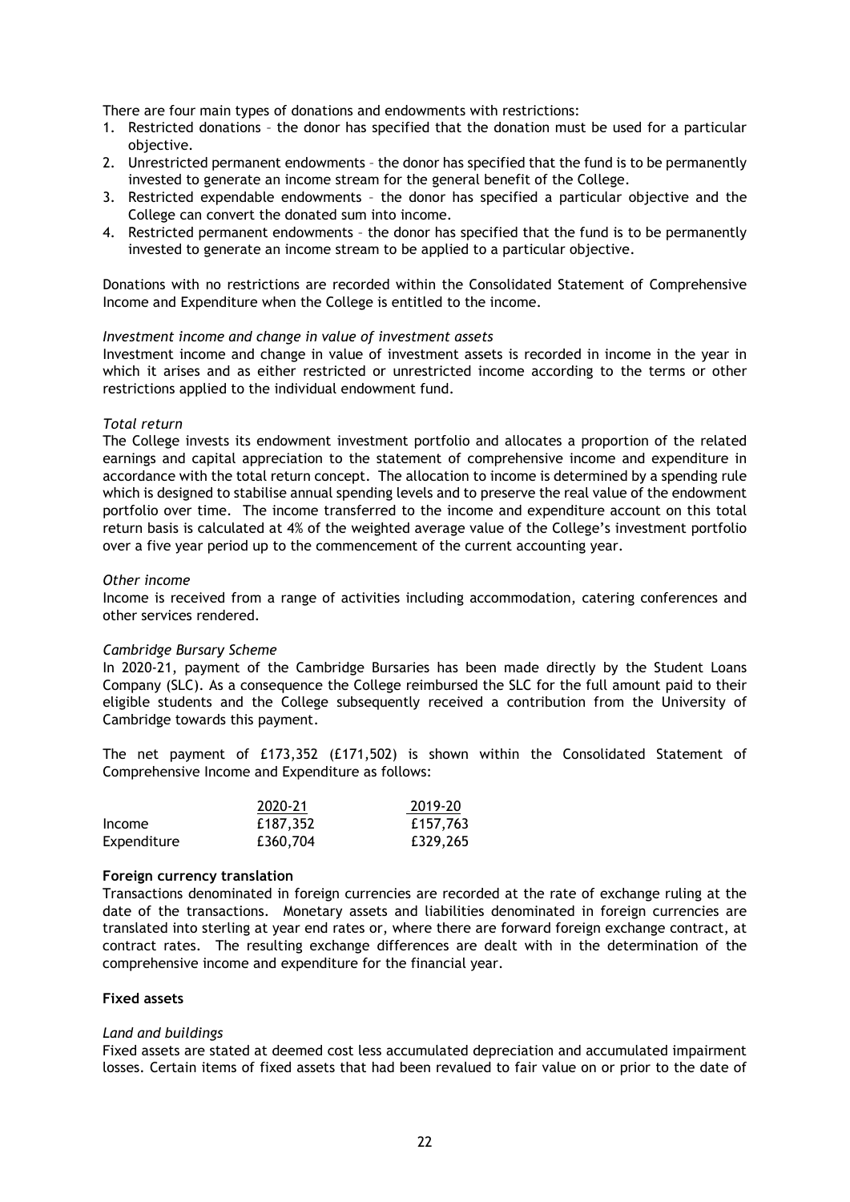There are four main types of donations and endowments with restrictions:

1. Restricted donations – the donor has specified that the donation must be used for a particular objective.
2. Unrestricted permanent endowments – the donor has specified that the fund is to be permanently invested to generate an income stream for the general benefit of the College.
3. Restricted expendable endowments – the donor has specified a particular objective and the College can convert the donated sum into income.
4. Restricted permanent endowments – the donor has specified that the fund is to be permanently invested to generate an income stream to be applied to a particular objective.

Donations with no restrictions are recorded within the Consolidated Statement of Comprehensive Income and Expenditure when the College is entitled to the income.

*Investment income and change in value of investment assets*

Investment income and change in value of investment assets is recorded in income in the year in which it arises and as either restricted or unrestricted income according to the terms or other restrictions applied to the individual endowment fund.

*Total return*

The College invests its endowment investment portfolio and allocates a proportion of the related earnings and capital appreciation to the statement of comprehensive income and expenditure in accordance with the total return concept. The allocation to income is determined by a spending rule which is designed to stabilise annual spending levels and to preserve the real value of the endowment portfolio over time. The income transferred to the income and expenditure account on this total return basis is calculated at 4% of the weighted average value of the College's investment portfolio over a five year period up to the commencement of the current accounting year.

*Other income*

Income is received from a range of activities including accommodation, catering conferences and other services rendered.

*Cambridge Bursary Scheme*

In 2020-21, payment of the Cambridge Bursaries has been made directly by the Student Loans Company (SLC). As a consequence the College reimbursed the SLC for the full amount paid to their eligible students and the College subsequently received a contribution from the University of Cambridge towards this payment.

The net payment of £173,352 (£171,502) is shown within the Consolidated Statement of Comprehensive Income and Expenditure as follows:

| | 2020-21 | 2019-20 |
|---|---|---|
| Income | £187,352 | £157,763 |
| Expenditure | £360,704 | £329,265 |

**Foreign currency translation**

Transactions denominated in foreign currencies are recorded at the rate of exchange ruling at the date of the transactions. Monetary assets and liabilities denominated in foreign currencies are translated into sterling at year end rates or, where there are forward foreign exchange contract, at contract rates. The resulting exchange differences are dealt with in the determination of the comprehensive income and expenditure for the financial year.

**Fixed assets**

*Land and buildings*

Fixed assets are stated at deemed cost less accumulated depreciation and accumulated impairment losses. Certain items of fixed assets that had been revalued to fair value on or prior to the date of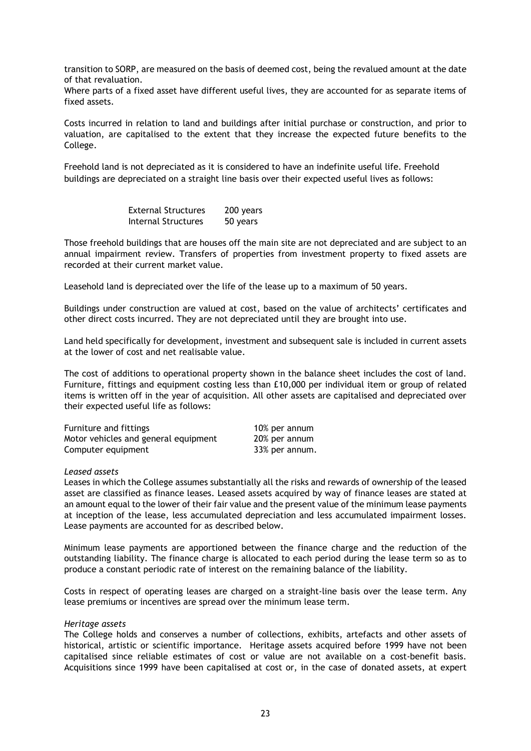transition to SORP, are measured on the basis of deemed cost, being the revalued amount at the date of that revaluation.

Where parts of a fixed asset have different useful lives, they are accounted for as separate items of fixed assets.

Costs incurred in relation to land and buildings after initial purchase or construction, and prior to valuation, are capitalised to the extent that they increase the expected future benefits to the College.

Freehold land is not depreciated as it is considered to have an indefinite useful life. Freehold buildings are depreciated on a straight line basis over their expected useful lives as follows:

| | |
|---|---|
| External Structures | 200 years |
| Internal Structures | 50 years |

Those freehold buildings that are houses off the main site are not depreciated and are subject to an annual impairment review. Transfers of properties from investment property to fixed assets are recorded at their current market value.

Leasehold land is depreciated over the life of the lease up to a maximum of 50 years.

Buildings under construction are valued at cost, based on the value of architects' certificates and other direct costs incurred. They are not depreciated until they are brought into use.

Land held specifically for development, investment and subsequent sale is included in current assets at the lower of cost and net realisable value.

The cost of additions to operational property shown in the balance sheet includes the cost of land. Furniture, fittings and equipment costing less than £10,000 per individual item or group of related items is written off in the year of acquisition. All other assets are capitalised and depreciated over their expected useful life as follows:

| | |
|---|---|
| Furniture and fittings | 10% per annum |
| Motor vehicles and general equipment | 20% per annum |
| Computer equipment | 33% per annum. |

*Leased assets*

Leases in which the College assumes substantially all the risks and rewards of ownership of the leased asset are classified as finance leases. Leased assets acquired by way of finance leases are stated at an amount equal to the lower of their fair value and the present value of the minimum lease payments at inception of the lease, less accumulated depreciation and less accumulated impairment losses. Lease payments are accounted for as described below.

Minimum lease payments are apportioned between the finance charge and the reduction of the outstanding liability. The finance charge is allocated to each period during the lease term so as to produce a constant periodic rate of interest on the remaining balance of the liability.

Costs in respect of operating leases are charged on a straight-line basis over the lease term. Any lease premiums or incentives are spread over the minimum lease term.

*Heritage assets*

The College holds and conserves a number of collections, exhibits, artefacts and other assets of historical, artistic or scientific importance. Heritage assets acquired before 1999 have not been capitalised since reliable estimates of cost or value are not available on a cost-benefit basis. Acquisitions since 1999 have been capitalised at cost or, in the case of donated assets, at expert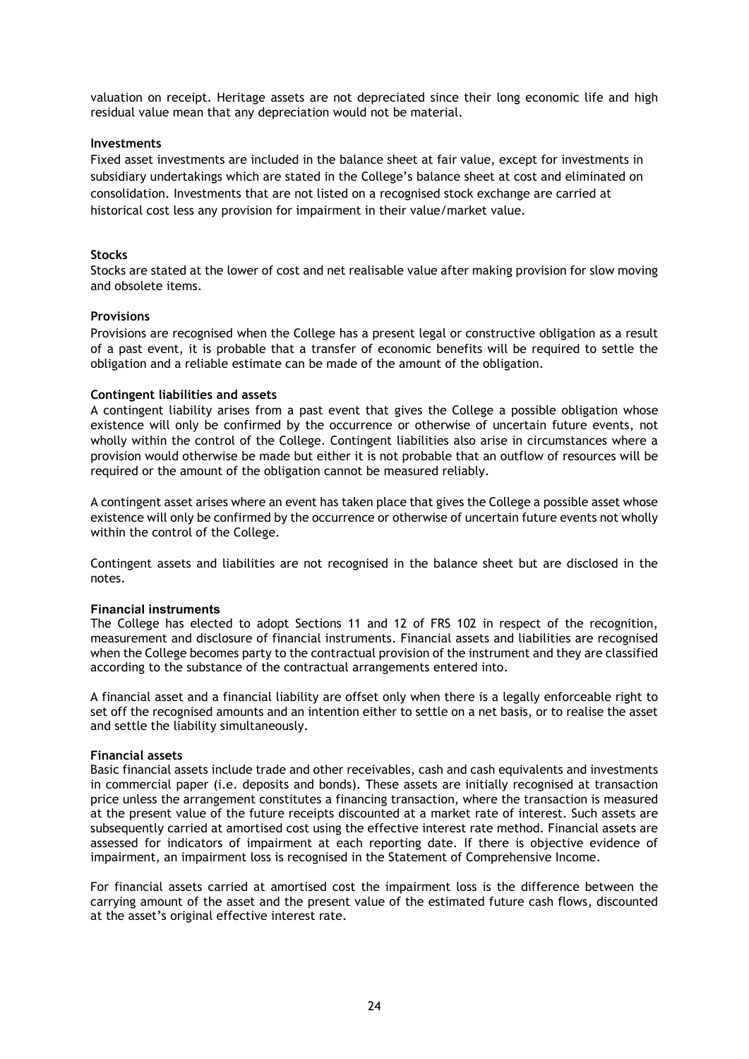valuation on receipt. Heritage assets are not depreciated since their long economic life and high residual value mean that any depreciation would not be material.

**Investments**

Fixed asset investments are included in the balance sheet at fair value, except for investments in subsidiary undertakings which are stated in the College's balance sheet at cost and eliminated on consolidation. Investments that are not listed on a recognised stock exchange are carried at historical cost less any provision for impairment in their value/market value.

**Stocks**

Stocks are stated at the lower of cost and net realisable value after making provision for slow moving and obsolete items.

**Provisions**

Provisions are recognised when the College has a present legal or constructive obligation as a result of a past event, it is probable that a transfer of economic benefits will be required to settle the obligation and a reliable estimate can be made of the amount of the obligation.

**Contingent liabilities and assets**

A contingent liability arises from a past event that gives the College a possible obligation whose existence will only be confirmed by the occurrence or otherwise of uncertain future events, not wholly within the control of the College. Contingent liabilities also arise in circumstances where a provision would otherwise be made but either it is not probable that an outflow of resources will be required or the amount of the obligation cannot be measured reliably.

A contingent asset arises where an event has taken place that gives the College a possible asset whose existence will only be confirmed by the occurrence or otherwise of uncertain future events not wholly within the control of the College.

Contingent assets and liabilities are not recognised in the balance sheet but are disclosed in the notes.

**Financial instruments**

The College has elected to adopt Sections 11 and 12 of FRS 102 in respect of the recognition, measurement and disclosure of financial instruments. Financial assets and liabilities are recognised when the College becomes party to the contractual provision of the instrument and they are classified according to the substance of the contractual arrangements entered into.

A financial asset and a financial liability are offset only when there is a legally enforceable right to set off the recognised amounts and an intention either to settle on a net basis, or to realise the asset and settle the liability simultaneously.

**Financial assets**

Basic financial assets include trade and other receivables, cash and cash equivalents and investments in commercial paper (i.e. deposits and bonds). These assets are initially recognised at transaction price unless the arrangement constitutes a financing transaction, where the transaction is measured at the present value of the future receipts discounted at a market rate of interest. Such assets are subsequently carried at amortised cost using the effective interest rate method. Financial assets are assessed for indicators of impairment at each reporting date. If there is objective evidence of impairment, an impairment loss is recognised in the Statement of Comprehensive Income.

For financial assets carried at amortised cost the impairment loss is the difference between the carrying amount of the asset and the present value of the estimated future cash flows, discounted at the asset's original effective interest rate.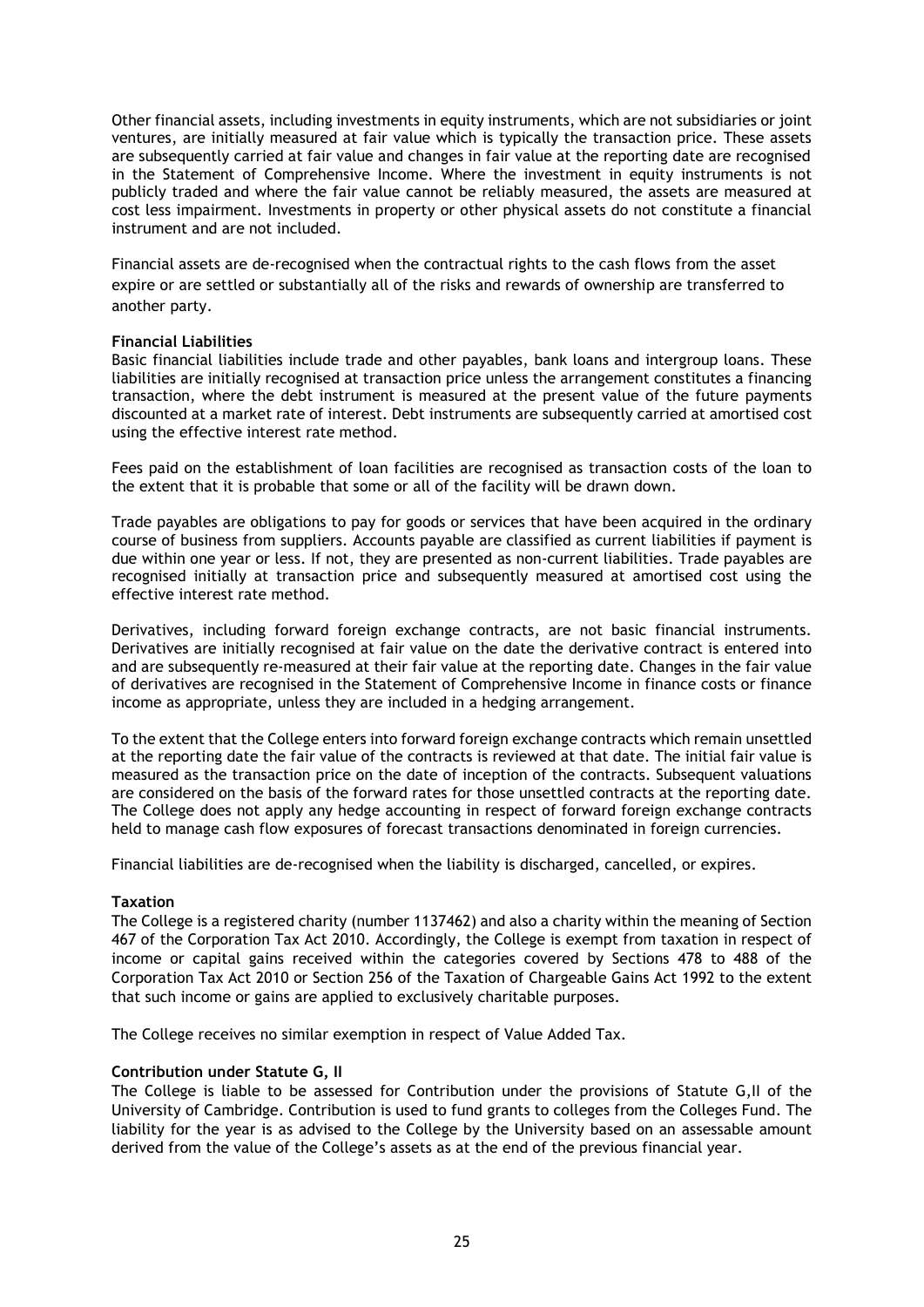Other financial assets, including investments in equity instruments, which are not subsidiaries or joint ventures, are initially measured at fair value which is typically the transaction price. These assets are subsequently carried at fair value and changes in fair value at the reporting date are recognised in the Statement of Comprehensive Income. Where the investment in equity instruments is not publicly traded and where the fair value cannot be reliably measured, the assets are measured at cost less impairment. Investments in property or other physical assets do not constitute a financial instrument and are not included.

Financial assets are de-recognised when the contractual rights to the cash flows from the asset expire or are settled or substantially all of the risks and rewards of ownership are transferred to another party.

**Financial Liabilities**

Basic financial liabilities include trade and other payables, bank loans and intergroup loans. These liabilities are initially recognised at transaction price unless the arrangement constitutes a financing transaction, where the debt instrument is measured at the present value of the future payments discounted at a market rate of interest. Debt instruments are subsequently carried at amortised cost using the effective interest rate method.

Fees paid on the establishment of loan facilities are recognised as transaction costs of the loan to the extent that it is probable that some or all of the facility will be drawn down.

Trade payables are obligations to pay for goods or services that have been acquired in the ordinary course of business from suppliers. Accounts payable are classified as current liabilities if payment is due within one year or less. If not, they are presented as non-current liabilities. Trade payables are recognised initially at transaction price and subsequently measured at amortised cost using the effective interest rate method.

Derivatives, including forward foreign exchange contracts, are not basic financial instruments. Derivatives are initially recognised at fair value on the date the derivative contract is entered into and are subsequently re-measured at their fair value at the reporting date. Changes in the fair value of derivatives are recognised in the Statement of Comprehensive Income in finance costs or finance income as appropriate, unless they are included in a hedging arrangement.

To the extent that the College enters into forward foreign exchange contracts which remain unsettled at the reporting date the fair value of the contracts is reviewed at that date. The initial fair value is measured as the transaction price on the date of inception of the contracts. Subsequent valuations are considered on the basis of the forward rates for those unsettled contracts at the reporting date. The College does not apply any hedge accounting in respect of forward foreign exchange contracts held to manage cash flow exposures of forecast transactions denominated in foreign currencies.

Financial liabilities are de-recognised when the liability is discharged, cancelled, or expires.

**Taxation**

The College is a registered charity (number 1137462) and also a charity within the meaning of Section 467 of the Corporation Tax Act 2010. Accordingly, the College is exempt from taxation in respect of income or capital gains received within the categories covered by Sections 478 to 488 of the Corporation Tax Act 2010 or Section 256 of the Taxation of Chargeable Gains Act 1992 to the extent that such income or gains are applied to exclusively charitable purposes.

The College receives no similar exemption in respect of Value Added Tax.

**Contribution under Statute G, II**

The College is liable to be assessed for Contribution under the provisions of Statute G,II of the University of Cambridge. Contribution is used to fund grants to colleges from the Colleges Fund. The liability for the year is as advised to the College by the University based on an assessable amount derived from the value of the College's assets as at the end of the previous financial year.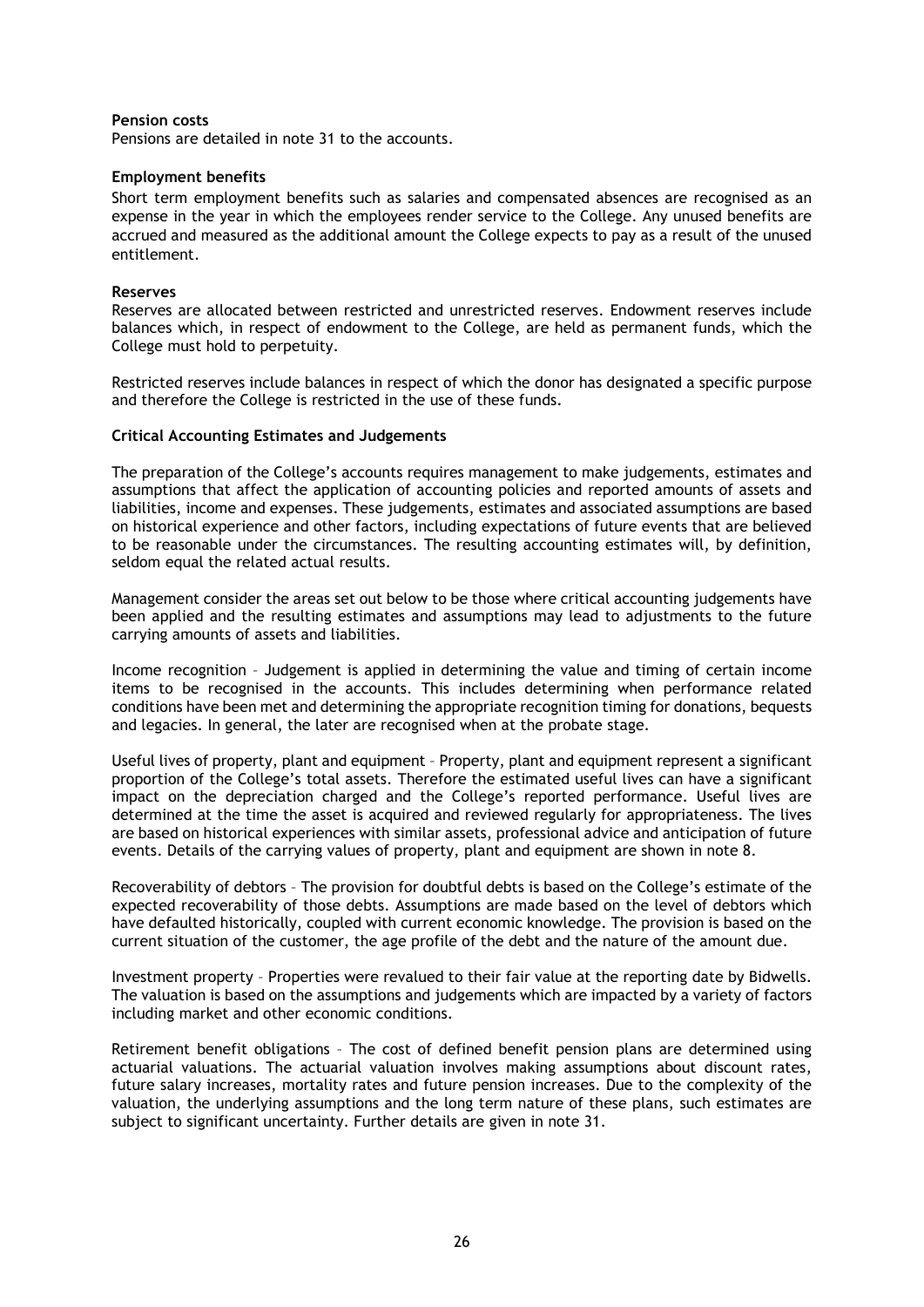**Pension costs**

Pensions are detailed in note 31 to the accounts.

**Employment benefits**

Short term employment benefits such as salaries and compensated absences are recognised as an expense in the year in which the employees render service to the College. Any unused benefits are accrued and measured as the additional amount the College expects to pay as a result of the unused entitlement.

**Reserves**

Reserves are allocated between restricted and unrestricted reserves. Endowment reserves include balances which, in respect of endowment to the College, are held as permanent funds, which the College must hold to perpetuity.

Restricted reserves include balances in respect of which the donor has designated a specific purpose and therefore the College is restricted in the use of these funds.

**Critical Accounting Estimates and Judgements**

The preparation of the College's accounts requires management to make judgements, estimates and assumptions that affect the application of accounting policies and reported amounts of assets and liabilities, income and expenses. These judgements, estimates and associated assumptions are based on historical experience and other factors, including expectations of future events that are believed to be reasonable under the circumstances. The resulting accounting estimates will, by definition, seldom equal the related actual results.

Management consider the areas set out below to be those where critical accounting judgements have been applied and the resulting estimates and assumptions may lead to adjustments to the future carrying amounts of assets and liabilities.

Income recognition – Judgement is applied in determining the value and timing of certain income items to be recognised in the accounts. This includes determining when performance related conditions have been met and determining the appropriate recognition timing for donations, bequests and legacies. In general, the later are recognised when at the probate stage.

Useful lives of property, plant and equipment – Property, plant and equipment represent a significant proportion of the College's total assets. Therefore the estimated useful lives can have a significant impact on the depreciation charged and the College's reported performance. Useful lives are determined at the time the asset is acquired and reviewed regularly for appropriateness. The lives are based on historical experiences with similar assets, professional advice and anticipation of future events. Details of the carrying values of property, plant and equipment are shown in note 8.

Recoverability of debtors – The provision for doubtful debts is based on the College's estimate of the expected recoverability of those debts. Assumptions are made based on the level of debtors which have defaulted historically, coupled with current economic knowledge. The provision is based on the current situation of the customer, the age profile of the debt and the nature of the amount due.

Investment property – Properties were revalued to their fair value at the reporting date by Bidwells. The valuation is based on the assumptions and judgements which are impacted by a variety of factors including market and other economic conditions.

Retirement benefit obligations – The cost of defined benefit pension plans are determined using actuarial valuations. The actuarial valuation involves making assumptions about discount rates, future salary increases, mortality rates and future pension increases. Due to the complexity of the valuation, the underlying assumptions and the long term nature of these plans, such estimates are subject to significant uncertainty. Further details are given in note 31.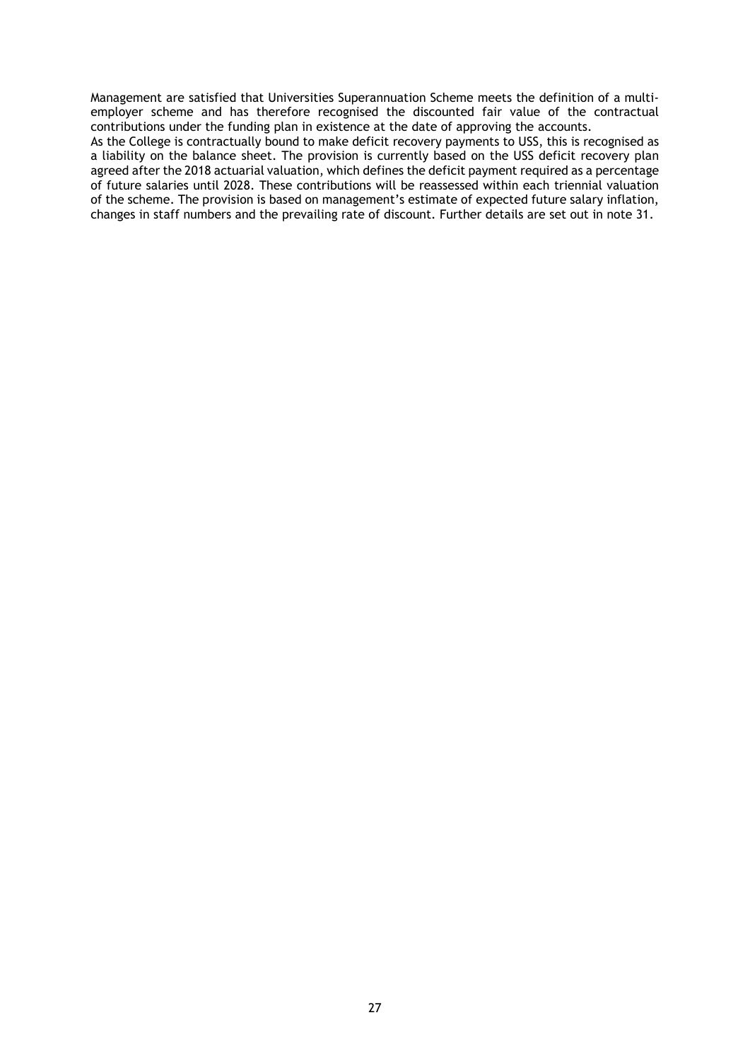Management are satisfied that Universities Superannuation Scheme meets the definition of a multi-employer scheme and has therefore recognised the discounted fair value of the contractual contributions under the funding plan in existence at the date of approving the accounts.

As the College is contractually bound to make deficit recovery payments to USS, this is recognised as a liability on the balance sheet. The provision is currently based on the USS deficit recovery plan agreed after the 2018 actuarial valuation, which defines the deficit payment required as a percentage of future salaries until 2028. These contributions will be reassessed within each triennial valuation of the scheme. The provision is based on management's estimate of expected future salary inflation, changes in staff numbers and the prevailing rate of discount. Further details are set out in note 31.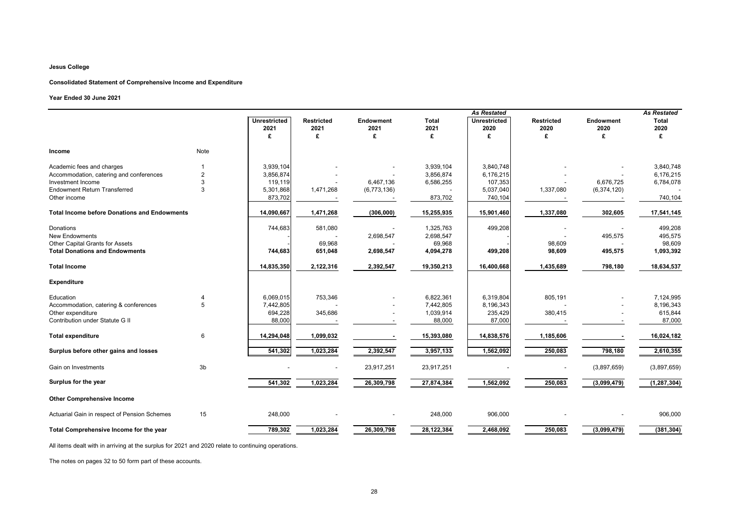**Jesus College**

**Consolidated Statement of Comprehensive Income and Expenditure**

**Year Ended 30 June 2021**

| | Note | Unrestricted 2021 £ | Restricted 2021 £ | Endowment 2021 £ | Total 2021 £ | *As Restated* Unrestricted 2020 £ | Restricted 2020 £ | Endowment 2020 £ | *As Restated* Total 2020 £ |
|---|---|---|---|---|---|---|---|---|---|
| **Income** | Note | | | | | | | | |
| Academic fees and charges | 1 | 3,939,104 | - | - | 3,939,104 | 3,840,748 | - | - | 3,840,748 |
| Accommodation, catering and conferences | 2 | 3,856,874 | - | - | 3,856,874 | 6,176,215 | - | - | 6,176,215 |
| Investment Income | 3 | 119,119 | - | 6,467,136 | 6,586,255 | 107,353 | - | 6,676,725 | 6,784,078 |
| Endowment Return Transferred | 3 | 5,301,868 | 1,471,268 | (6,773,136) | - | 5,037,040 | 1,337,080 | (6,374,120) | - |
| Other income | | 873,702 | - | - | 873,702 | 740,104 | - | - | 740,104 |
| **Total Income before Donations and Endowments** | | 14,090,667 | 1,471,268 | (306,000) | 15,255,935 | 15,901,460 | 1,337,080 | 302,605 | 17,541,145 |
| Donations | | 744,683 | 581,080 | - | 1,325,763 | 499,208 | - | - | 499,208 |
| New Endowments | | - | - | 2,698,547 | 2,698,547 | - | - | 495,575 | 495,575 |
| Other Capital Grants for Assets | | - | 69,968 | - | 69,968 | - | 98,609 | - | 98,609 |
| **Total Donations and Endowments** | | **744,683** | **651,048** | **2,698,547** | **4,094,278** | **499,208** | **98,609** | **495,575** | **1,093,392** |
| **Total Income** | | **14,835,350** | **2,122,316** | **2,392,547** | **19,350,213** | **16,400,668** | **1,435,689** | **798,180** | **18,634,537** |
| **Expenditure** | | | | | | | | | |
| Education | 4 | 6,069,015 | 753,346 | - | 6,822,361 | 6,319,804 | 805,191 | - | 7,124,995 |
| Accommodation, catering & conferences | 5 | 7,442,805 | - | - | 7,442,805 | 8,196,343 | - | - | 8,196,343 |
| Other expenditure | | 694,228 | 345,686 | - | 1,039,914 | 235,429 | 380,415 | - | 615,844 |
| Contribution under Statute G II | | 88,000 | - | - | 88,000 | 87,000 | - | - | 87,000 |
| **Total expenditure** | 6 | 14,294,048 | 1,099,032 | - | 15,393,080 | 14,838,576 | 1,185,606 | - | 16,024,182 |
| **Surplus before other gains and losses** | | 541,302 | 1,023,284 | 2,392,547 | 3,957,133 | 1,562,092 | 250,083 | 798,180 | 2,610,355 |
| Gain on Investments | 3b | - | - | 23,917,251 | 23,917,251 | - | - | (3,897,659) | (3,897,659) |
| **Surplus for the year** | | 541,302 | 1,023,284 | 26,309,798 | 27,874,384 | 1,562,092 | 250,083 | (3,099,479) | (1,287,304) |
| **Other Comprehensive Income** | | | | | | | | | |
| Actuarial Gain in respect of Pension Schemes | 15 | 248,000 | - | - | 248,000 | 906,000 | - | - | 906,000 |
| **Total Comprehensive Income for the year** | | 789,302 | 1,023,284 | 26,309,798 | 28,122,384 | 2,468,092 | 250,083 | (3,099,479) | (381,304) |

All items dealt with in arriving at the surplus for 2021 and 2020 relate to continuing operations.

The notes on pages 32 to 50 form part of these accounts.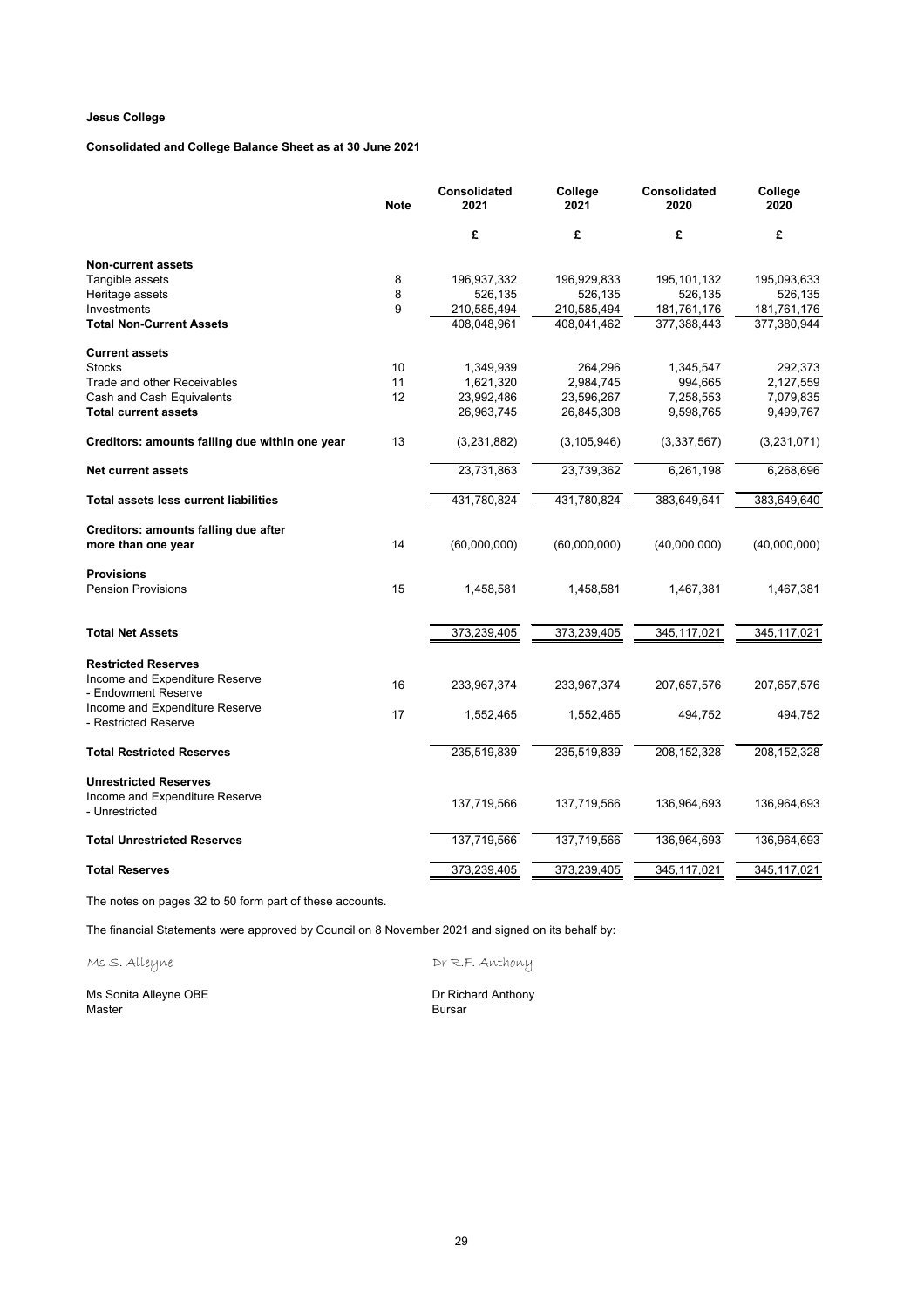**Jesus College**

**Consolidated and College Balance Sheet as at 30 June 2021**

| | Note | Consolidated 2021 | College 2021 | Consolidated 2020 | College 2020 |
|---|---|---|---|---|---|
| | | £ | £ | £ | £ |
| **Non-current assets** | | | | | |
| Tangible assets | 8 | 196,937,332 | 196,929,833 | 195,101,132 | 195,093,633 |
| Heritage assets | 8 | 526,135 | 526,135 | 526,135 | 526,135 |
| Investments | 9 | 210,585,494 | 210,585,494 | 181,761,176 | 181,761,176 |
| **Total Non-Current Assets** | | 408,048,961 | 408,041,462 | 377,388,443 | 377,380,944 |
| **Current assets** | | | | | |
| Stocks | 10 | 1,349,939 | 264,296 | 1,345,547 | 292,373 |
| Trade and other Receivables | 11 | 1,621,320 | 2,984,745 | 994,665 | 2,127,559 |
| Cash and Cash Equivalents | 12 | 23,992,486 | 23,596,267 | 7,258,553 | 7,079,835 |
| **Total current assets** | | 26,963,745 | 26,845,308 | 9,598,765 | 9,499,767 |
| **Creditors: amounts falling due within one year** | 13 | (3,231,882) | (3,105,946) | (3,337,567) | (3,231,071) |
| **Net current assets** | | 23,731,863 | 23,739,362 | 6,261,198 | 6,268,696 |
| **Total assets less current liabilities** | | 431,780,824 | 431,780,824 | 383,649,641 | 383,649,640 |
| **Creditors: amounts falling due after more than one year** | 14 | (60,000,000) | (60,000,000) | (40,000,000) | (40,000,000) |
| **Provisions** | | | | | |
| Pension Provisions | 15 | 1,458,581 | 1,458,581 | 1,467,381 | 1,467,381 |
| **Total Net Assets** | | 373,239,405 | 373,239,405 | 345,117,021 | 345,117,021 |
| **Restricted Reserves** | | | | | |
| Income and Expenditure Reserve - Endowment Reserve | 16 | 233,967,374 | 233,967,374 | 207,657,576 | 207,657,576 |
| Income and Expenditure Reserve - Restricted Reserve | 17 | 1,552,465 | 1,552,465 | 494,752 | 494,752 |
| **Total Restricted Reserves** | | 235,519,839 | 235,519,839 | 208,152,328 | 208,152,328 |
| **Unrestricted Reserves** | | | | | |
| Income and Expenditure Reserve - Unrestricted | | 137,719,566 | 137,719,566 | 136,964,693 | 136,964,693 |
| **Total Unrestricted Reserves** | | 137,719,566 | 137,719,566 | 136,964,693 | 136,964,693 |
| **Total Reserves** | | 373,239,405 | 373,239,405 | 345,117,021 | 345,117,021 |

The notes on pages 32 to 50 form part of these accounts.

The financial Statements were approved by Council on 8 November 2021 and signed on its behalf by:

Ms S. Alleyne

Ms Sonita Alleyne OBE
Master

Dr R.F. Anthony

Dr Richard Anthony
Bursar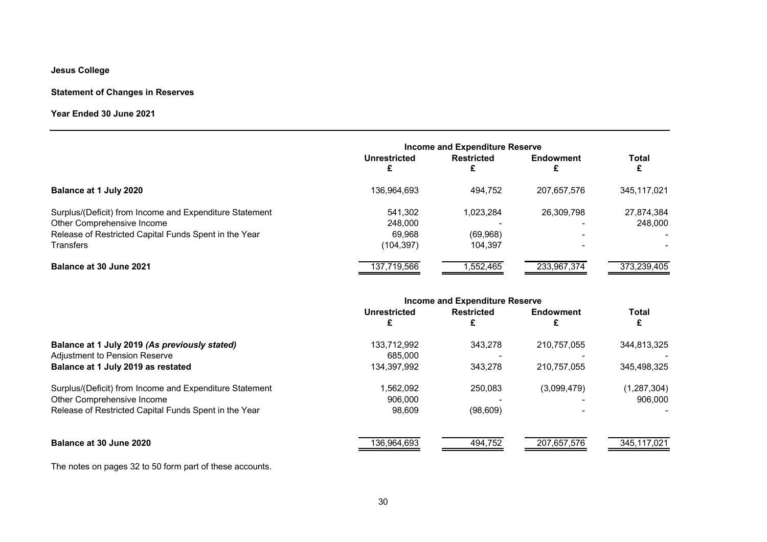**Jesus College**

**Statement of Changes in Reserves**

**Year Ended 30 June 2021**

| | Income and Expenditure Reserve | | | |
|---|---|---|---|---|
| | **Unrestricted** £ | **Restricted** £ | **Endowment** £ | **Total** £ |
| **Balance at 1 July 2020** | 136,964,693 | 494,752 | 207,657,576 | 345,117,021 |
| Surplus/(Deficit) from Income and Expenditure Statement | 541,302 | 1,023,284 | 26,309,798 | 27,874,384 |
| Other Comprehensive Income | 248,000 | - | - | 248,000 |
| Release of Restricted Capital Funds Spent in the Year | 69,968 | (69,968) | - | - |
| Transfers | (104,397) | 104,397 | - | - |
| **Balance at 30 June 2021** | 137,719,566 | 1,552,465 | 233,967,374 | 373,239,405 |

| | Income and Expenditure Reserve | | | |
|---|---|---|---|---|
| | **Unrestricted** £ | **Restricted** £ | **Endowment** £ | **Total** £ |
| **Balance at 1 July 2019** ***(As previously stated)*** | 133,712,992 | 343,278 | 210,757,055 | 344,813,325 |
| Adjustment to Pension Reserve | 685,000 | - | - | - |
| **Balance at 1 July 2019 as restated** | 134,397,992 | 343,278 | 210,757,055 | 345,498,325 |
| Surplus/(Deficit) from Income and Expenditure Statement | 1,562,092 | 250,083 | (3,099,479) | (1,287,304) |
| Other Comprehensive Income | 906,000 | - | - | 906,000 |
| Release of Restricted Capital Funds Spent in the Year | 98,609 | (98,609) | - | - |
| **Balance at 30 June 2020** | 136,964,693 | 494,752 | 207,657,576 | 345,117,021 |

The notes on pages 32 to 50 form part of these accounts.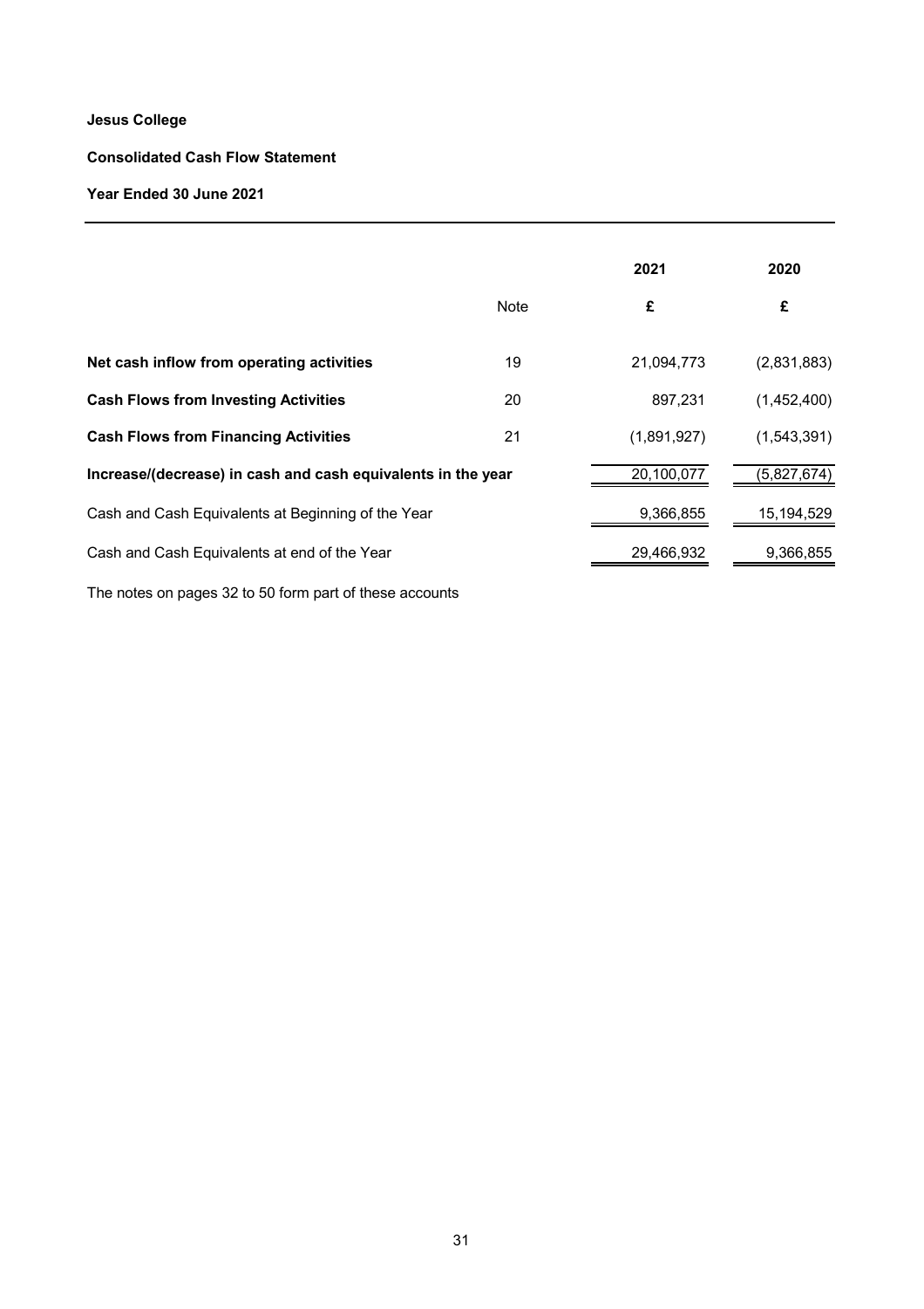**Jesus College**

**Consolidated Cash Flow Statement**

**Year Ended 30 June 2021**

| | Note | 2021 | 2020 |
|---|---|---|---|
| | | £ | £ |
| **Net cash inflow from operating activities** | 19 | 21,094,773 | (2,831,883) |
| **Cash Flows from Investing Activities** | 20 | 897,231 | (1,452,400) |
| **Cash Flows from Financing Activities** | 21 | (1,891,927) | (1,543,391) |
| **Increase/(decrease) in cash and cash equivalents in the year** | | 20,100,077 | (5,827,674) |
| Cash and Cash Equivalents at Beginning of the Year | | 9,366,855 | 15,194,529 |
| Cash and Cash Equivalents at end of the Year | | 29,466,932 | 9,366,855 |

The notes on pages 32 to 50 form part of these accounts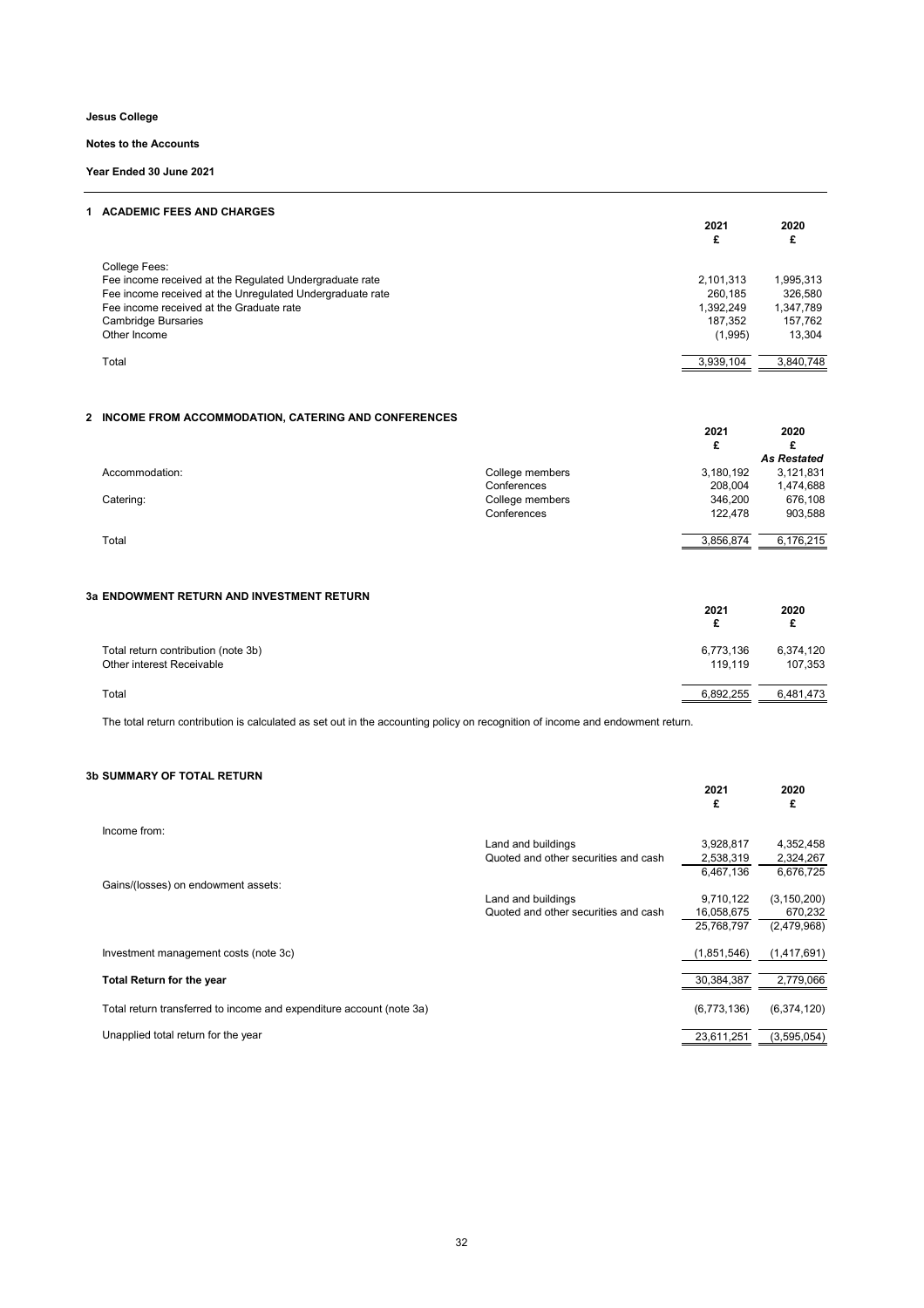**Jesus College**

**Notes to the Accounts**

**Year Ended 30 June 2021**

## 1 ACADEMIC FEES AND CHARGES

| | 2021 £ | 2020 £ |
|---|---|---|
| College Fees: | | |
| Fee income received at the Regulated Undergraduate rate | 2,101,313 | 1,995,313 |
| Fee income received at the Unregulated Undergraduate rate | 260,185 | 326,580 |
| Fee income received at the Graduate rate | 1,392,249 | 1,347,789 |
| Cambridge Bursaries | 187,352 | 157,762 |
| Other Income | (1,995) | 13,304 |
| Total | 3,939,104 | 3,840,748 |

## 2 INCOME FROM ACCOMMODATION, CATERING AND CONFERENCES

| | | 2021 £ | 2020 £ *As Restated* |
|---|---|---|---|
| Accommodation: | College members | 3,180,192 | 3,121,831 |
| | Conferences | 208,004 | 1,474,688 |
| Catering: | College members | 346,200 | 676,108 |
| | Conferences | 122,478 | 903,588 |
| Total | | 3,856,874 | 6,176,215 |

## 3a ENDOWMENT RETURN AND INVESTMENT RETURN

| | 2021 £ | 2020 £ |
|---|---|---|
| Total return contribution (note 3b) | 6,773,136 | 6,374,120 |
| Other interest Receivable | 119,119 | 107,353 |
| Total | 6,892,255 | 6,481,473 |

The total return contribution is calculated as set out in the accounting policy on recognition of income and endowment return.

## 3b SUMMARY OF TOTAL RETURN

| | | 2021 £ | 2020 £ |
|---|---|---|---|
| Income from: | | | |
| | Land and buildings | 3,928,817 | 4,352,458 |
| | Quoted and other securities and cash | 2,538,319 | 2,324,267 |
| | | 6,467,136 | 6,676,725 |
| Gains/(losses) on endowment assets: | | | |
| | Land and buildings | 9,710,122 | (3,150,200) |
| | Quoted and other securities and cash | 16,058,675 | 670,232 |
| | | 25,768,797 | (2,479,968) |
| Investment management costs (note 3c) | | (1,851,546) | (1,417,691) |
| **Total Return for the year** | | 30,384,387 | 2,779,066 |
| Total return transferred to income and expenditure account (note 3a) | | (6,773,136) | (6,374,120) |
| Unapplied total return for the year | | 23,611,251 | (3,595,054) |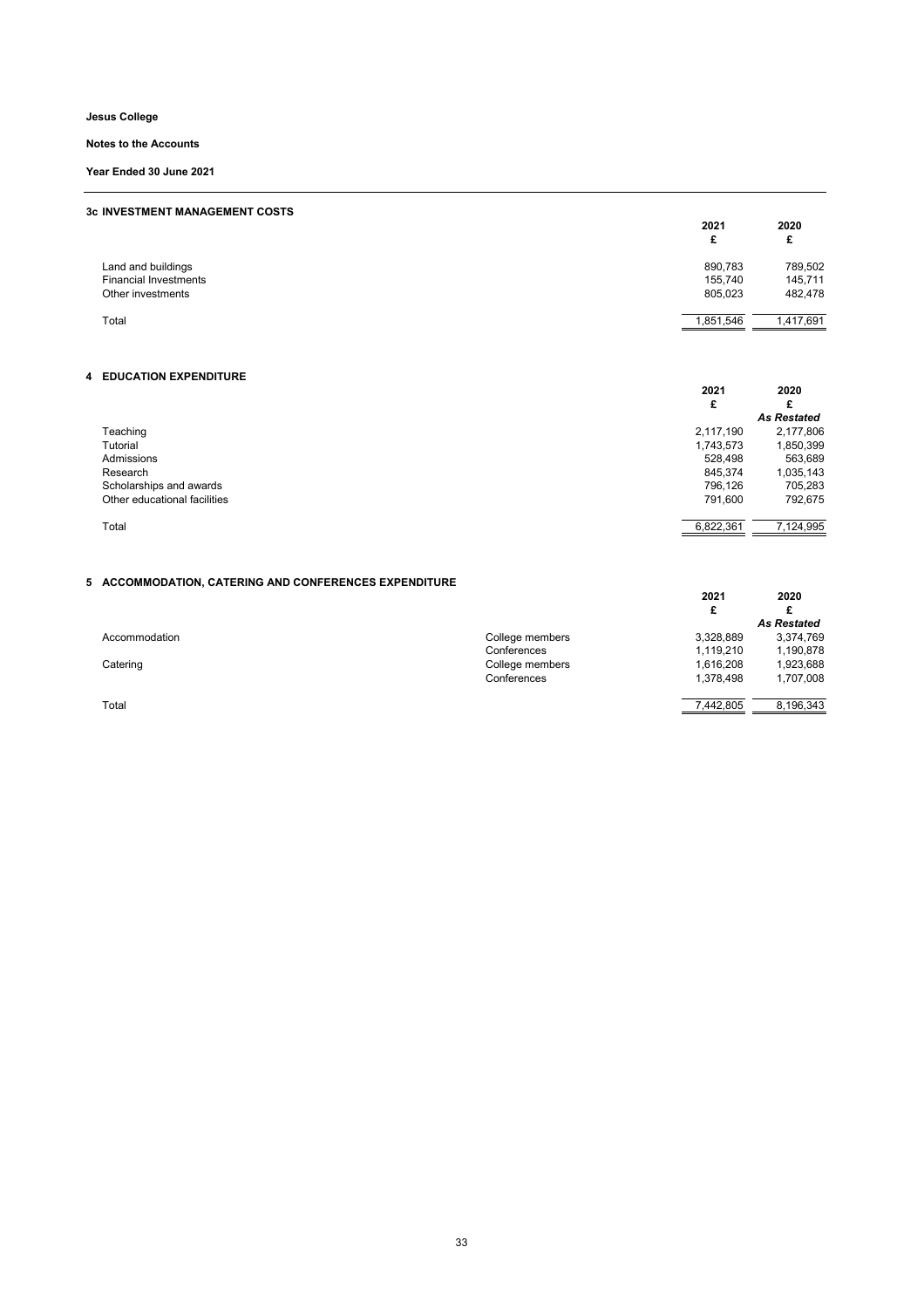**Jesus College**

**Notes to the Accounts**

**Year Ended 30 June 2021**

### 3c INVESTMENT MANAGEMENT COSTS

| | 2021 | 2020 |
|---|---|---|
| | £ | £ |
| Land and buildings | 890,783 | 789,502 |
| Financial Investments | 155,740 | 145,711 |
| Other investments | 805,023 | 482,478 |
| Total | 1,851,546 | 1,417,691 |

### 4 EDUCATION EXPENDITURE

| | 2021 | 2020 |
|---|---|---|
| | £ | £ |
| | | *As Restated* |
| Teaching | 2,117,190 | 2,177,806 |
| Tutorial | 1,743,573 | 1,850,399 |
| Admissions | 528,498 | 563,689 |
| Research | 845,374 | 1,035,143 |
| Scholarships and awards | 796,126 | 705,283 |
| Other educational facilities | 791,600 | 792,675 |
| Total | 6,822,361 | 7,124,995 |

### 5 ACCOMMODATION, CATERING AND CONFERENCES EXPENDITURE

| | | 2021 | 2020 |
|---|---|---|---|
| | | £ | £ |
| | | | *As Restated* |
| Accommodation | College members | 3,328,889 | 3,374,769 |
| | Conferences | 1,119,210 | 1,190,878 |
| Catering | College members | 1,616,208 | 1,923,688 |
| | Conferences | 1,378,498 | 1,707,008 |
| Total | | 7,442,805 | 8,196,343 |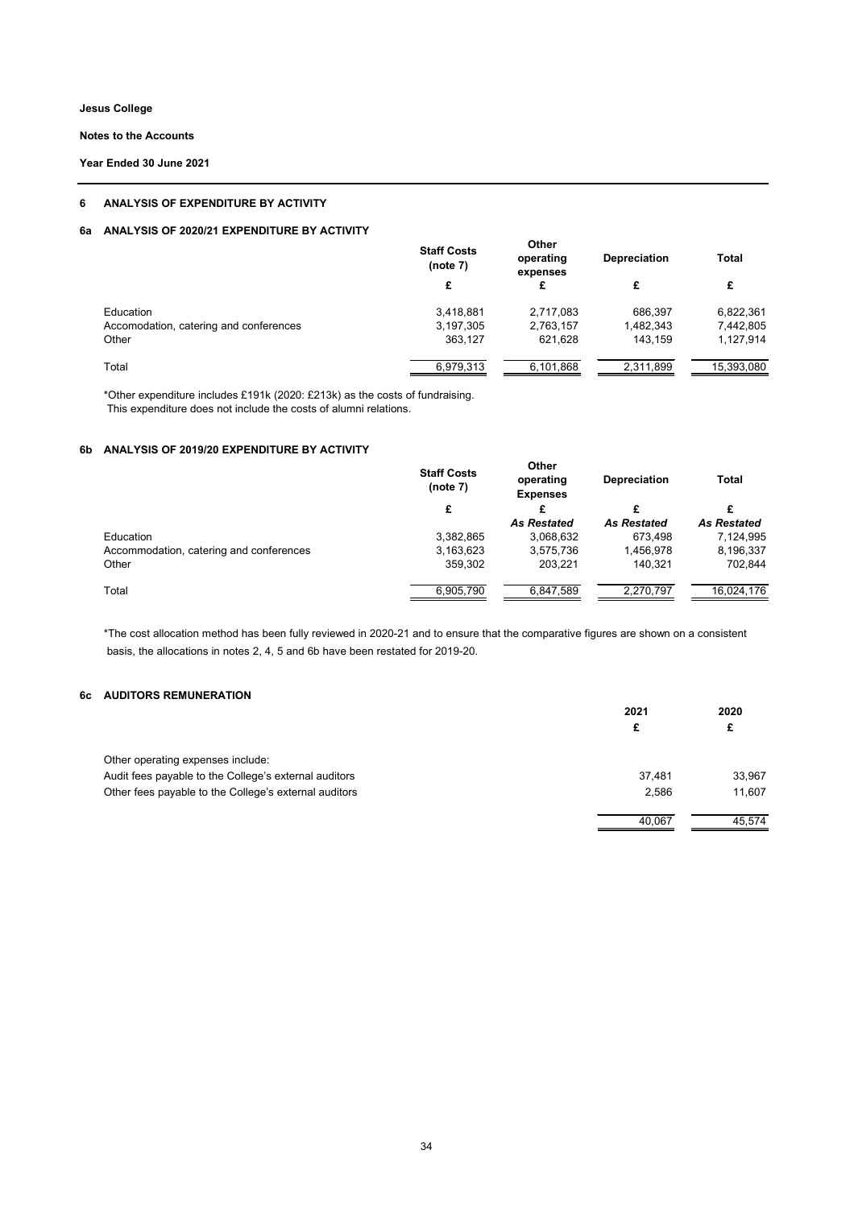Jesus College

Notes to the Accounts

Year Ended 30 June 2021

## 6 ANALYSIS OF EXPENDITURE BY ACTIVITY

### 6a ANALYSIS OF 2020/21 EXPENDITURE BY ACTIVITY

| | Staff Costs (note 7) | Other operating expenses | Depreciation | Total |
|---|---|---|---|---|
| | £ | £ | £ | £ |
| Education | 3,418,881 | 2,717,083 | 686,397 | 6,822,361 |
| Accomodation, catering and conferences | 3,197,305 | 2,763,157 | 1,482,343 | 7,442,805 |
| Other | 363,127 | 621,628 | 143,159 | 1,127,914 |
| Total | 6,979,313 | 6,101,868 | 2,311,899 | 15,393,080 |

*Other expenditure includes £191k (2020: £213k) as the costs of fundraising.
This expenditure does not include the costs of alumni relations.

### 6b ANALYSIS OF 2019/20 EXPENDITURE BY ACTIVITY

| | Staff Costs (note 7) | Other operating Expenses | Depreciation | Total |
|---|---|---|---|---|
| | £ | £ | £ | £ |
| | | *As Restated* | *As Restated* | *As Restated* |
| Education | 3,382,865 | 3,068,632 | 673,498 | 7,124,995 |
| Accommodation, catering and conferences | 3,163,623 | 3,575,736 | 1,456,978 | 8,196,337 |
| Other | 359,302 | 203,221 | 140,321 | 702,844 |
| Total | 6,905,790 | 6,847,589 | 2,270,797 | 16,024,176 |

*The cost allocation method has been fully reviewed in 2020-21 and to ensure that the comparative figures are shown on a consistent basis, the allocations in notes 2, 4, 5 and 6b have been restated for 2019-20.

### 6c AUDITORS REMUNERATION

| | 2021 | 2020 |
|---|---|---|
| | £ | £ |
| Other operating expenses include: | | |
| Audit fees payable to the College's external auditors | 37,481 | 33,967 |
| Other fees payable to the College's external auditors | 2,586 | 11,607 |
| | 40,067 | 45,574 |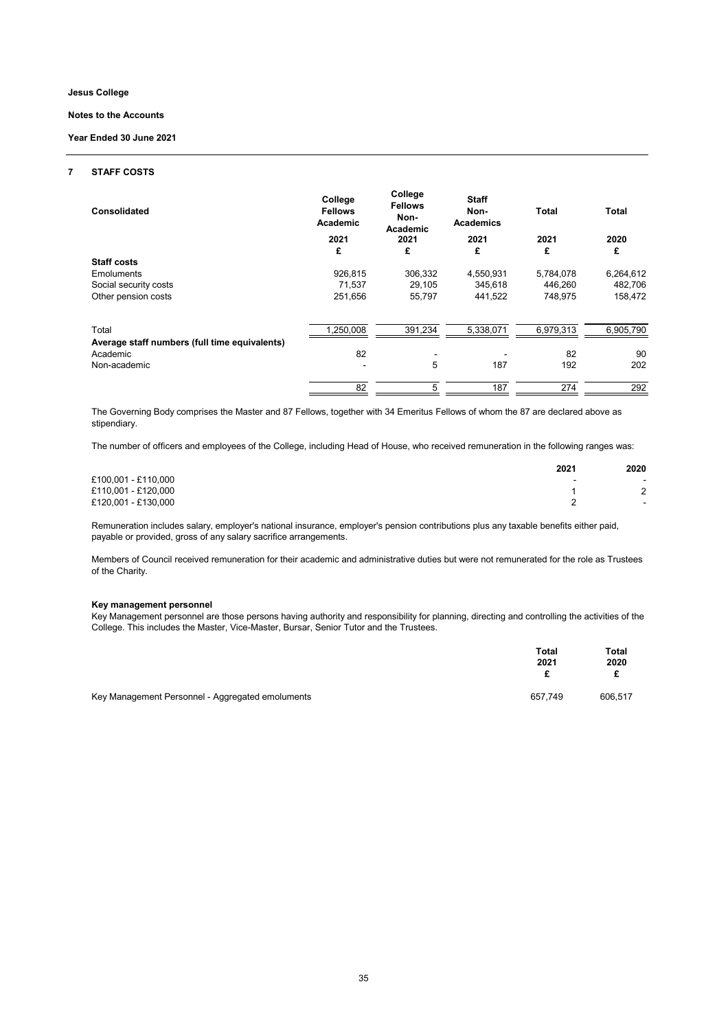**Jesus College**

**Notes to the Accounts**

**Year Ended 30 June 2021**

## 7 STAFF COSTS

| Consolidated | College Fellows Academic | College Fellows Non-Academic | Staff Non-Academics | Total | Total |
|---|---|---|---|---|---|
| | 2021 | 2021 | 2021 | 2021 | 2020 |
| | £ | £ | £ | £ | £ |
| **Staff costs** | | | | | |
| Emoluments | 926,815 | 306,332 | 4,550,931 | 5,784,078 | 6,264,612 |
| Social security costs | 71,537 | 29,105 | 345,618 | 446,260 | 482,706 |
| Other pension costs | 251,656 | 55,797 | 441,522 | 748,975 | 158,472 |
| Total | 1,250,008 | 391,234 | 5,338,071 | 6,979,313 | 6,905,790 |
| **Average staff numbers (full time equivalents)** | | | | | |
| Academic | 82 | - | - | 82 | 90 |
| Non-academic | - | 5 | 187 | 192 | 202 |
| | 82 | 5 | 187 | 274 | 292 |

The Governing Body comprises the Master and 87 Fellows, together with 34 Emeritus Fellows of whom the 87 are declared above as stipendiary.

The number of officers and employees of the College, including Head of House, who received remuneration in the following ranges was:

| | 2021 | 2020 |
|---|---|---|
| £100,001 - £110,000 | - | - |
| £110,001 - £120,000 | 1 | 2 |
| £120,001 - £130,000 | 2 | - |

Remuneration includes salary, employer's national insurance, employer's pension contributions plus any taxable benefits either paid, payable or provided, gross of any salary sacrifice arrangements.

Members of Council received remuneration for their academic and administrative duties but were not remunerated for the role as Trustees of the Charity.

**Key management personnel**

Key Management personnel are those persons having authority and responsibility for planning, directing and controlling the activities of the College. This includes the Master, Vice-Master, Bursar, Senior Tutor and the Trustees.

| | Total 2021 £ | Total 2020 £ |
|---|---|---|
| Key Management Personnel - Aggregated emoluments | 657,749 | 606,517 |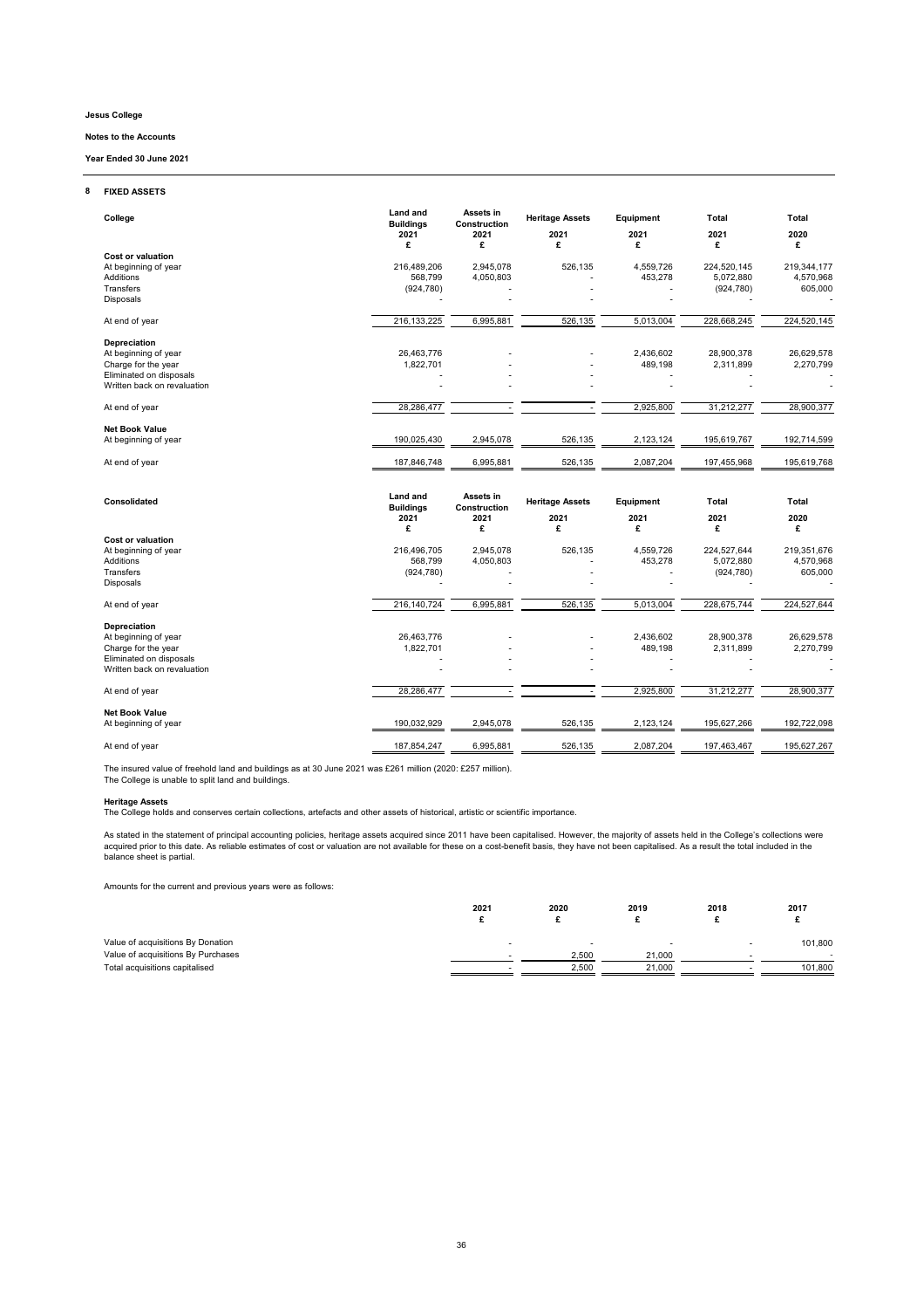**Jesus College**

**Notes to the Accounts**

**Year Ended 30 June 2021**

## 8 FIXED ASSETS

| College | Land and Buildings 2021 £ | Assets in Construction 2021 £ | Heritage Assets 2021 £ | Equipment 2021 £ | Total 2021 £ | Total 2020 £ |
|---|---|---|---|---|---|---|
| **Cost or valuation** | | | | | | |
| At beginning of year | 216,489,206 | 2,945,078 | 526,135 | 4,559,726 | 224,520,145 | 219,344,177 |
| Additions | 568,799 | 4,050,803 | - | 453,278 | 5,072,880 | 4,570,968 |
| Transfers | (924,780) | - | - | - | (924,780) | 605,000 |
| Disposals | - | - | - | - | - | - |
| At end of year | 216,133,225 | 6,995,881 | 526,135 | 5,013,004 | 228,668,245 | 224,520,145 |
| **Depreciation** | | | | | | |
| At beginning of year | 26,463,776 | - | - | 2,436,602 | 28,900,378 | 26,629,578 |
| Charge for the year | 1,822,701 | - | - | 489,198 | 2,311,899 | 2,270,799 |
| Eliminated on disposals | - | - | - | - | - | - |
| Written back on revaluation | - | - | - | - | - | - |
| At end of year | 28,286,477 | - | - | 2,925,800 | 31,212,277 | 28,900,377 |
| **Net Book Value** | | | | | | |
| At beginning of year | 190,025,430 | 2,945,078 | 526,135 | 2,123,124 | 195,619,767 | 192,714,599 |
| At end of year | 187,846,748 | 6,995,881 | 526,135 | 2,087,204 | 197,455,968 | 195,619,768 |

| Consolidated | Land and Buildings 2021 £ | Assets in Construction 2021 £ | Heritage Assets 2021 £ | Equipment 2021 £ | Total 2021 £ | Total 2020 £ |
|---|---|---|---|---|---|---|
| **Cost or valuation** | | | | | | |
| At beginning of year | 216,496,705 | 2,945,078 | 526,135 | 4,559,726 | 224,527,644 | 219,351,676 |
| Additions | 568,799 | 4,050,803 | - | 453,278 | 5,072,880 | 4,570,968 |
| Transfers | (924,780) | - | - | - | (924,780) | 605,000 |
| Disposals | - | - | - | - | - | - |
| At end of year | 216,140,724 | 6,995,881 | 526,135 | 5,013,004 | 228,675,744 | 224,527,644 |
| **Depreciation** | | | | | | |
| At beginning of year | 26,463,776 | - | - | 2,436,602 | 28,900,378 | 26,629,578 |
| Charge for the year | 1,822,701 | - | - | 489,198 | 2,311,899 | 2,270,799 |
| Eliminated on disposals | - | - | - | - | - | - |
| Written back on revaluation | - | - | - | - | - | - |
| At end of year | 28,286,477 | - | - | 2,925,800 | 31,212,277 | 28,900,377 |
| **Net Book Value** | | | | | | |
| At beginning of year | 190,032,929 | 2,945,078 | 526,135 | 2,123,124 | 195,627,266 | 192,722,098 |
| At end of year | 187,854,247 | 6,995,881 | 526,135 | 2,087,204 | 197,463,467 | 195,627,267 |

The insured value of freehold land and buildings as at 30 June 2021 was £261 million (2020: £257 million).
The College is unable to split land and buildings.

**Heritage Assets**
The College holds and conserves certain collections, artefacts and other assets of historical, artistic or scientific importance.

As stated in the statement of principal accounting policies, heritage assets acquired since 2011 have been capitalised. However, the majority of assets held in the College's collections were acquired prior to this date. As reliable estimates of cost or valuation are not available for these on a cost-benefit basis, they have not been capitalised. As a result the total included in the balance sheet is partial.

Amounts for the current and previous years were as follows:

| | 2021 £ | 2020 £ | 2019 £ | 2018 £ | 2017 £ |
|---|---|---|---|---|---|
| Value of acquisitions By Donation | - | - | - | - | 101,800 |
| Value of acquisitions By Purchases | - | 2,500 | 21,000 | - | - |
| Total acquisitions capitalised | - | 2,500 | 21,000 | - | 101,800 |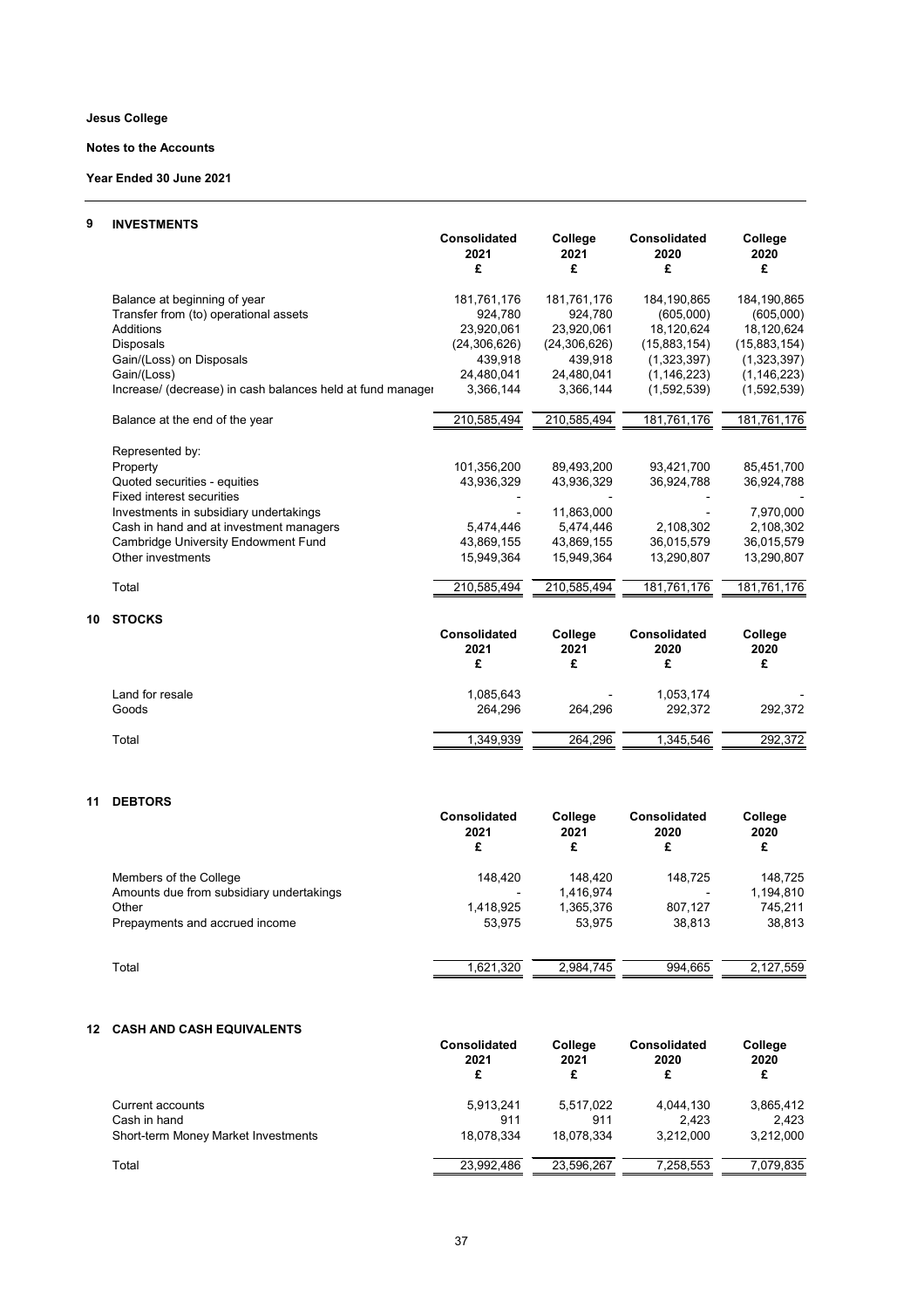**Jesus College**

**Notes to the Accounts**

**Year Ended 30 June 2021**

## 9 INVESTMENTS

| | Consolidated 2021 £ | College 2021 £ | Consolidated 2020 £ | College 2020 £ |
|---|---|---|---|---|
| Balance at beginning of year | 181,761,176 | 181,761,176 | 184,190,865 | 184,190,865 |
| Transfer from (to) operational assets | 924,780 | 924,780 | (605,000) | (605,000) |
| Additions | 23,920,061 | 23,920,061 | 18,120,624 | 18,120,624 |
| Disposals | (24,306,626) | (24,306,626) | (15,883,154) | (15,883,154) |
| Gain/(Loss) on Disposals | 439,918 | 439,918 | (1,323,397) | (1,323,397) |
| Gain/(Loss) | 24,480,041 | 24,480,041 | (1,146,223) | (1,146,223) |
| Increase/ (decrease) in cash balances held at fund manager | 3,366,144 | 3,366,144 | (1,592,539) | (1,592,539) |
| Balance at the end of the year | 210,585,494 | 210,585,494 | 181,761,176 | 181,761,176 |
| Represented by: | | | | |
| Property | 101,356,200 | 89,493,200 | 93,421,700 | 85,451,700 |
| Quoted securities - equities | 43,936,329 | 43,936,329 | 36,924,788 | 36,924,788 |
| Fixed interest securities | - | - | - | - |
| Investments in subsidiary undertakings | - | 11,863,000 | - | 7,970,000 |
| Cash in hand and at investment managers | 5,474,446 | 5,474,446 | 2,108,302 | 2,108,302 |
| Cambridge University Endowment Fund | 43,869,155 | 43,869,155 | 36,015,579 | 36,015,579 |
| Other investments | 15,949,364 | 15,949,364 | 13,290,807 | 13,290,807 |
| Total | 210,585,494 | 210,585,494 | 181,761,176 | 181,761,176 |

## 10 STOCKS

| | Consolidated 2021 £ | College 2021 £ | Consolidated 2020 £ | College 2020 £ |
|---|---|---|---|---|
| Land for resale | 1,085,643 | - | 1,053,174 | - |
| Goods | 264,296 | 264,296 | 292,372 | 292,372 |
| Total | 1,349,939 | 264,296 | 1,345,546 | 292,372 |

## 11 DEBTORS

| | Consolidated 2021 £ | College 2021 £ | Consolidated 2020 £ | College 2020 £ |
|---|---|---|---|---|
| Members of the College | 148,420 | 148,420 | 148,725 | 148,725 |
| Amounts due from subsidiary undertakings | - | 1,416,974 | - | 1,194,810 |
| Other | 1,418,925 | 1,365,376 | 807,127 | 745,211 |
| Prepayments and accrued income | 53,975 | 53,975 | 38,813 | 38,813 |
| Total | 1,621,320 | 2,984,745 | 994,665 | 2,127,559 |

## 12 CASH AND CASH EQUIVALENTS

| | Consolidated 2021 £ | College 2021 £ | Consolidated 2020 £ | College 2020 £ |
|---|---|---|---|---|
| Current accounts | 5,913,241 | 5,517,022 | 4,044,130 | 3,865,412 |
| Cash in hand | 911 | 911 | 2,423 | 2,423 |
| Short-term Money Market Investments | 18,078,334 | 18,078,334 | 3,212,000 | 3,212,000 |
| Total | 23,992,486 | 23,596,267 | 7,258,553 | 7,079,835 |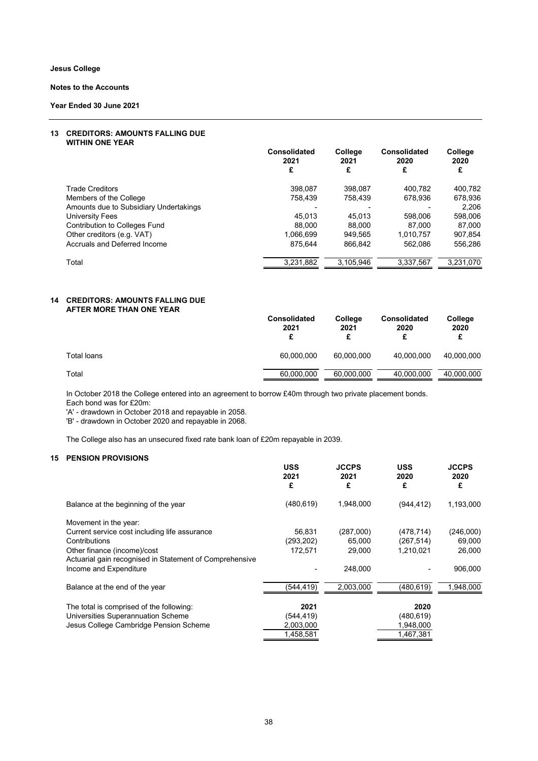**Jesus College**

**Notes to the Accounts**

**Year Ended 30 June 2021**

## 13 CREDITORS: AMOUNTS FALLING DUE WITHIN ONE YEAR

| | Consolidated 2021 £ | College 2021 £ | Consolidated 2020 £ | College 2020 £ |
|---|---|---|---|---|
| Trade Creditors | 398,087 | 398,087 | 400,782 | 400,782 |
| Members of the College | 758,439 | 758,439 | 678,936 | 678,936 |
| Amounts due to Subsidiary Undertakings | - | - | - | 2,206 |
| University Fees | 45,013 | 45,013 | 598,006 | 598,006 |
| Contribution to Colleges Fund | 88,000 | 88,000 | 87,000 | 87,000 |
| Other creditors (e.g. VAT) | 1,066,699 | 949,565 | 1,010,757 | 907,854 |
| Accruals and Deferred Income | 875,644 | 866,842 | 562,086 | 556,286 |
| Total | 3,231,882 | 3,105,946 | 3,337,567 | 3,231,070 |

## 14 CREDITORS: AMOUNTS FALLING DUE AFTER MORE THAN ONE YEAR

| | Consolidated 2021 £ | College 2021 £ | Consolidated 2020 £ | College 2020 £ |
|---|---|---|---|---|
| Total loans | 60,000,000 | 60,000,000 | 40,000,000 | 40,000,000 |
| Total | 60,000,000 | 60,000,000 | 40,000,000 | 40,000,000 |

In October 2018 the College entered into an agreement to borrow £40m through two private placement bonds.
Each bond was for £20m:
'A' - drawdown in October 2018 and repayable in 2058.
'B' - drawdown in October 2020 and repayable in 2068.

The College also has an unsecured fixed rate bank loan of £20m repayable in 2039.

## 15 PENSION PROVISIONS

| | USS 2021 £ | JCCPS 2021 £ | USS 2020 £ | JCCPS 2020 £ |
|---|---|---|---|---|
| Balance at the beginning of the year | (480,619) | 1,948,000 | (944,412) | 1,193,000 |
| Movement in the year: | | | | |
| Current service cost including life assurance | 56,831 | (287,000) | (478,714) | (246,000) |
| Contributions | (293,202) | 65,000 | (267,514) | 69,000 |
| Other finance (income)/cost | 172,571 | 29,000 | 1,210,021 | 26,000 |
| Actuarial gain recognised in Statement of Comprehensive Income and Expenditure | - | 248,000 | - | 906,000 |
| Balance at the end of the year | (544,419) | 2,003,000 | (480,619) | 1,948,000 |

| The total is comprised of the following: | 2021 | 2020 |
|---|---|---|
| Universities Superannuation Scheme | (544,419) | (480,619) |
| Jesus College Cambridge Pension Scheme | 2,003,000 | 1,948,000 |
| | 1,458,581 | 1,467,381 |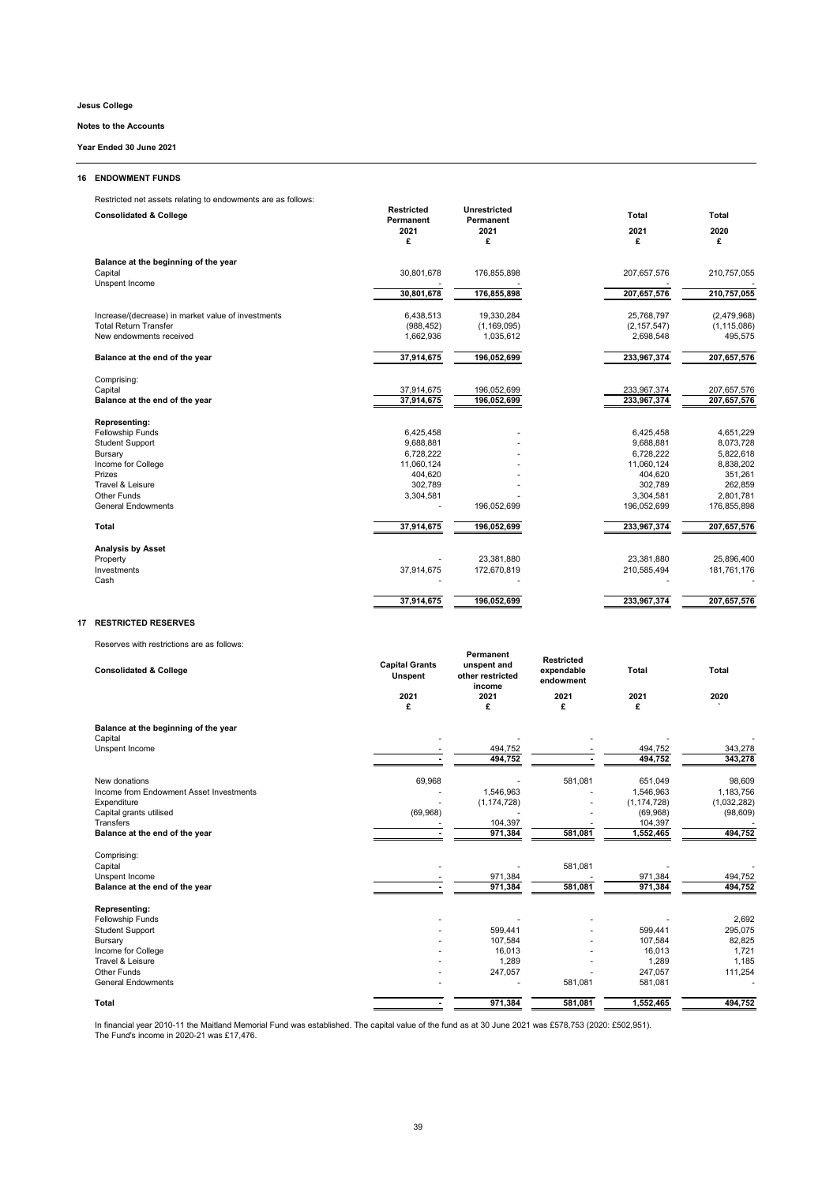Jesus College

Notes to the Accounts

Year Ended 30 June 2021

## 16 ENDOWMENT FUNDS

Restricted net assets relating to endowments are as follows:

| Consolidated & College | Restricted Permanent 2021 £ | Unrestricted Permanent 2021 £ | Total 2021 £ | Total 2020 £ |
|---|---|---|---|---|
| **Balance at the beginning of the year** | | | | |
| Capital | 30,801,678 | 176,855,898 | 207,657,576 | 210,757,055 |
| Unspent Income | - | - | - | - |
| | 30,801,678 | 176,855,898 | 207,657,576 | 210,757,055 |
| Increase/(decrease) in market value of investments | 6,438,513 | 19,330,284 | 25,768,797 | (2,479,968) |
| Total Return Transfer | (988,452) | (1,169,095) | (2,157,547) | (1,115,086) |
| New endowments received | 1,662,936 | 1,035,612 | 2,698,548 | 495,575 |
| **Balance at the end of the year** | 37,914,675 | 196,052,699 | 233,967,374 | 207,657,576 |
| Comprising: | | | | |
| Capital | 37,914,675 | 196,052,699 | 233,967,374 | 207,657,576 |
| **Balance at the end of the year** | 37,914,675 | 196,052,699 | 233,967,374 | 207,657,576 |
| **Representing:** | | | | |
| Fellowship Funds | 6,425,458 | - | 6,425,458 | 4,651,229 |
| Student Support | 9,688,881 | - | 9,688,881 | 8,073,728 |
| Bursary | 6,728,222 | - | 6,728,222 | 5,822,618 |
| Income for College | 11,060,124 | - | 11,060,124 | 8,838,202 |
| Prizes | 404,620 | - | 404,620 | 351,261 |
| Travel & Leisure | 302,789 | - | 302,789 | 262,859 |
| Other Funds | 3,304,581 | - | 3,304,581 | 2,801,781 |
| General Endowments | - | 196,052,699 | 196,052,699 | 176,855,898 |
| **Total** | 37,914,675 | 196,052,699 | 233,967,374 | 207,657,576 |
| **Analysis by Asset** | | | | |
| Property | - | 23,381,880 | 23,381,880 | 25,896,400 |
| Investments | 37,914,675 | 172,670,819 | 210,585,494 | 181,761,176 |
| Cash | - | - | - | - |
| | 37,914,675 | 196,052,699 | 233,967,374 | 207,657,576 |

## 17 RESTRICTED RESERVES

Reserves with restrictions are as follows:

| Consolidated & College | Capital Grants Unspent 2021 £ | Permanent unspent and other restricted income 2021 £ | Restricted expendable endowment 2021 £ | Total 2021 £ | Total 2020 ` |
|---|---|---|---|---|---|
| **Balance at the beginning of the year** | | | | | |
| Capital | - | - | - | - | - |
| Unspent Income | - | 494,752 | - | 494,752 | 343,278 |
| | - | 494,752 | - | 494,752 | 343,278 |
| New donations | 69,968 | - | 581,081 | 651,049 | 98,609 |
| Income from Endowment Asset Investments | - | 1,546,963 | - | 1,546,963 | 1,183,756 |
| Expenditure | - | (1,174,728) | - | (1,174,728) | (1,032,282) |
| Capital grants utilised | (69,968) | - | - | (69,968) | (98,609) |
| Transfers | - | 104,397 | - | 104,397 | - |
| **Balance at the end of the year** | - | 971,384 | 581,081 | 1,552,465 | 494,752 |
| Comprising: | | | | | |
| Capital | - | - | 581,081 | - | - |
| Unspent Income | - | 971,384 | - | 971,384 | 494,752 |
| **Balance at the end of the year** | - | 971,384 | 581,081 | 971,384 | 494,752 |
| **Representing:** | | | | | |
| Fellowship Funds | - | - | - | - | 2,692 |
| Student Support | - | 599,441 | - | 599,441 | 295,075 |
| Bursary | - | 107,584 | - | 107,584 | 82,825 |
| Income for College | - | 16,013 | - | 16,013 | 1,721 |
| Travel & Leisure | - | 1,289 | - | 1,289 | 1,185 |
| Other Funds | - | 247,057 | - | 247,057 | 111,254 |
| General Endowments | - | - | 581,081 | 581,081 | - |
| **Total** | - | 971,384 | 581,081 | 1,552,465 | 494,752 |

In financial year 2010-11 the Maitland Memorial Fund was established. The capital value of the fund as at 30 June 2021 was £578,753 (2020: £502,951).
The Fund's income in 2020-21 was £17,476.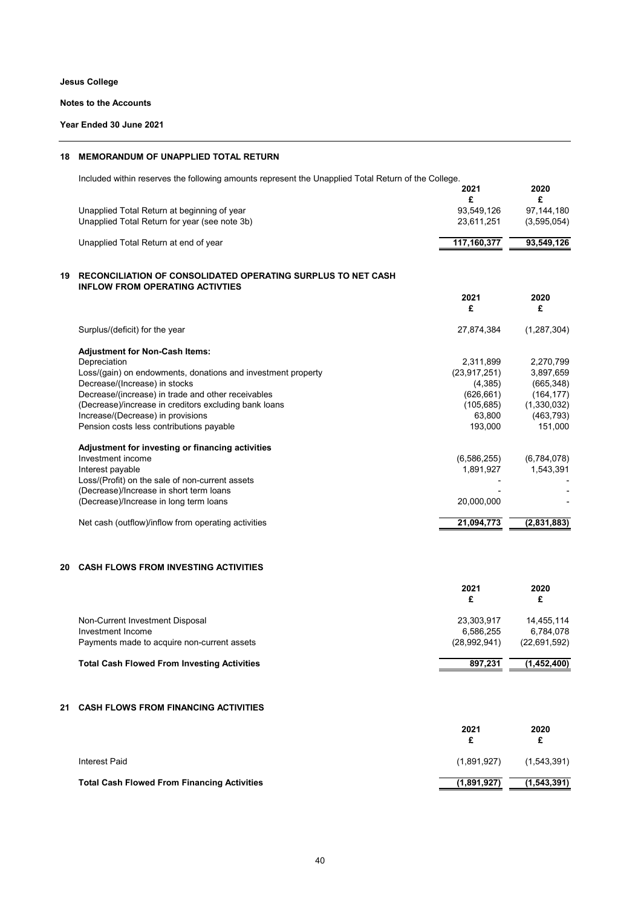**Jesus College**

**Notes to the Accounts**

**Year Ended 30 June 2021**

## 18 MEMORANDUM OF UNAPPLIED TOTAL RETURN

Included within reserves the following amounts represent the Unapplied Total Return of the College.

| | 2021<br>£ | 2020<br>£ |
|---|---|---|
| Unapplied Total Return at beginning of year | 93,549,126 | 97,144,180 |
| Unapplied Total Return for year (see note 3b) | 23,611,251 | (3,595,054) |
| Unapplied Total Return at end of year | **117,160,377** | **93,549,126** |

## 19 RECONCILIATION OF CONSOLIDATED OPERATING SURPLUS TO NET CASH INFLOW FROM OPERATING ACTIVTIES

| | 2021<br>£ | 2020<br>£ |
|---|---|---|
| Surplus/(deficit) for the year | 27,874,384 | (1,287,304) |
| **Adjustment for Non-Cash Items:** | | |
| Depreciation | 2,311,899 | 2,270,799 |
| Loss/(gain) on endowments, donations and investment property | (23,917,251) | 3,897,659 |
| Decrease/(Increase) in stocks | (4,385) | (665,348) |
| Decrease/(increase) in trade and other receivables | (626,661) | (164,177) |
| (Decrease)/increase in creditors excluding bank loans | (105,685) | (1,330,032) |
| Increase/(Decrease) in provisions | 63,800 | (463,793) |
| Pension costs less contributions payable | 193,000 | 151,000 |
| **Adjustment for investing or financing activities** | | |
| Investment income | (6,586,255) | (6,784,078) |
| Interest payable | 1,891,927 | 1,543,391 |
| Loss/(Profit) on the sale of non-current assets | - | - |
| (Decrease)/Increase in short term loans | - | - |
| (Decrease)/Increase in long term loans | 20,000,000 | - |
| Net cash (outflow)/inflow from operating activities | **21,094,773** | **(2,831,883)** |

## 20 CASH FLOWS FROM INVESTING ACTIVITIES

| | 2021<br>£ | 2020<br>£ |
|---|---|---|
| Non-Current Investment Disposal | 23,303,917 | 14,455,114 |
| Investment Income | 6,586,255 | 6,784,078 |
| Payments made to acquire non-current assets | (28,992,941) | (22,691,592) |
| **Total Cash Flowed From Investing Activities** | **897,231** | **(1,452,400)** |

## 21 CASH FLOWS FROM FINANCING ACTIVITIES

| | 2021<br>£ | 2020<br>£ |
|---|---|---|
| Interest Paid | (1,891,927) | (1,543,391) |
| **Total Cash Flowed From Financing Activities** | **(1,891,927)** | **(1,543,391)** |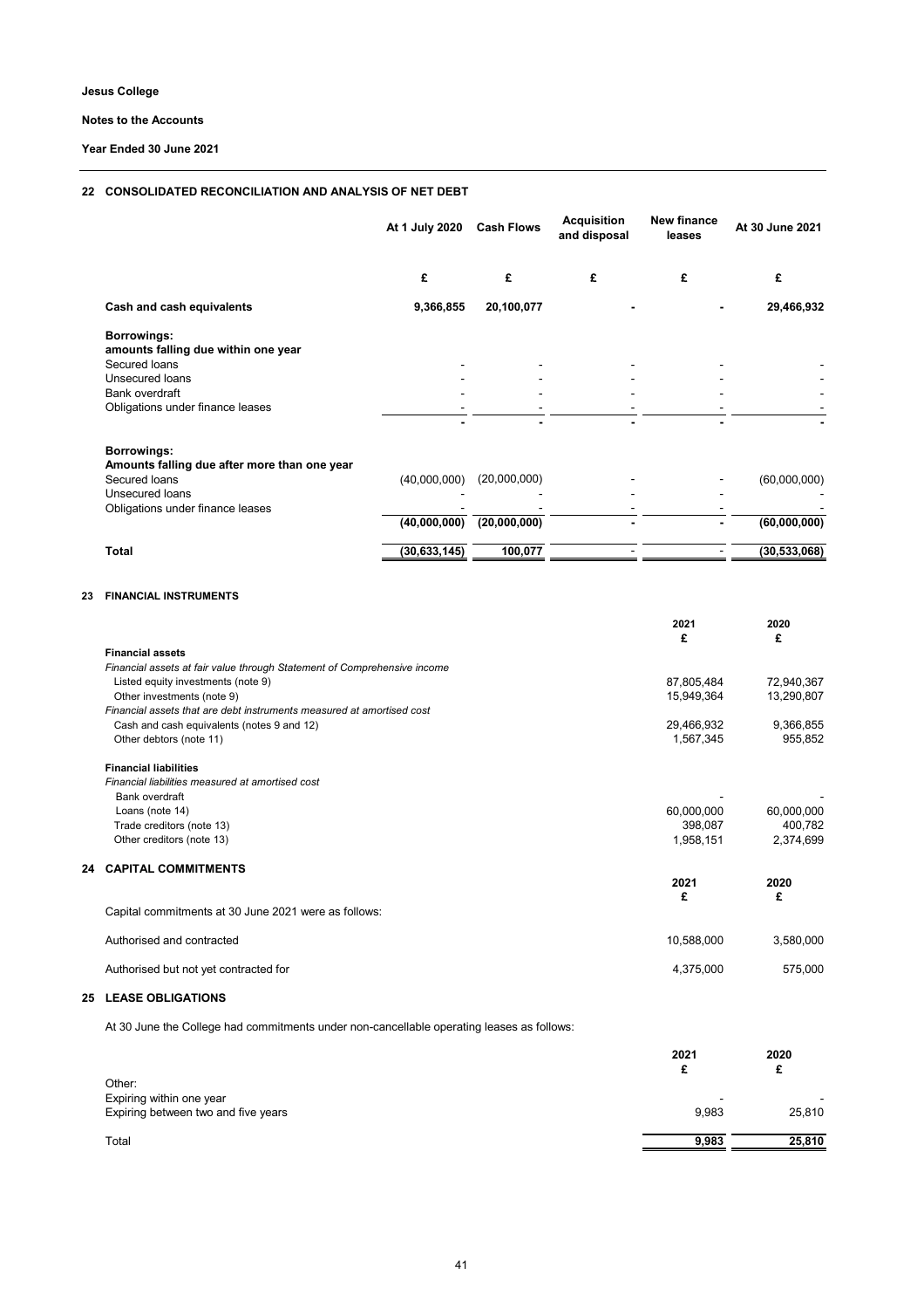**Jesus College**

**Notes to the Accounts**

**Year Ended 30 June 2021**

## 22 CONSOLIDATED RECONCILIATION AND ANALYSIS OF NET DEBT

| | At 1 July 2020 | Cash Flows | Acquisition and disposal | New finance leases | At 30 June 2021 |
|---|---|---|---|---|---|
| | £ | £ | £ | £ | £ |
| **Cash and cash equivalents** | **9,366,855** | **20,100,077** | **-** | **-** | **29,466,932** |
| **Borrowings:** | | | | | |
| **amounts falling due within one year** | | | | | |
| Secured loans | - | - | - | - | - |
| Unsecured loans | - | - | - | - | - |
| Bank overdraft | - | - | - | - | - |
| Obligations under finance leases | - | - | - | - | - |
| | - | - | - | - | - |
| **Borrowings:** | | | | | |
| **Amounts falling due after more than one year** | | | | | |
| Secured loans | (40,000,000) | (20,000,000) | - | - | (60,000,000) |
| Unsecured loans | - | - | - | - | - |
| Obligations under finance leases | - | - | - | - | - |
| | **(40,000,000)** | **(20,000,000)** | **-** | **-** | **(60,000,000)** |
| **Total** | **(30,633,145)** | **100,077** | **-** | **-** | **(30,533,068)** |

## 23 FINANCIAL INSTRUMENTS

| | 2021 | 2020 |
|---|---|---|
| | £ | £ |
| **Financial assets** | | |
| *Financial assets at fair value through Statement of Comprehensive income* | | |
| Listed equity investments (note 9) | 87,805,484 | 72,940,367 |
| Other investments (note 9) | 15,949,364 | 13,290,807 |
| *Financial assets that are debt instruments measured at amortised cost* | | |
| Cash and cash equivalents (notes 9 and 12) | 29,466,932 | 9,366,855 |
| Other debtors (note 11) | 1,567,345 | 955,852 |
| **Financial liabilities** | | |
| *Financial liabilities measured at amortised cost* | | |
| Bank overdraft | - | - |
| Loans (note 14) | 60,000,000 | 60,000,000 |
| Trade creditors (note 13) | 398,087 | 400,782 |
| Other creditors (note 13) | 1,958,151 | 2,374,699 |

## 24 CAPITAL COMMITMENTS

| | 2021 | 2020 |
|---|---|---|
| | £ | £ |
| Capital commitments at 30 June 2021 were as follows: | | |
| Authorised and contracted | 10,588,000 | 3,580,000 |
| Authorised but not yet contracted for | 4,375,000 | 575,000 |

## 25 LEASE OBLIGATIONS

At 30 June the College had commitments under non-cancellable operating leases as follows:

| | 2021 | 2020 |
|---|---|---|
| | £ | £ |
| Other: | | |
| Expiring within one year | - | - |
| Expiring between two and five years | 9,983 | 25,810 |
| Total | **9,983** | **25,810** |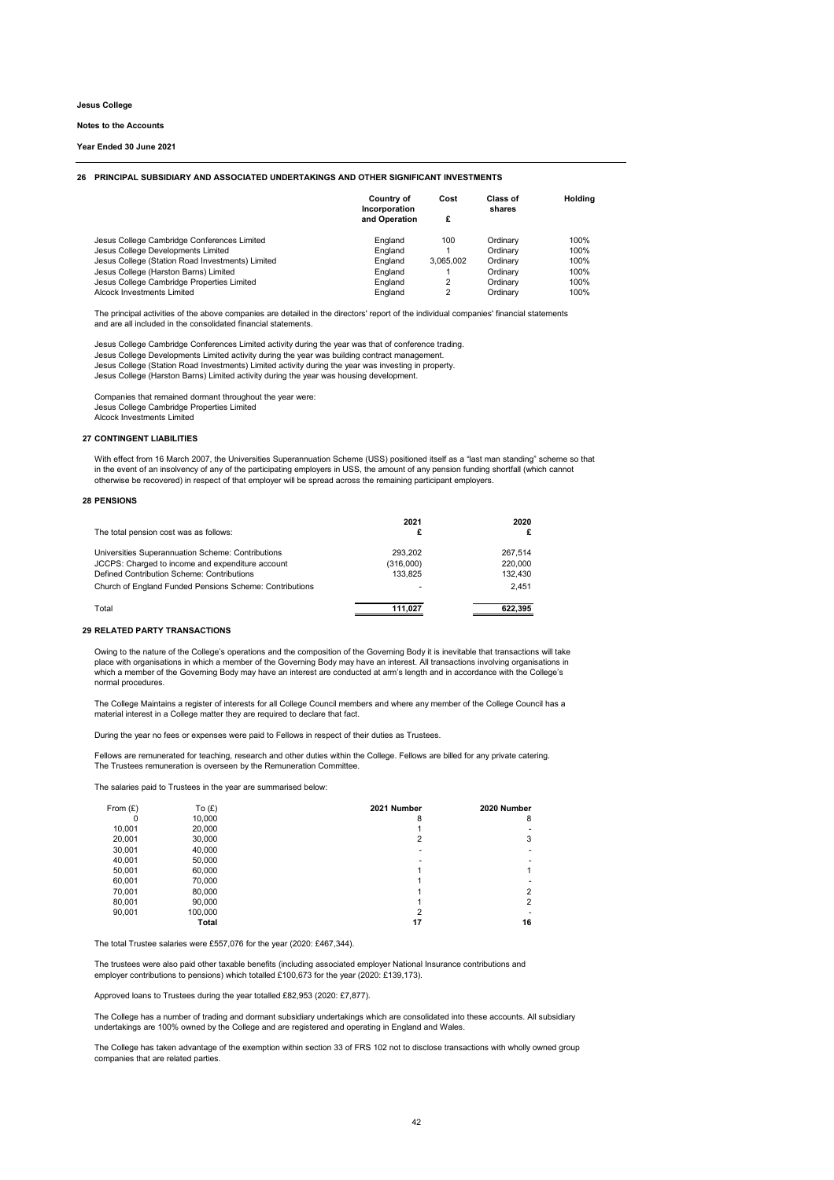## 26 PRINCIPAL SUBSIDIARY AND ASSOCIATED UNDERTAKINGS AND OTHER SIGNIFICANT INVESTMENTS

| | Country of Incorporation and Operation | Cost £ | Class of shares | Holding |
|---|---|---|---|---|
| Jesus College Cambridge Conferences Limited | England | 100 | Ordinary | 100% |
| Jesus College Developments Limited | England | 1 | Ordinary | 100% |
| Jesus College (Station Road Investments) Limited | England | 3,065,002 | Ordinary | 100% |
| Jesus College (Harston Barns) Limited | England | 1 | Ordinary | 100% |
| Jesus College Cambridge Properties Limited | England | 2 | Ordinary | 100% |
| Alcock Investments Limited | England | 2 | Ordinary | 100% |

The principal activities of the above companies are detailed in the directors' report of the individual companies' financial statements and are all included in the consolidated financial statements.

Jesus College Cambridge Conferences Limited activity during the year was that of conference trading.
Jesus College Developments Limited activity during the year was building contract management.
Jesus College (Station Road Investments) Limited activity during the year was investing in property.
Jesus College (Harston Barns) Limited activity during the year was housing development.

Companies that remained dormant throughout the year were:
Jesus College Cambridge Properties Limited
Alcock Investments Limited

## 27 CONTINGENT LIABILITIES

With effect from 16 March 2007, the Universities Superannuation Scheme (USS) positioned itself as a "last man standing" scheme so that in the event of an insolvency of any of the participating employers in USS, the amount of any pension funding shortfall (which cannot otherwise be recovered) in respect of that employer will be spread across the remaining participant employers.

## 28 PENSIONS

| The total pension cost was as follows: | 2021 £ | 2020 £ |
|---|---|---|
| Universities Superannuation Scheme: Contributions | 293,202 | 267,514 |
| JCCPS: Charged to income and expenditure account | (316,000) | 220,000 |
| Defined Contribution Scheme: Contributions | 133,825 | 132,430 |
| Church of England Funded Pensions Scheme: Contributions | - | 2,451 |
| Total | 111,027 | 622,395 |

## 29 RELATED PARTY TRANSACTIONS

Owing to the nature of the College's operations and the composition of the Governing Body it is inevitable that transactions will take place with organisations in which a member of the Governing Body may have an interest. All transactions involving organisations in which a member of the Governing Body may have an interest are conducted at arm's length and in accordance with the College's normal procedures.

The College Maintains a register of interests for all College Council members and where any member of the College Council has a material interest in a College matter they are required to declare that fact.

During the year no fees or expenses were paid to Fellows in respect of their duties as Trustees.

Fellows are remunerated for teaching, research and other duties within the College. Fellows are billed for any private catering.
The Trustees remuneration is overseen by the Remuneration Committee.

The salaries paid to Trustees in the year are summarised below:

| From (£) | To (£) | 2021 Number | 2020 Number |
|---|---|---|---|
| 0 | 10,000 | 8 | 8 |
| 10,001 | 20,000 | 1 | - |
| 20,001 | 30,000 | 2 | 3 |
| 30,001 | 40,000 | - | - |
| 40,001 | 50,000 | - | - |
| 50,001 | 60,000 | 1 | 1 |
| 60,001 | 70,000 | 1 | - |
| 70,001 | 80,000 | 1 | 2 |
| 80,001 | 90,000 | 1 | 2 |
| 90,001 | 100,000 | 2 | - |
| | **Total** | **17** | **16** |

The total Trustee salaries were £557,076 for the year (2020: £467,344).

The trustees were also paid other taxable benefits (including associated employer National Insurance contributions and employer contributions to pensions) which totalled £100,673 for the year (2020: £139,173).

Approved loans to Trustees during the year totalled £82,953 (2020: £7,877).

The College has a number of trading and dormant subsidiary undertakings which are consolidated into these accounts. All subsidiary undertakings are 100% owned by the College and are registered and operating in England and Wales.

The College has taken advantage of the exemption within section 33 of FRS 102 not to disclose transactions with wholly owned group companies that are related parties.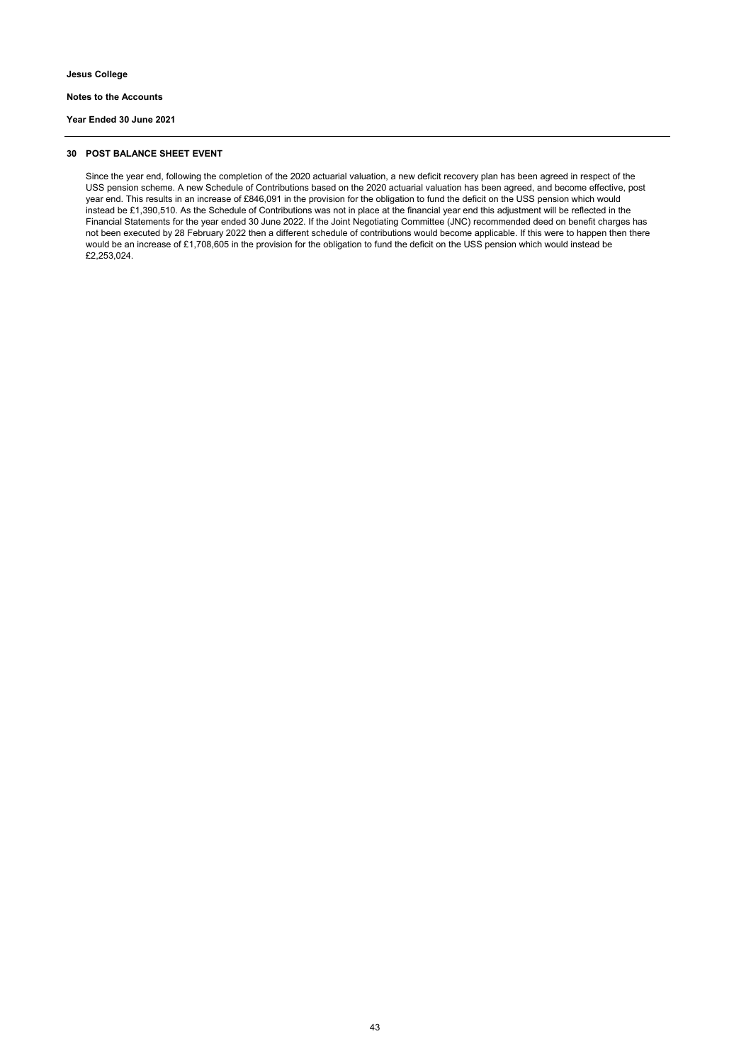## 30 POST BALANCE SHEET EVENT

Since the year end, following the completion of the 2020 actuarial valuation, a new deficit recovery plan has been agreed in respect of the USS pension scheme. A new Schedule of Contributions based on the 2020 actuarial valuation has been agreed, and become effective, post year end. This results in an increase of £846,091 in the provision for the obligation to fund the deficit on the USS pension which would instead be £1,390,510. As the Schedule of Contributions was not in place at the financial year end this adjustment will be reflected in the Financial Statements for the year ended 30 June 2022. If the Joint Negotiating Committee (JNC) recommended deed on benefit charges has not been executed by 28 February 2022 then a different schedule of contributions would become applicable. If this were to happen then there would be an increase of £1,708,605 in the provision for the obligation to fund the deficit on the USS pension which would instead be £2,253,024.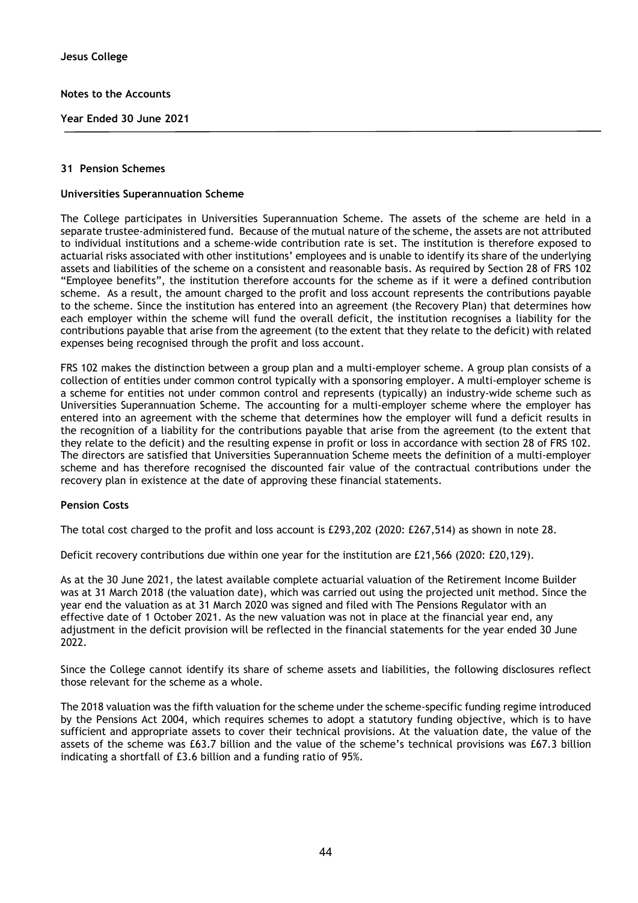**Jesus College**

**Notes to the Accounts**

**Year Ended 30 June 2021**

## 31 Pension Schemes

### Universities Superannuation Scheme

The College participates in Universities Superannuation Scheme. The assets of the scheme are held in a separate trustee-administered fund. Because of the mutual nature of the scheme, the assets are not attributed to individual institutions and a scheme-wide contribution rate is set. The institution is therefore exposed to actuarial risks associated with other institutions' employees and is unable to identify its share of the underlying assets and liabilities of the scheme on a consistent and reasonable basis. As required by Section 28 of FRS 102 "Employee benefits", the institution therefore accounts for the scheme as if it were a defined contribution scheme. As a result, the amount charged to the profit and loss account represents the contributions payable to the scheme. Since the institution has entered into an agreement (the Recovery Plan) that determines how each employer within the scheme will fund the overall deficit, the institution recognises a liability for the contributions payable that arise from the agreement (to the extent that they relate to the deficit) with related expenses being recognised through the profit and loss account.

FRS 102 makes the distinction between a group plan and a multi-employer scheme. A group plan consists of a collection of entities under common control typically with a sponsoring employer. A multi-employer scheme is a scheme for entities not under common control and represents (typically) an industry-wide scheme such as Universities Superannuation Scheme. The accounting for a multi-employer scheme where the employer has entered into an agreement with the scheme that determines how the employer will fund a deficit results in the recognition of a liability for the contributions payable that arise from the agreement (to the extent that they relate to the deficit) and the resulting expense in profit or loss in accordance with section 28 of FRS 102. The directors are satisfied that Universities Superannuation Scheme meets the definition of a multi-employer scheme and has therefore recognised the discounted fair value of the contractual contributions under the recovery plan in existence at the date of approving these financial statements.

### Pension Costs

The total cost charged to the profit and loss account is £293,202 (2020: £267,514) as shown in note 28.

Deficit recovery contributions due within one year for the institution are £21,566 (2020: £20,129).

As at the 30 June 2021, the latest available complete actuarial valuation of the Retirement Income Builder was at 31 March 2018 (the valuation date), which was carried out using the projected unit method. Since the year end the valuation as at 31 March 2020 was signed and filed with The Pensions Regulator with an effective date of 1 October 2021. As the new valuation was not in place at the financial year end, any adjustment in the deficit provision will be reflected in the financial statements for the year ended 30 June 2022.

Since the College cannot identify its share of scheme assets and liabilities, the following disclosures reflect those relevant for the scheme as a whole.

The 2018 valuation was the fifth valuation for the scheme under the scheme-specific funding regime introduced by the Pensions Act 2004, which requires schemes to adopt a statutory funding objective, which is to have sufficient and appropriate assets to cover their technical provisions. At the valuation date, the value of the assets of the scheme was £63.7 billion and the value of the scheme's technical provisions was £67.3 billion indicating a shortfall of £3.6 billion and a funding ratio of 95%.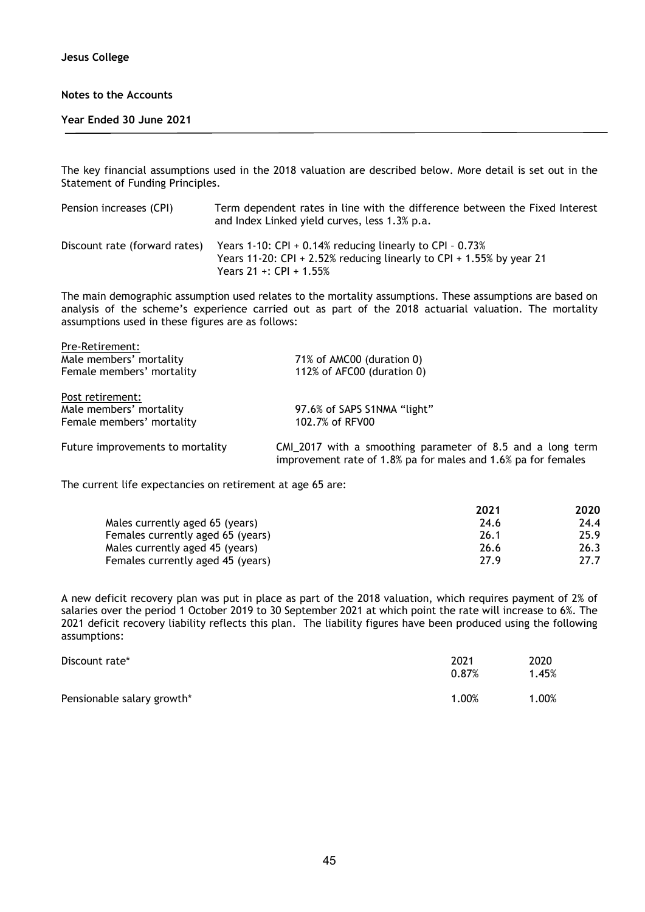The key financial assumptions used in the 2018 valuation are described below. More detail is set out in the Statement of Funding Principles.

| | |
|---|---|
| Pension increases (CPI) | Term dependent rates in line with the difference between the Fixed Interest and Index Linked yield curves, less 1.3% p.a. |
| Discount rate (forward rates) | Years 1-10: CPI + 0.14% reducing linearly to CPI – 0.73%<br>Years 11-20: CPI + 2.52% reducing linearly to CPI + 1.55% by year 21<br>Years 21 +: CPI + 1.55% |

The main demographic assumption used relates to the mortality assumptions. These assumptions are based on analysis of the scheme's experience carried out as part of the 2018 actuarial valuation. The mortality assumptions used in these figures are as follows:

| | |
|---|---|
| Pre-Retirement: | |
| Male members' mortality | 71% of AMC00 (duration 0) |
| Female members' mortality | 112% of AFC00 (duration 0) |
| Post retirement: | |
| Male members' mortality | 97.6% of SAPS S1NMA "light" |
| Female members' mortality | 102.7% of RFV00 |
| Future improvements to mortality | CMI_2017 with a smoothing parameter of 8.5 and a long term improvement rate of 1.8% pa for males and 1.6% pa for females |

The current life expectancies on retirement at age 65 are:

| | 2021 | 2020 |
|---|---|---|
| Males currently aged 65 (years) | 24.6 | 24.4 |
| Females currently aged 65 (years) | 26.1 | 25.9 |
| Males currently aged 45 (years) | 26.6 | 26.3 |
| Females currently aged 45 (years) | 27.9 | 27.7 |

A new deficit recovery plan was put in place as part of the 2018 valuation, which requires payment of 2% of salaries over the period 1 October 2019 to 30 September 2021 at which point the rate will increase to 6%. The 2021 deficit recovery liability reflects this plan. The liability figures have been produced using the following assumptions:

| | 2021 | 2020 |
|---|---|---|
| Discount rate* | 0.87% | 1.45% |
| Pensionable salary growth* | 1.00% | 1.00% |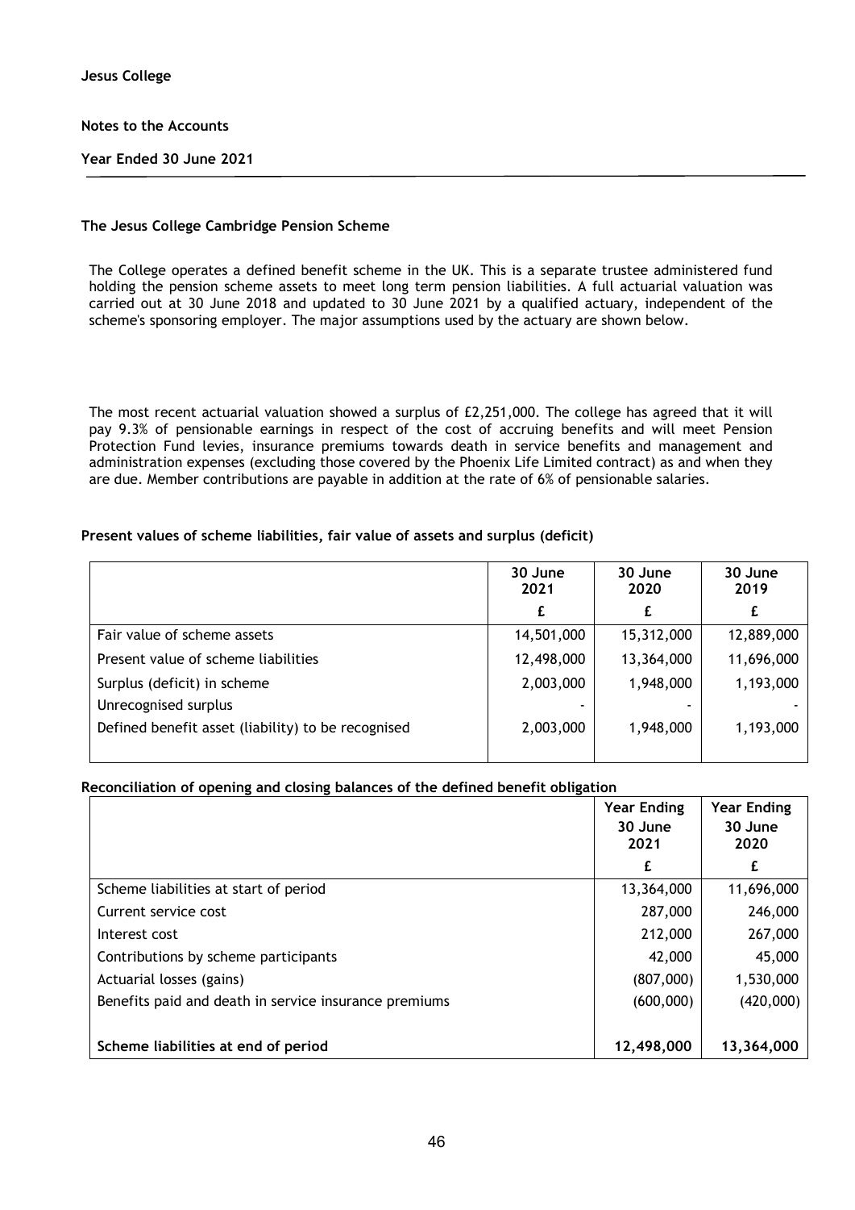**Jesus College**

**Notes to the Accounts**

**Year Ended 30 June 2021**

### The Jesus College Cambridge Pension Scheme

The College operates a defined benefit scheme in the UK. This is a separate trustee administered fund holding the pension scheme assets to meet long term pension liabilities. A full actuarial valuation was carried out at 30 June 2018 and updated to 30 June 2021 by a qualified actuary, independent of the scheme's sponsoring employer. The major assumptions used by the actuary are shown below.

The most recent actuarial valuation showed a surplus of £2,251,000. The college has agreed that it will pay 9.3% of pensionable earnings in respect of the cost of accruing benefits and will meet Pension Protection Fund levies, insurance premiums towards death in service benefits and management and administration expenses (excluding those covered by the Phoenix Life Limited contract) as and when they are due. Member contributions are payable in addition at the rate of 6% of pensionable salaries.

**Present values of scheme liabilities, fair value of assets and surplus (deficit)**

| | 30 June 2021 | 30 June 2020 | 30 June 2019 |
|---|---|---|---|
| | £ | £ | £ |
| Fair value of scheme assets | 14,501,000 | 15,312,000 | 12,889,000 |
| Present value of scheme liabilities | 12,498,000 | 13,364,000 | 11,696,000 |
| Surplus (deficit) in scheme | 2,003,000 | 1,948,000 | 1,193,000 |
| Unrecognised surplus | - | - | - |
| Defined benefit asset (liability) to be recognised | 2,003,000 | 1,948,000 | 1,193,000 |

**Reconciliation of opening and closing balances of the defined benefit obligation**

| | Year Ending 30 June 2021 | Year Ending 30 June 2020 |
|---|---|---|
| | £ | £ |
| Scheme liabilities at start of period | 13,364,000 | 11,696,000 |
| Current service cost | 287,000 | 246,000 |
| Interest cost | 212,000 | 267,000 |
| Contributions by scheme participants | 42,000 | 45,000 |
| Actuarial losses (gains) | (807,000) | 1,530,000 |
| Benefits paid and death in service insurance premiums | (600,000) | (420,000) |
| **Scheme liabilities at end of period** | **12,498,000** | **13,364,000** |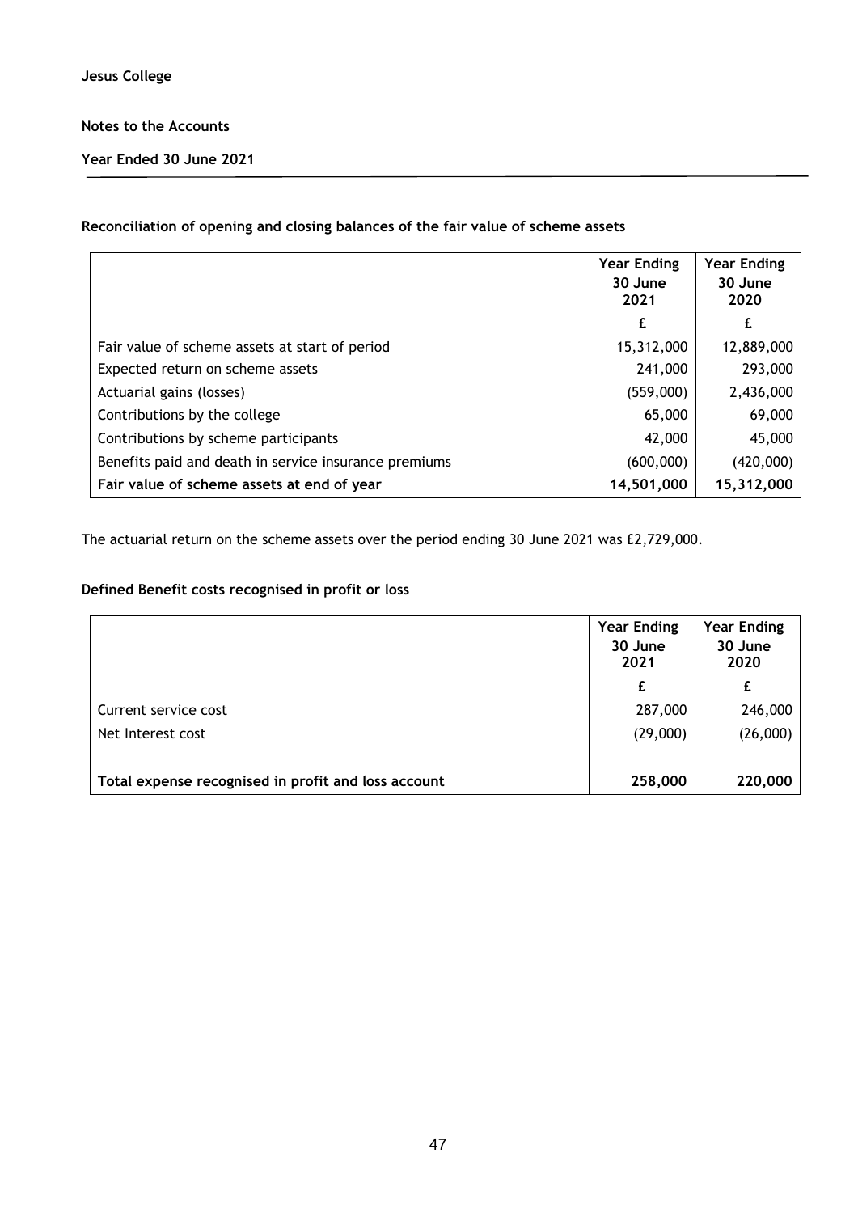**Jesus College**

**Notes to the Accounts**

**Year Ended 30 June 2021**

### Reconciliation of opening and closing balances of the fair value of scheme assets

| | Year Ending 30 June 2021 | Year Ending 30 June 2020 |
|---|---|---|
| | £ | £ |
| Fair value of scheme assets at start of period | 15,312,000 | 12,889,000 |
| Expected return on scheme assets | 241,000 | 293,000 |
| Actuarial gains (losses) | (559,000) | 2,436,000 |
| Contributions by the college | 65,000 | 69,000 |
| Contributions by scheme participants | 42,000 | 45,000 |
| Benefits paid and death in service insurance premiums | (600,000) | (420,000) |
| **Fair value of scheme assets at end of year** | **14,501,000** | **15,312,000** |

The actuarial return on the scheme assets over the period ending 30 June 2021 was £2,729,000.

### Defined Benefit costs recognised in profit or loss

| | Year Ending 30 June 2021 | Year Ending 30 June 2020 |
|---|---|---|
| | £ | £ |
| Current service cost | 287,000 | 246,000 |
| Net Interest cost | (29,000) | (26,000) |
| **Total expense recognised in profit and loss account** | **258,000** | **220,000** |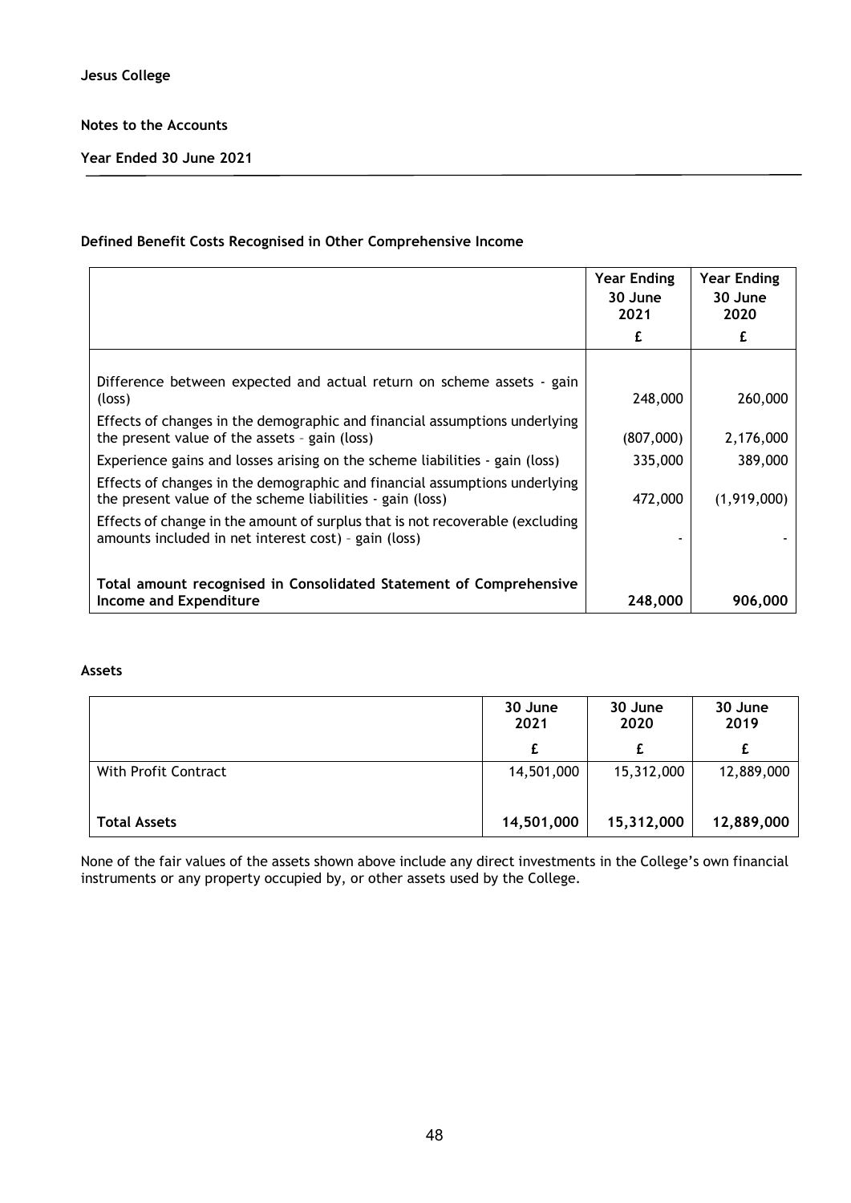**Jesus College**

**Notes to the Accounts**

**Year Ended 30 June 2021**

**Defined Benefit Costs Recognised in Other Comprehensive Income**

| | Year Ending 30 June 2021 | Year Ending 30 June 2020 |
|---|---|---|
| | £ | £ |
| Difference between expected and actual return on scheme assets - gain (loss) | 248,000 | 260,000 |
| Effects of changes in the demographic and financial assumptions underlying the present value of the assets – gain (loss) | (807,000) | 2,176,000 |
| Experience gains and losses arising on the scheme liabilities - gain (loss) | 335,000 | 389,000 |
| Effects of changes in the demographic and financial assumptions underlying the present value of the scheme liabilities - gain (loss) | 472,000 | (1,919,000) |
| Effects of change in the amount of surplus that is not recoverable (excluding amounts included in net interest cost) – gain (loss) | - | - |
| **Total amount recognised in Consolidated Statement of Comprehensive Income and Expenditure** | **248,000** | **906,000** |

**Assets**

| | 30 June 2021 | 30 June 2020 | 30 June 2019 |
|---|---|---|---|
| | £ | £ | £ |
| With Profit Contract | 14,501,000 | 15,312,000 | 12,889,000 |
| **Total Assets** | **14,501,000** | **15,312,000** | **12,889,000** |

None of the fair values of the assets shown above include any direct investments in the College's own financial instruments or any property occupied by, or other assets used by the College.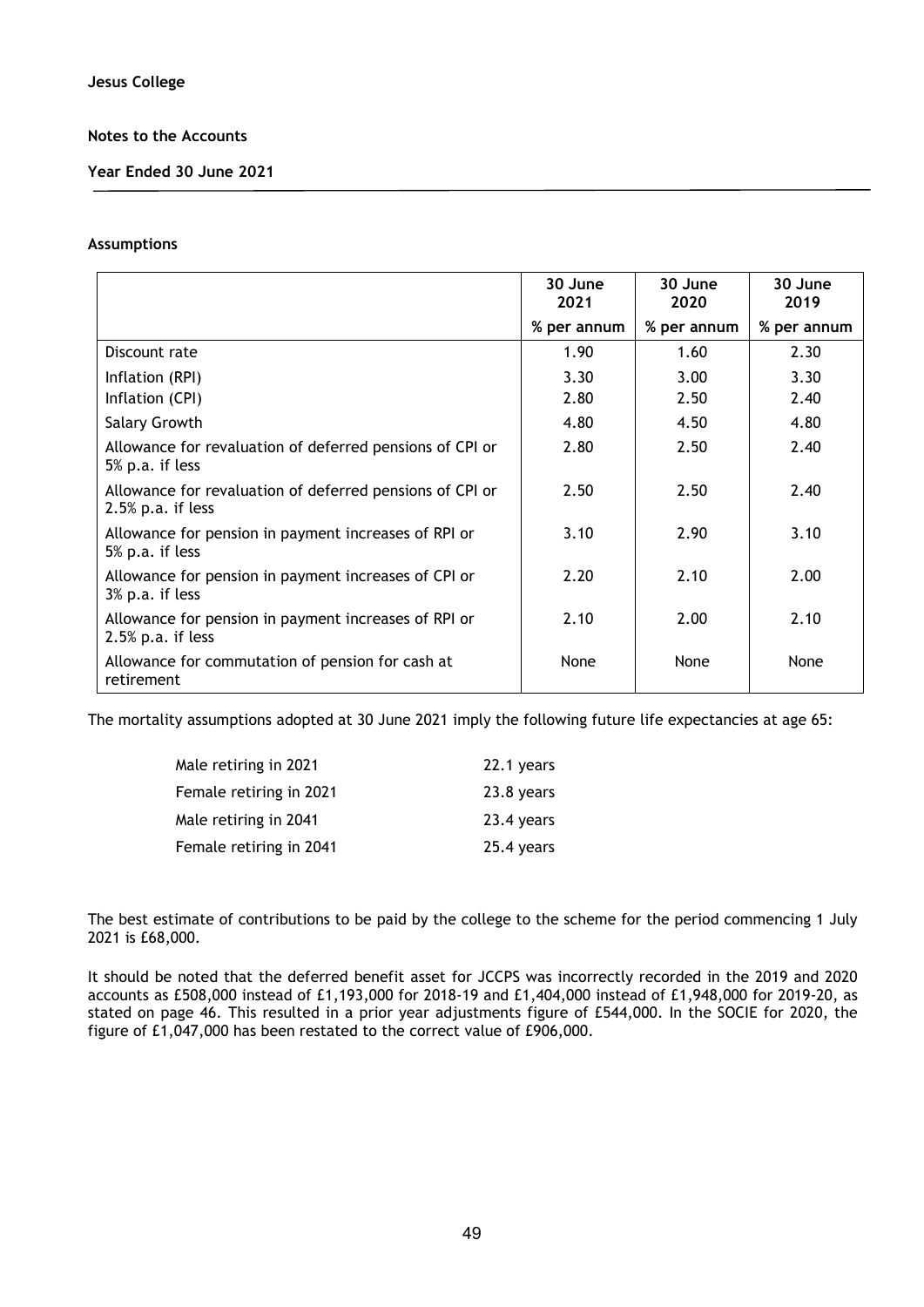## Assumptions

| | 30 June 2021 | 30 June 2020 | 30 June 2019 |
|---|---|---|---|
| | % per annum | % per annum | % per annum |
| Discount rate | 1.90 | 1.60 | 2.30 |
| Inflation (RPI) | 3.30 | 3.00 | 3.30 |
| Inflation (CPI) | 2.80 | 2.50 | 2.40 |
| Salary Growth | 4.80 | 4.50 | 4.80 |
| Allowance for revaluation of deferred pensions of CPI or 5% p.a. if less | 2.80 | 2.50 | 2.40 |
| Allowance for revaluation of deferred pensions of CPI or 2.5% p.a. if less | 2.50 | 2.50 | 2.40 |
| Allowance for pension in payment increases of RPI or 5% p.a. if less | 3.10 | 2.90 | 3.10 |
| Allowance for pension in payment increases of CPI or 3% p.a. if less | 2.20 | 2.10 | 2.00 |
| Allowance for pension in payment increases of RPI or 2.5% p.a. if less | 2.10 | 2.00 | 2.10 |
| Allowance for commutation of pension for cash at retirement | None | None | None |

The mortality assumptions adopted at 30 June 2021 imply the following future life expectancies at age 65:

| | |
|---|---|
| Male retiring in 2021 | 22.1 years |
| Female retiring in 2021 | 23.8 years |
| Male retiring in 2041 | 23.4 years |
| Female retiring in 2041 | 25.4 years |

The best estimate of contributions to be paid by the college to the scheme for the period commencing 1 July 2021 is £68,000.

It should be noted that the deferred benefit asset for JCCPS was incorrectly recorded in the 2019 and 2020 accounts as £508,000 instead of £1,193,000 for 2018-19 and £1,404,000 instead of £1,948,000 for 2019-20, as stated on page 46. This resulted in a prior year adjustments figure of £544,000. In the SOCIE for 2020, the figure of £1,047,000 has been restated to the correct value of £906,000.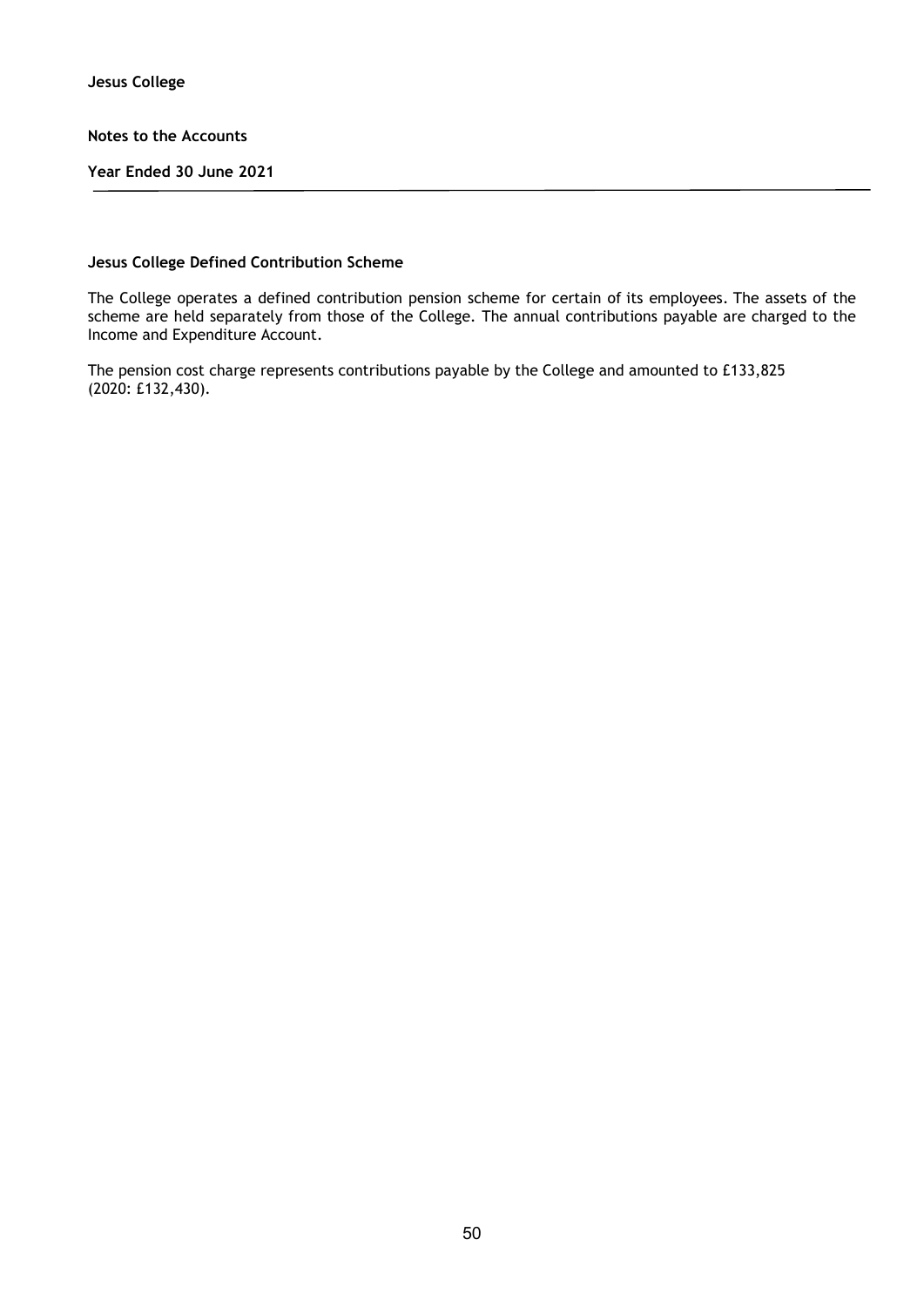### Jesus College Defined Contribution Scheme

The College operates a defined contribution pension scheme for certain of its employees. The assets of the scheme are held separately from those of the College. The annual contributions payable are charged to the Income and Expenditure Account.

The pension cost charge represents contributions payable by the College and amounted to £133,825 (2020: £132,430).